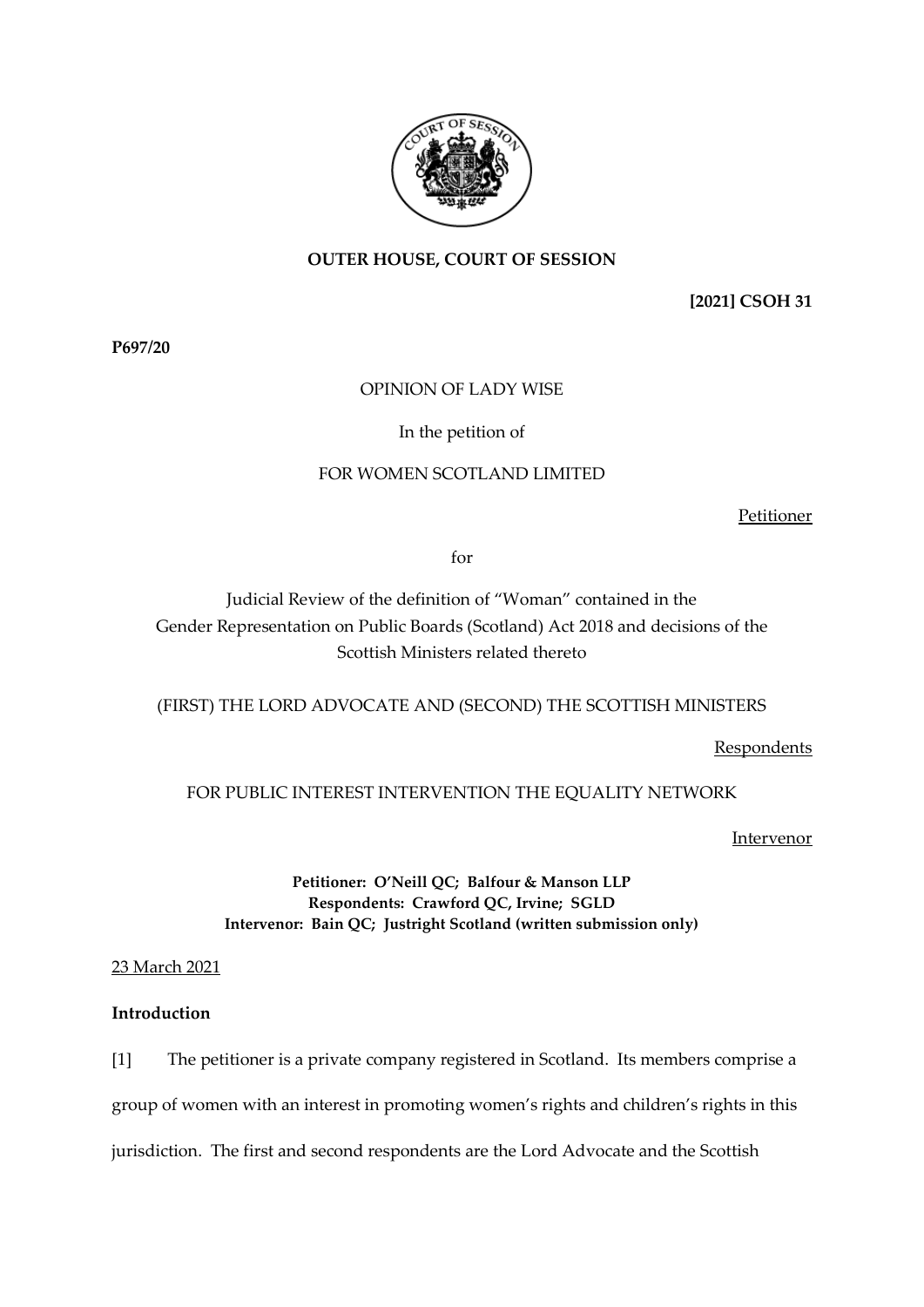**OUTER HOUSE, COURT OF SESSION**

**[2021] CSOH 31**

**P697/20**

OPINION OF LADY WISE

In the petition of

FOR WOMEN SCOTLAND LIMITED

Petitioner

for

Judicial Review of the definition of "Woman" contained in the Gender Representation on Public Boards (Scotland) Act 2018 and decisions of the Scottish Ministers related thereto

(FIRST) THE LORD ADVOCATE AND (SECOND) THE SCOTTISH MINISTERS

Respondents

FOR PUBLIC INTEREST INTERVENTION THE EQUALITY NETWORK

Intervenor

**Petitioner: O'Neill QC; Balfour & Manson LLP**
**Respondents: Crawford QC, Irvine; SGLD**
**Intervenor: Bain QC; Justright Scotland (written submission only)**

23 March 2021

**Introduction**

[1] The petitioner is a private company registered in Scotland. Its members comprise a group of women with an interest in promoting women's rights and children's rights in this jurisdiction. The first and second respondents are the Lord Advocate and the Scottish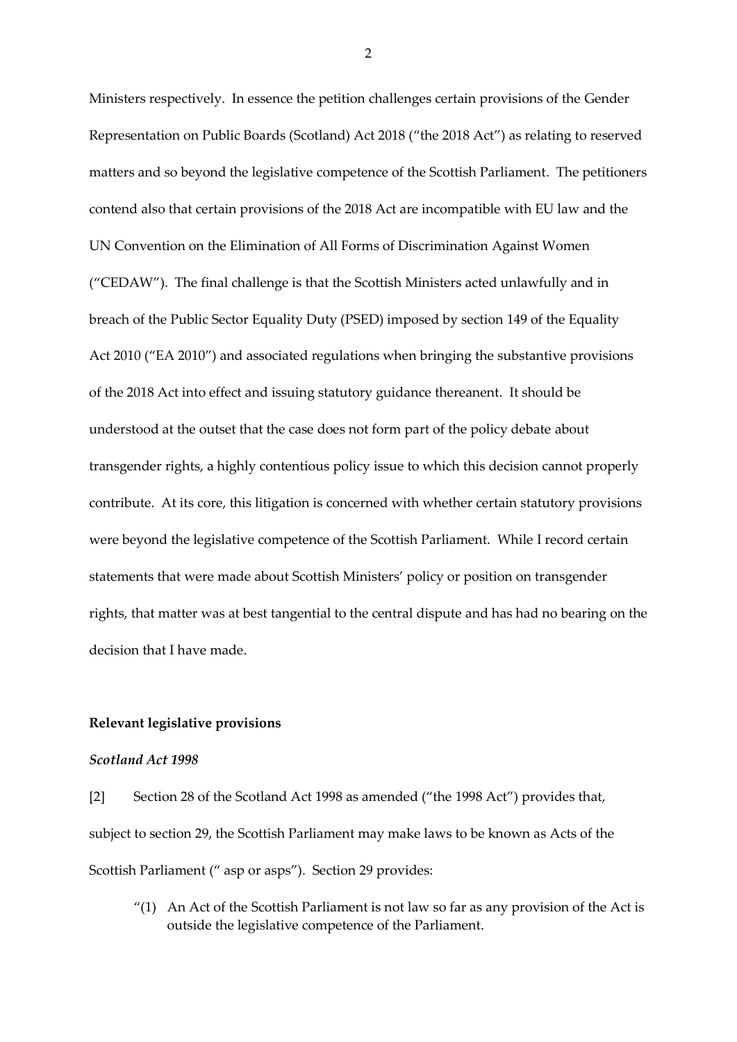Ministers respectively. In essence the petition challenges certain provisions of the Gender Representation on Public Boards (Scotland) Act 2018 ("the 2018 Act") as relating to reserved matters and so beyond the legislative competence of the Scottish Parliament. The petitioners contend also that certain provisions of the 2018 Act are incompatible with EU law and the UN Convention on the Elimination of All Forms of Discrimination Against Women ("CEDAW"). The final challenge is that the Scottish Ministers acted unlawfully and in breach of the Public Sector Equality Duty (PSED) imposed by section 149 of the Equality Act 2010 ("EA 2010") and associated regulations when bringing the substantive provisions of the 2018 Act into effect and issuing statutory guidance thereanent. It should be understood at the outset that the case does not form part of the policy debate about transgender rights, a highly contentious policy issue to which this decision cannot properly contribute. At its core, this litigation is concerned with whether certain statutory provisions were beyond the legislative competence of the Scottish Parliament. While I record certain statements that were made about Scottish Ministers' policy or position on transgender rights, that matter was at best tangential to the central dispute and has had no bearing on the decision that I have made.

## Relevant legislative provisions

### *Scotland Act 1998*

[2] Section 28 of the Scotland Act 1998 as amended ("the 1998 Act") provides that, subject to section 29, the Scottish Parliament may make laws to be known as Acts of the Scottish Parliament (" asp or asps"). Section 29 provides:

> "(1) An Act of the Scottish Parliament is not law so far as any provision of the Act is outside the legislative competence of the Parliament.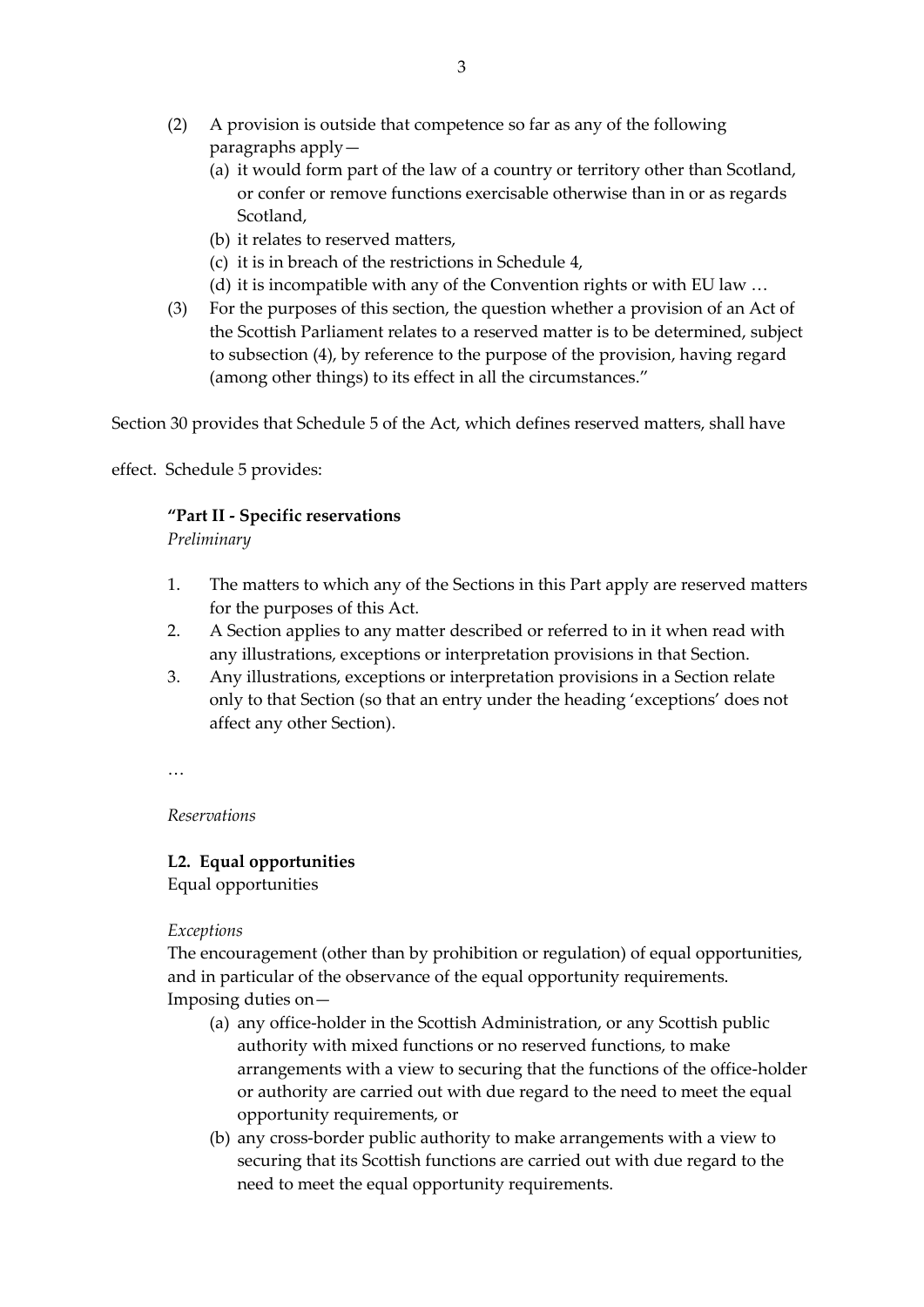(2) A provision is outside that competence so far as any of the following paragraphs apply—
   (a) it would form part of the law of a country or territory other than Scotland, or confer or remove functions exercisable otherwise than in or as regards Scotland,
   (b) it relates to reserved matters,
   (c) it is in breach of the restrictions in Schedule 4,
   (d) it is incompatible with any of the Convention rights or with EU law …

(3) For the purposes of this section, the question whether a provision of an Act of the Scottish Parliament relates to a reserved matter is to be determined, subject to subsection (4), by reference to the purpose of the provision, having regard (among other things) to its effect in all the circumstances."

Section 30 provides that Schedule 5 of the Act, which defines reserved matters, shall have effect. Schedule 5 provides:

**"Part II - Specific reservations**

*Preliminary*

1. The matters to which any of the Sections in this Part apply are reserved matters for the purposes of this Act.
2. A Section applies to any matter described or referred to in it when read with any illustrations, exceptions or interpretation provisions in that Section.
3. Any illustrations, exceptions or interpretation provisions in a Section relate only to that Section (so that an entry under the heading 'exceptions' does not affect any other Section).

…

*Reservations*

**L2. Equal opportunities**

Equal opportunities

*Exceptions*

The encouragement (other than by prohibition or regulation) of equal opportunities, and in particular of the observance of the equal opportunity requirements.

Imposing duties on—

   (a) any office-holder in the Scottish Administration, or any Scottish public authority with mixed functions or no reserved functions, to make arrangements with a view to securing that the functions of the office-holder or authority are carried out with due regard to the need to meet the equal opportunity requirements, or
   (b) any cross-border public authority to make arrangements with a view to securing that its Scottish functions are carried out with due regard to the need to meet the equal opportunity requirements.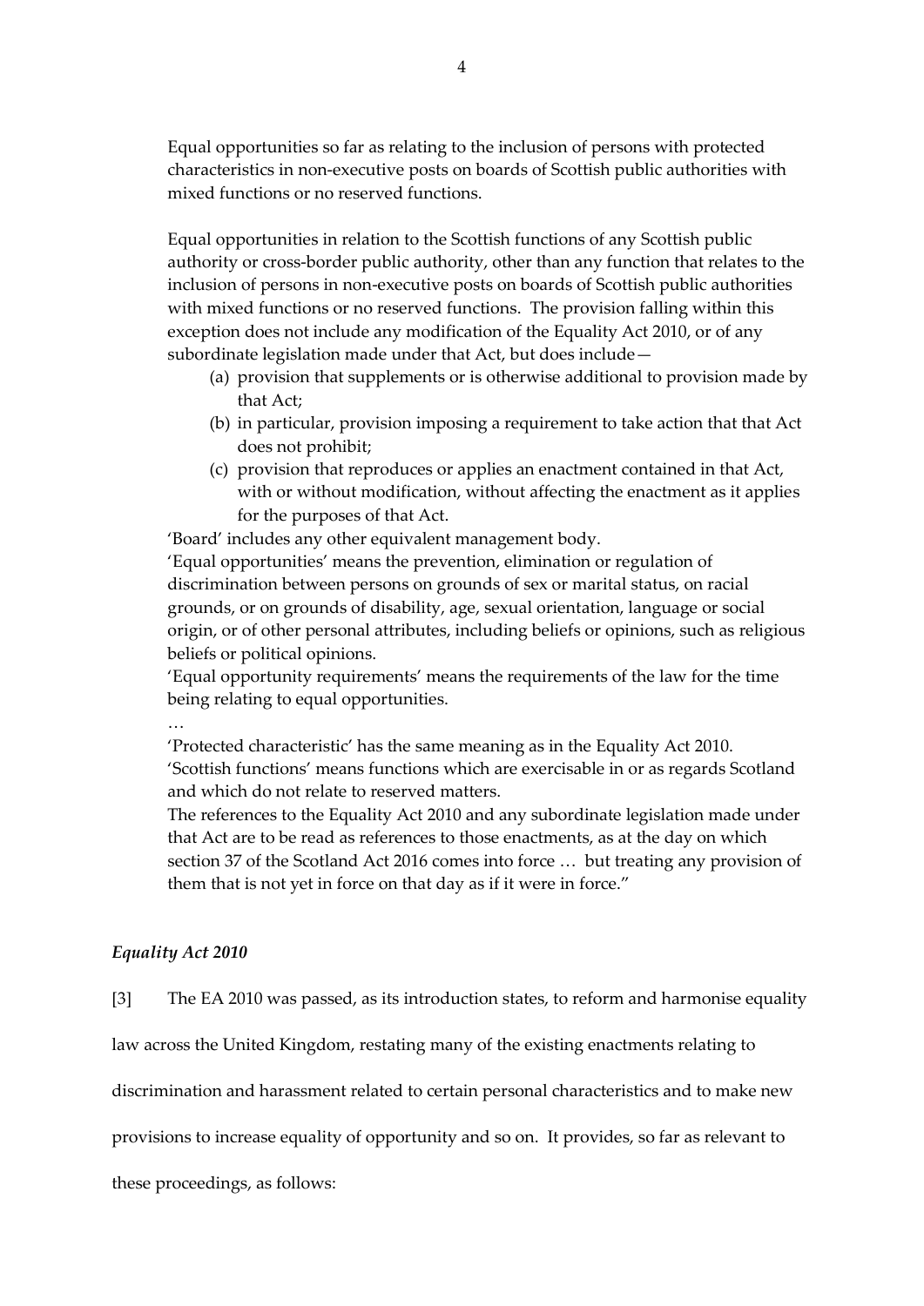Equal opportunities so far as relating to the inclusion of persons with protected characteristics in non-executive posts on boards of Scottish public authorities with mixed functions or no reserved functions.

Equal opportunities in relation to the Scottish functions of any Scottish public authority or cross-border public authority, other than any function that relates to the inclusion of persons in non-executive posts on boards of Scottish public authorities with mixed functions or no reserved functions. The provision falling within this exception does not include any modification of the Equality Act 2010, or of any subordinate legislation made under that Act, but does include—

(a) provision that supplements or is otherwise additional to provision made by that Act;

(b) in particular, provision imposing a requirement to take action that that Act does not prohibit;

(c) provision that reproduces or applies an enactment contained in that Act, with or without modification, without affecting the enactment as it applies for the purposes of that Act.

'Board' includes any other equivalent management body.

'Equal opportunities' means the prevention, elimination or regulation of discrimination between persons on grounds of sex or marital status, on racial grounds, or on grounds of disability, age, sexual orientation, language or social origin, or of other personal attributes, including beliefs or opinions, such as religious beliefs or political opinions.

'Equal opportunity requirements' means the requirements of the law for the time being relating to equal opportunities.

…

'Protected characteristic' has the same meaning as in the Equality Act 2010.

'Scottish functions' means functions which are exercisable in or as regards Scotland and which do not relate to reserved matters.

The references to the Equality Act 2010 and any subordinate legislation made under that Act are to be read as references to those enactments, as at the day on which section 37 of the Scotland Act 2016 comes into force … but treating any provision of them that is not yet in force on that day as if it were in force."

### *Equality Act 2010*

[3] The EA 2010 was passed, as its introduction states, to reform and harmonise equality law across the United Kingdom, restating many of the existing enactments relating to discrimination and harassment related to certain personal characteristics and to make new provisions to increase equality of opportunity and so on. It provides, so far as relevant to these proceedings, as follows: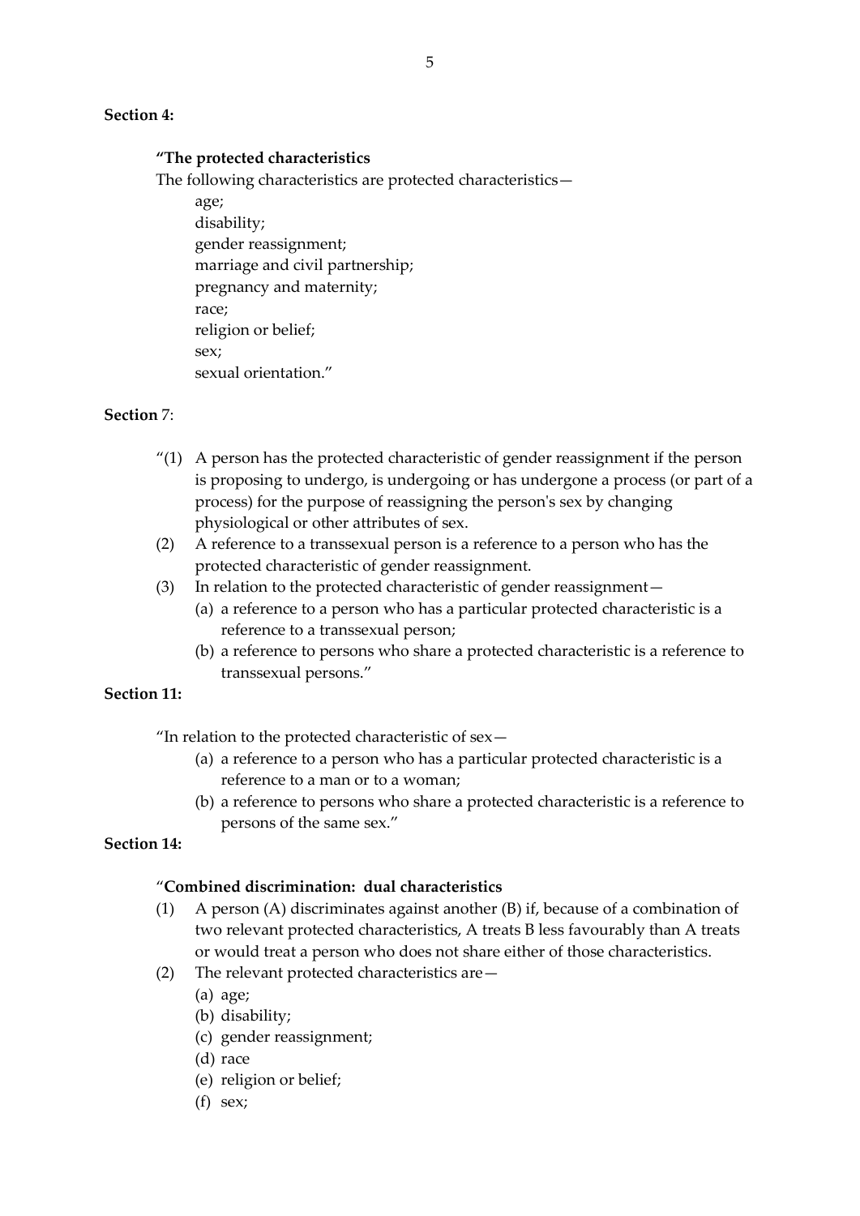**Section 4:**

**"The protected characteristics**

The following characteristics are protected characteristics—

age;
disability;
gender reassignment;
marriage and civil partnership;
pregnancy and maternity;
race;
religion or belief;
sex;
sexual orientation."

**Section** 7:

"(1) A person has the protected characteristic of gender reassignment if the person is proposing to undergo, is undergoing or has undergone a process (or part of a process) for the purpose of reassigning the person's sex by changing physiological or other attributes of sex.

(2) A reference to a transsexual person is a reference to a person who has the protected characteristic of gender reassignment.

(3) In relation to the protected characteristic of gender reassignment—
   (a) a reference to a person who has a particular protected characteristic is a reference to a transsexual person;
   (b) a reference to persons who share a protected characteristic is a reference to transsexual persons."

**Section 11:**

"In relation to the protected characteristic of sex—
   (a) a reference to a person who has a particular protected characteristic is a reference to a man or to a woman;
   (b) a reference to persons who share a protected characteristic is a reference to persons of the same sex."

**Section 14:**

"**Combined discrimination: dual characteristics**

(1) A person (A) discriminates against another (B) if, because of a combination of two relevant protected characteristics, A treats B less favourably than A treats or would treat a person who does not share either of those characteristics.

(2) The relevant protected characteristics are—
   (a) age;
   (b) disability;
   (c) gender reassignment;
   (d) race
   (e) religion or belief;
   (f) sex;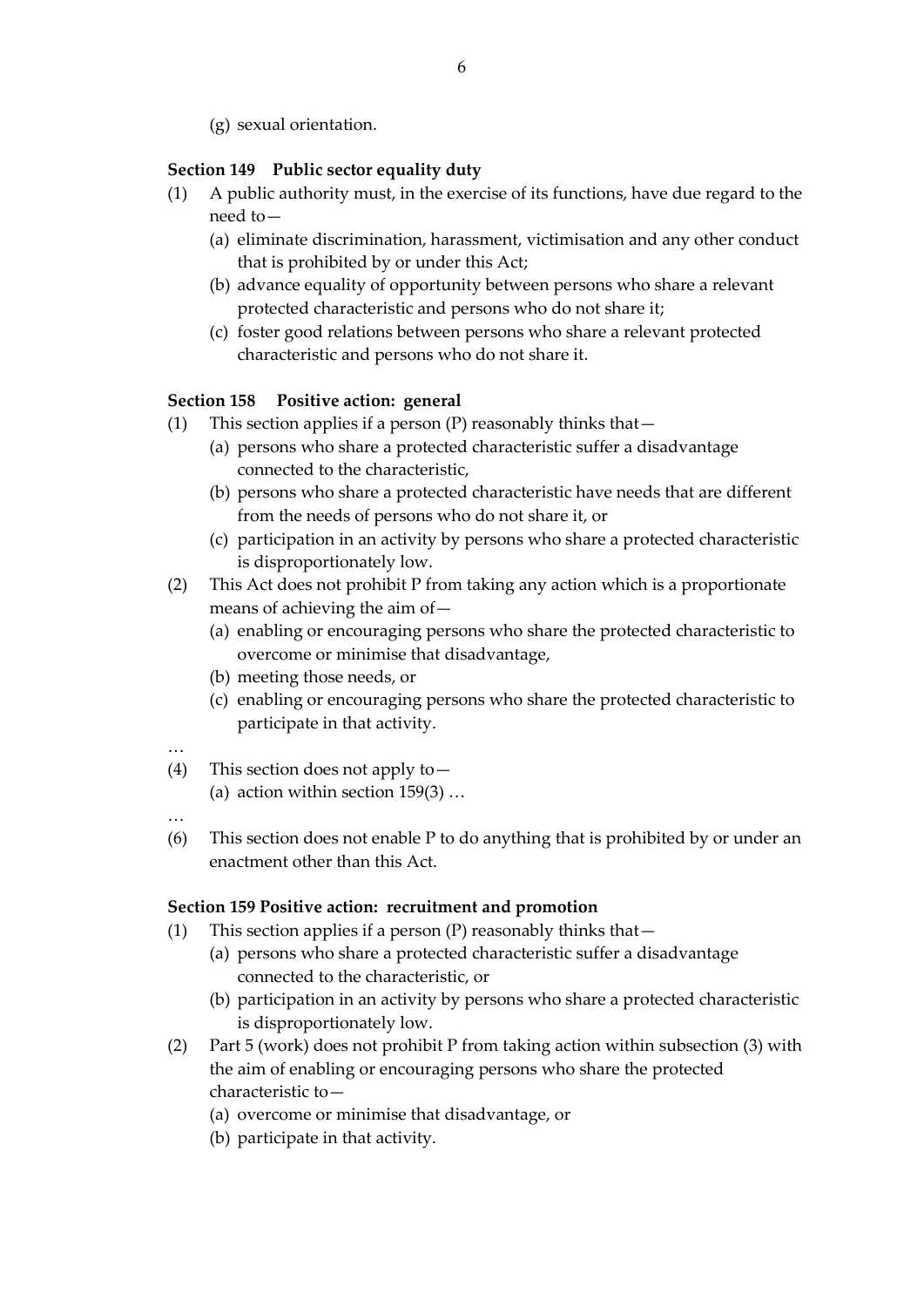(g) sexual orientation.

**Section 149 Public sector equality duty**

(1) A public authority must, in the exercise of its functions, have due regard to the need to—
   (a) eliminate discrimination, harassment, victimisation and any other conduct that is prohibited by or under this Act;
   (b) advance equality of opportunity between persons who share a relevant protected characteristic and persons who do not share it;
   (c) foster good relations between persons who share a relevant protected characteristic and persons who do not share it.

**Section 158 Positive action: general**

(1) This section applies if a person (P) reasonably thinks that—
   (a) persons who share a protected characteristic suffer a disadvantage connected to the characteristic,
   (b) persons who share a protected characteristic have needs that are different from the needs of persons who do not share it, or
   (c) participation in an activity by persons who share a protected characteristic is disproportionately low.

(2) This Act does not prohibit P from taking any action which is a proportionate means of achieving the aim of—
   (a) enabling or encouraging persons who share the protected characteristic to overcome or minimise that disadvantage,
   (b) meeting those needs, or
   (c) enabling or encouraging persons who share the protected characteristic to participate in that activity.

…

(4) This section does not apply to—
   (a) action within section 159(3) …

…

(6) This section does not enable P to do anything that is prohibited by or under an enactment other than this Act.

**Section 159 Positive action: recruitment and promotion**

(1) This section applies if a person (P) reasonably thinks that—
   (a) persons who share a protected characteristic suffer a disadvantage connected to the characteristic, or
   (b) participation in an activity by persons who share a protected characteristic is disproportionately low.

(2) Part 5 (work) does not prohibit P from taking action within subsection (3) with the aim of enabling or encouraging persons who share the protected characteristic to—
   (a) overcome or minimise that disadvantage, or
   (b) participate in that activity.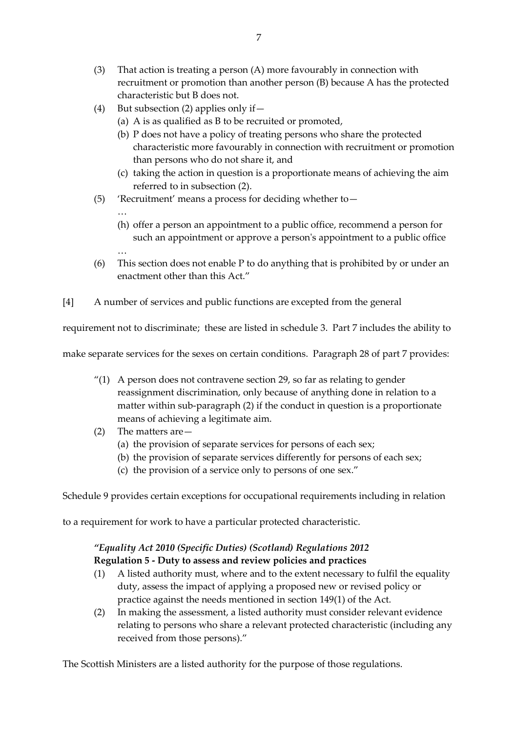(3) That action is treating a person (A) more favourably in connection with recruitment or promotion than another person (B) because A has the protected characteristic but B does not.

(4) But subsection (2) applies only if—
   (a) A is as qualified as B to be recruited or promoted,
   (b) P does not have a policy of treating persons who share the protected characteristic more favourably in connection with recruitment or promotion than persons who do not share it, and
   (c) taking the action in question is a proportionate means of achieving the aim referred to in subsection (2).

(5) 'Recruitment' means a process for deciding whether to—
   …
   (h) offer a person an appointment to a public office, recommend a person for such an appointment or approve a person's appointment to a public office
   …

(6) This section does not enable P to do anything that is prohibited by or under an enactment other than this Act."

[4] A number of services and public functions are excepted from the general requirement not to discriminate; these are listed in schedule 3. Part 7 includes the ability to make separate services for the sexes on certain conditions. Paragraph 28 of part 7 provides:

"(1) A person does not contravene section 29, so far as relating to gender reassignment discrimination, only because of anything done in relation to a matter within sub-paragraph (2) if the conduct in question is a proportionate means of achieving a legitimate aim.

(2) The matters are—
   (a) the provision of separate services for persons of each sex;
   (b) the provision of separate services differently for persons of each sex;
   (c) the provision of a service only to persons of one sex."

Schedule 9 provides certain exceptions for occupational requirements including in relation to a requirement for work to have a particular protected characteristic.

*"Equality Act 2010 (Specific Duties) (Scotland) Regulations 2012*
**Regulation 5 - Duty to assess and review policies and practices**

(1) A listed authority must, where and to the extent necessary to fulfil the equality duty, assess the impact of applying a proposed new or revised policy or practice against the needs mentioned in section 149(1) of the Act.

(2) In making the assessment, a listed authority must consider relevant evidence relating to persons who share a relevant protected characteristic (including any received from those persons)."

The Scottish Ministers are a listed authority for the purpose of those regulations.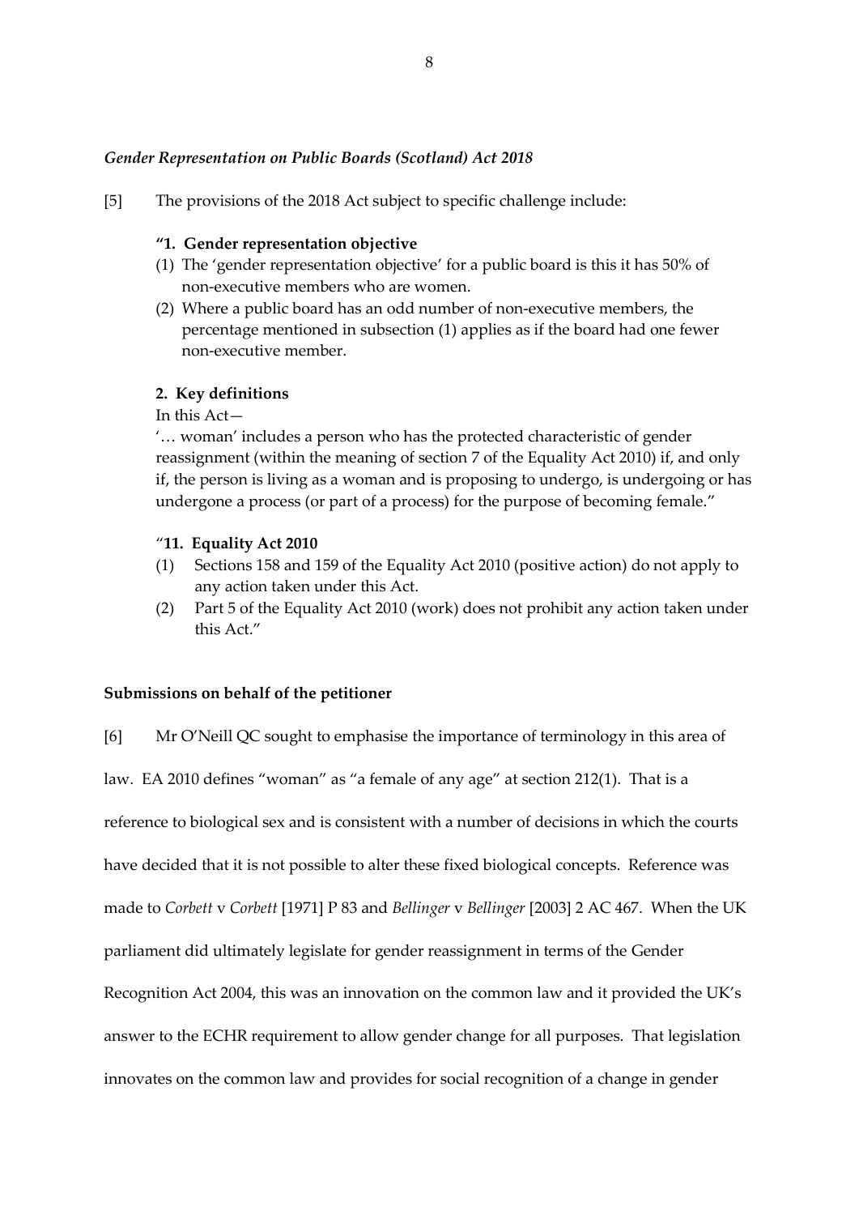### *Gender Representation on Public Boards (Scotland) Act 2018*

[5] The provisions of the 2018 Act subject to specific challenge include:

> **"1. Gender representation objective**
>
> (1) The 'gender representation objective' for a public board is this it has 50% of non-executive members who are women.
>
> (2) Where a public board has an odd number of non-executive members, the percentage mentioned in subsection (1) applies as if the board had one fewer non-executive member.
>
> **2. Key definitions**
>
> In this Act—
>
> '… woman' includes a person who has the protected characteristic of gender reassignment (within the meaning of section 7 of the Equality Act 2010) if, and only if, the person is living as a woman and is proposing to undergo, is undergoing or has undergone a process (or part of a process) for the purpose of becoming female."
>
> "**11. Equality Act 2010**
>
> (1) Sections 158 and 159 of the Equality Act 2010 (positive action) do not apply to any action taken under this Act.
>
> (2) Part 5 of the Equality Act 2010 (work) does not prohibit any action taken under this Act."

## Submissions on behalf of the petitioner

[6] Mr O'Neill QC sought to emphasise the importance of terminology in this area of law. EA 2010 defines "woman" as "a female of any age" at section 212(1). That is a reference to biological sex and is consistent with a number of decisions in which the courts have decided that it is not possible to alter these fixed biological concepts. Reference was made to *Corbett* v *Corbett* [1971] P 83 and *Bellinger* v *Bellinger* [2003] 2 AC 467. When the UK parliament did ultimately legislate for gender reassignment in terms of the Gender Recognition Act 2004, this was an innovation on the common law and it provided the UK's answer to the ECHR requirement to allow gender change for all purposes. That legislation innovates on the common law and provides for social recognition of a change in gender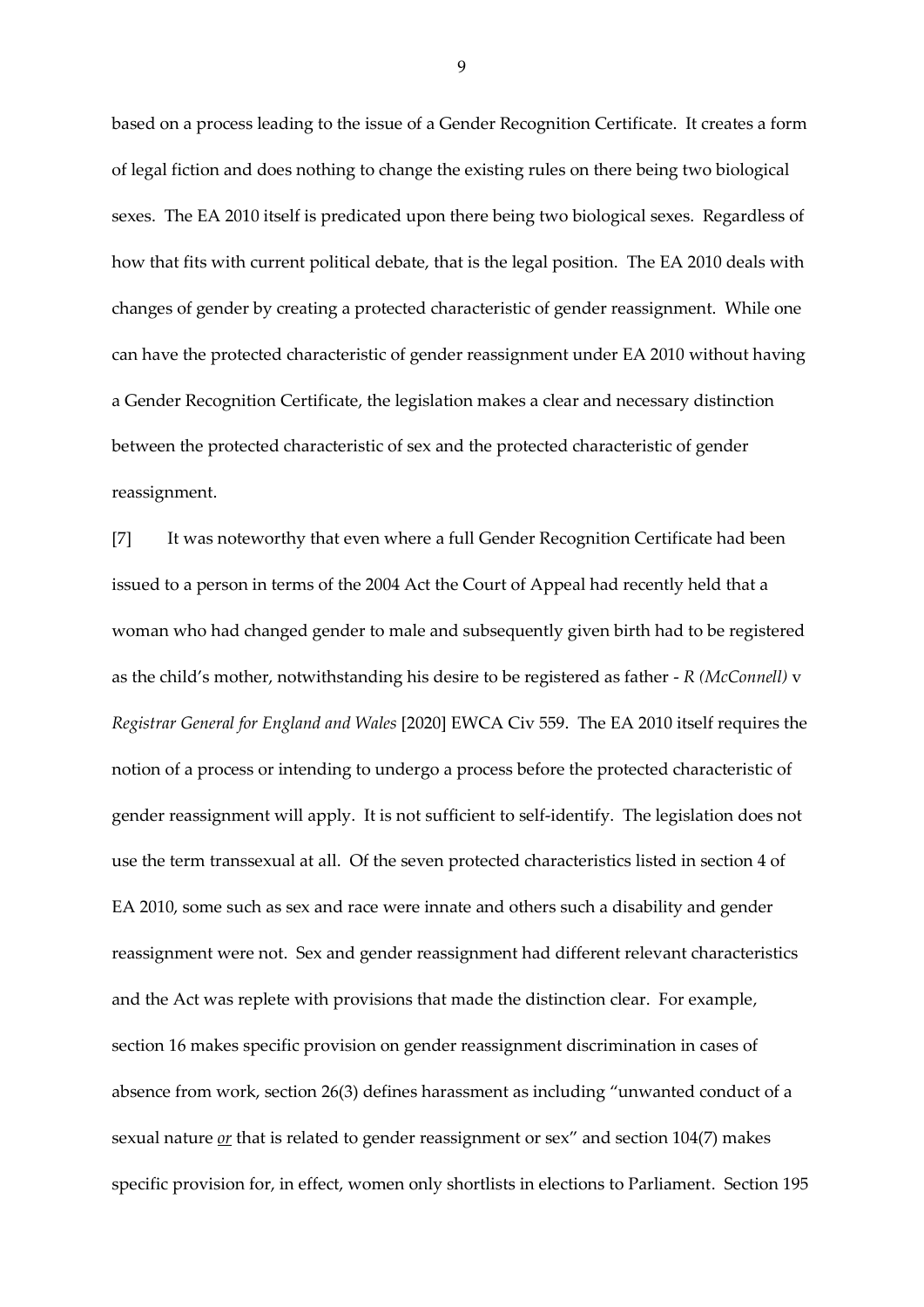based on a process leading to the issue of a Gender Recognition Certificate. It creates a form of legal fiction and does nothing to change the existing rules on there being two biological sexes. The EA 2010 itself is predicated upon there being two biological sexes. Regardless of how that fits with current political debate, that is the legal position. The EA 2010 deals with changes of gender by creating a protected characteristic of gender reassignment. While one can have the protected characteristic of gender reassignment under EA 2010 without having a Gender Recognition Certificate, the legislation makes a clear and necessary distinction between the protected characteristic of sex and the protected characteristic of gender reassignment.

[7] It was noteworthy that even where a full Gender Recognition Certificate had been issued to a person in terms of the 2004 Act the Court of Appeal had recently held that a woman who had changed gender to male and subsequently given birth had to be registered as the child's mother, notwithstanding his desire to be registered as father - *R (McConnell)* v *Registrar General for England and Wales* [2020] EWCA Civ 559. The EA 2010 itself requires the notion of a process or intending to undergo a process before the protected characteristic of gender reassignment will apply. It is not sufficient to self-identify. The legislation does not use the term transsexual at all. Of the seven protected characteristics listed in section 4 of EA 2010, some such as sex and race were innate and others such a disability and gender reassignment were not. Sex and gender reassignment had different relevant characteristics and the Act was replete with provisions that made the distinction clear. For example, section 16 makes specific provision on gender reassignment discrimination in cases of absence from work, section 26(3) defines harassment as including "unwanted conduct of a sexual nature <u>*or*</u> that is related to gender reassignment or sex" and section 104(7) makes specific provision for, in effect, women only shortlists in elections to Parliament. Section 195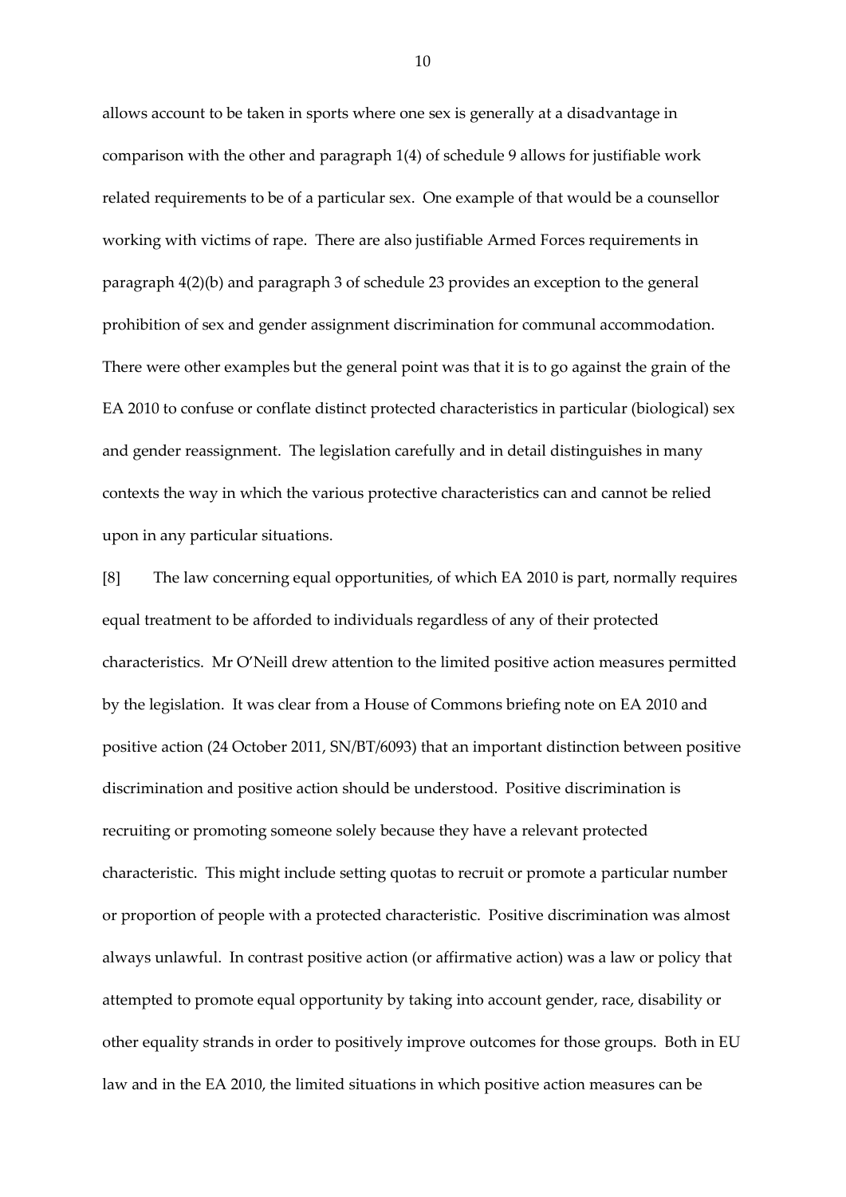allows account to be taken in sports where one sex is generally at a disadvantage in comparison with the other and paragraph 1(4) of schedule 9 allows for justifiable work related requirements to be of a particular sex. One example of that would be a counsellor working with victims of rape. There are also justifiable Armed Forces requirements in paragraph 4(2)(b) and paragraph 3 of schedule 23 provides an exception to the general prohibition of sex and gender assignment discrimination for communal accommodation. There were other examples but the general point was that it is to go against the grain of the EA 2010 to confuse or conflate distinct protected characteristics in particular (biological) sex and gender reassignment. The legislation carefully and in detail distinguishes in many contexts the way in which the various protective characteristics can and cannot be relied upon in any particular situations.

[8] The law concerning equal opportunities, of which EA 2010 is part, normally requires equal treatment to be afforded to individuals regardless of any of their protected characteristics. Mr O'Neill drew attention to the limited positive action measures permitted by the legislation. It was clear from a House of Commons briefing note on EA 2010 and positive action (24 October 2011, SN/BT/6093) that an important distinction between positive discrimination and positive action should be understood. Positive discrimination is recruiting or promoting someone solely because they have a relevant protected characteristic. This might include setting quotas to recruit or promote a particular number or proportion of people with a protected characteristic. Positive discrimination was almost always unlawful. In contrast positive action (or affirmative action) was a law or policy that attempted to promote equal opportunity by taking into account gender, race, disability or other equality strands in order to positively improve outcomes for those groups. Both in EU law and in the EA 2010, the limited situations in which positive action measures can be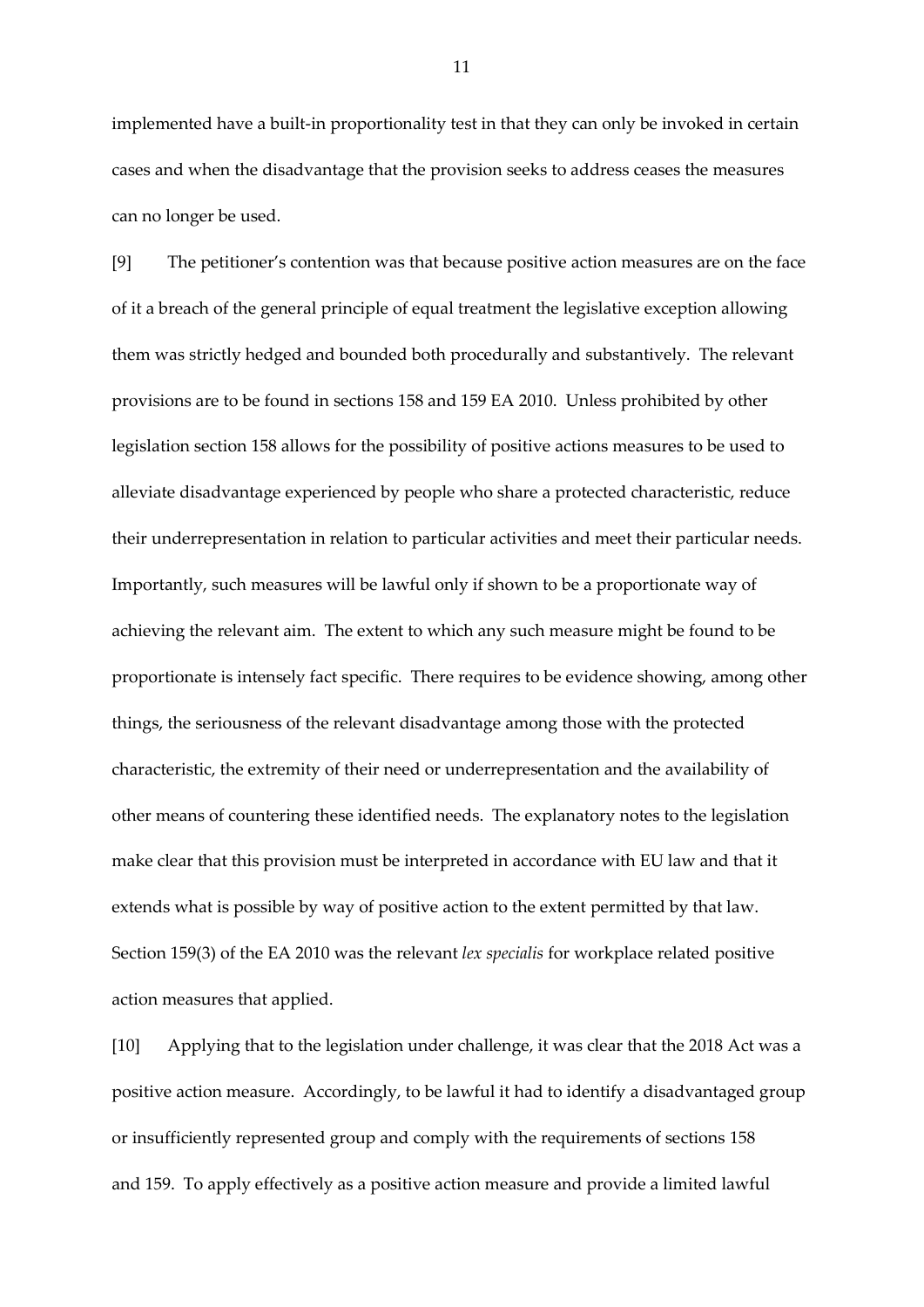implemented have a built-in proportionality test in that they can only be invoked in certain cases and when the disadvantage that the provision seeks to address ceases the measures can no longer be used.

[9] The petitioner's contention was that because positive action measures are on the face of it a breach of the general principle of equal treatment the legislative exception allowing them was strictly hedged and bounded both procedurally and substantively. The relevant provisions are to be found in sections 158 and 159 EA 2010. Unless prohibited by other legislation section 158 allows for the possibility of positive actions measures to be used to alleviate disadvantage experienced by people who share a protected characteristic, reduce their underrepresentation in relation to particular activities and meet their particular needs. Importantly, such measures will be lawful only if shown to be a proportionate way of achieving the relevant aim. The extent to which any such measure might be found to be proportionate is intensely fact specific. There requires to be evidence showing, among other things, the seriousness of the relevant disadvantage among those with the protected characteristic, the extremity of their need or underrepresentation and the availability of other means of countering these identified needs. The explanatory notes to the legislation make clear that this provision must be interpreted in accordance with EU law and that it extends what is possible by way of positive action to the extent permitted by that law. Section 159(3) of the EA 2010 was the relevant *lex specialis* for workplace related positive action measures that applied.

[10] Applying that to the legislation under challenge, it was clear that the 2018 Act was a positive action measure. Accordingly, to be lawful it had to identify a disadvantaged group or insufficiently represented group and comply with the requirements of sections 158 and 159. To apply effectively as a positive action measure and provide a limited lawful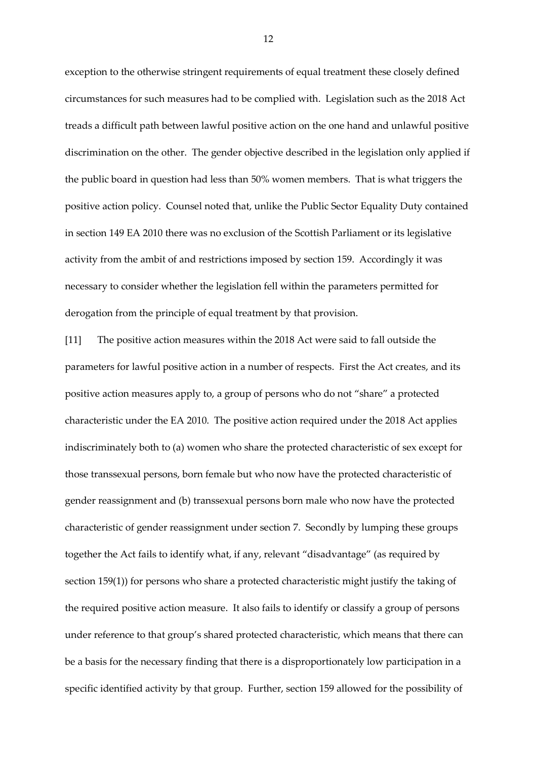exception to the otherwise stringent requirements of equal treatment these closely defined circumstances for such measures had to be complied with. Legislation such as the 2018 Act treads a difficult path between lawful positive action on the one hand and unlawful positive discrimination on the other. The gender objective described in the legislation only applied if the public board in question had less than 50% women members. That is what triggers the positive action policy. Counsel noted that, unlike the Public Sector Equality Duty contained in section 149 EA 2010 there was no exclusion of the Scottish Parliament or its legislative activity from the ambit of and restrictions imposed by section 159. Accordingly it was necessary to consider whether the legislation fell within the parameters permitted for derogation from the principle of equal treatment by that provision.

[11] The positive action measures within the 2018 Act were said to fall outside the parameters for lawful positive action in a number of respects. First the Act creates, and its positive action measures apply to, a group of persons who do not "share" a protected characteristic under the EA 2010. The positive action required under the 2018 Act applies indiscriminately both to (a) women who share the protected characteristic of sex except for those transsexual persons, born female but who now have the protected characteristic of gender reassignment and (b) transsexual persons born male who now have the protected characteristic of gender reassignment under section 7. Secondly by lumping these groups together the Act fails to identify what, if any, relevant "disadvantage" (as required by section 159(1)) for persons who share a protected characteristic might justify the taking of the required positive action measure. It also fails to identify or classify a group of persons under reference to that group's shared protected characteristic, which means that there can be a basis for the necessary finding that there is a disproportionately low participation in a specific identified activity by that group. Further, section 159 allowed for the possibility of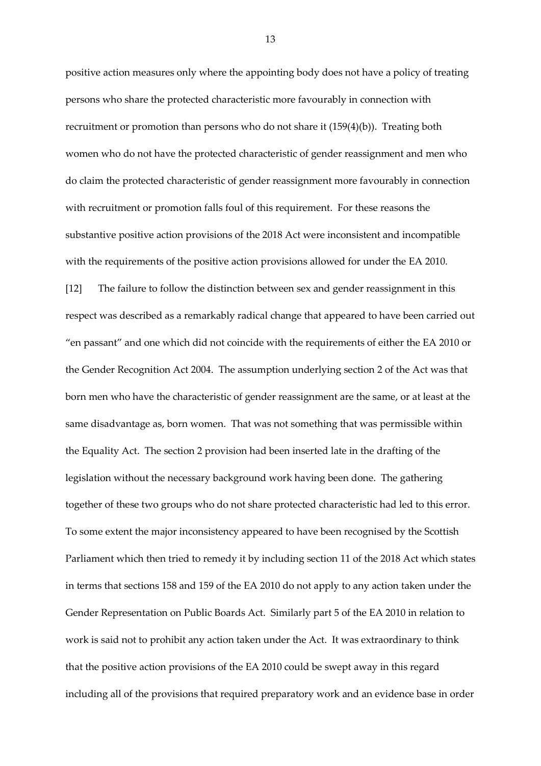positive action measures only where the appointing body does not have a policy of treating persons who share the protected characteristic more favourably in connection with recruitment or promotion than persons who do not share it (159(4)(b)). Treating both women who do not have the protected characteristic of gender reassignment and men who do claim the protected characteristic of gender reassignment more favourably in connection with recruitment or promotion falls foul of this requirement. For these reasons the substantive positive action provisions of the 2018 Act were inconsistent and incompatible with the requirements of the positive action provisions allowed for under the EA 2010.

[12] The failure to follow the distinction between sex and gender reassignment in this respect was described as a remarkably radical change that appeared to have been carried out "en passant" and one which did not coincide with the requirements of either the EA 2010 or the Gender Recognition Act 2004. The assumption underlying section 2 of the Act was that born men who have the characteristic of gender reassignment are the same, or at least at the same disadvantage as, born women. That was not something that was permissible within the Equality Act. The section 2 provision had been inserted late in the drafting of the legislation without the necessary background work having been done. The gathering together of these two groups who do not share protected characteristic had led to this error. To some extent the major inconsistency appeared to have been recognised by the Scottish Parliament which then tried to remedy it by including section 11 of the 2018 Act which states in terms that sections 158 and 159 of the EA 2010 do not apply to any action taken under the Gender Representation on Public Boards Act. Similarly part 5 of the EA 2010 in relation to work is said not to prohibit any action taken under the Act. It was extraordinary to think that the positive action provisions of the EA 2010 could be swept away in this regard including all of the provisions that required preparatory work and an evidence base in order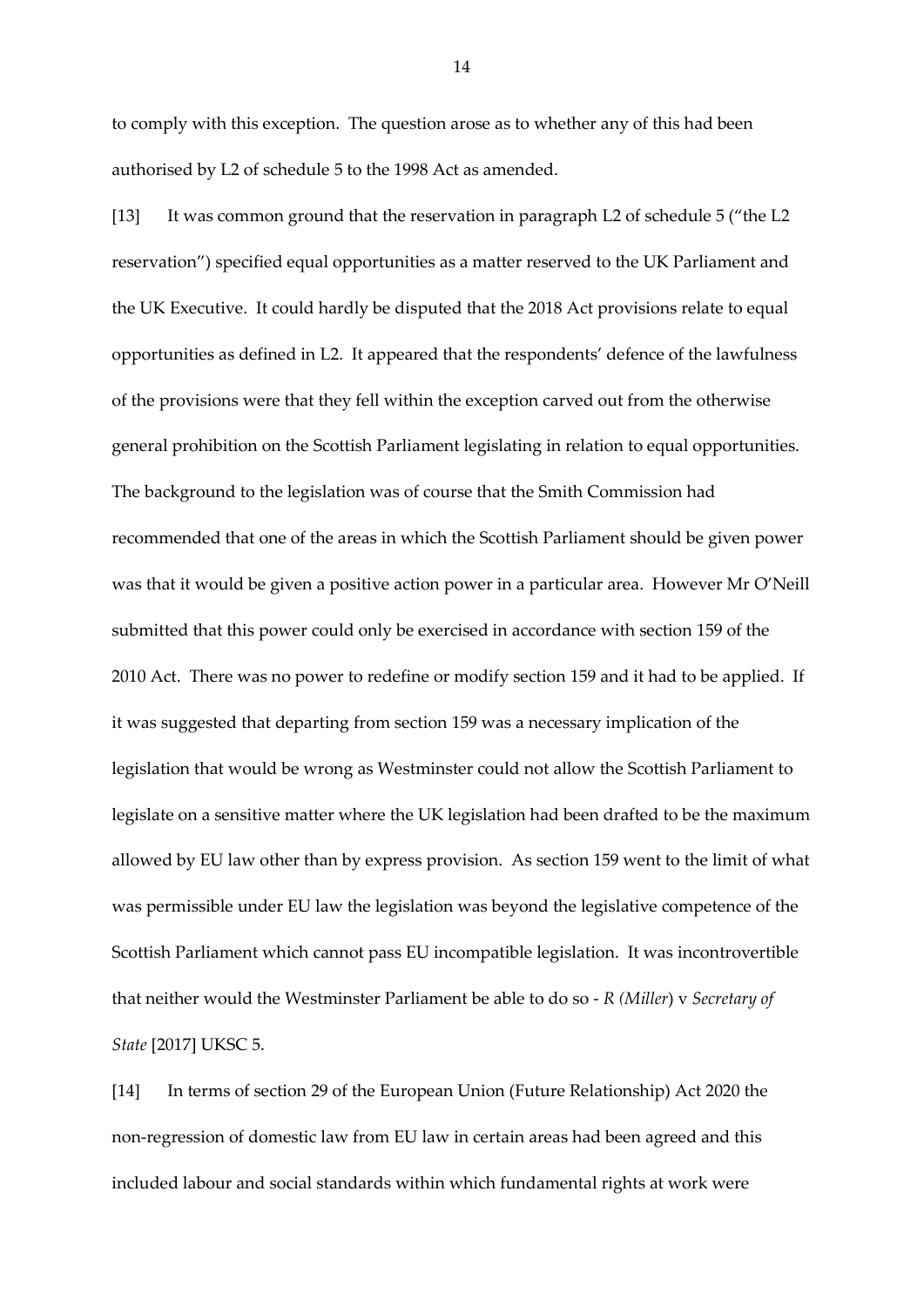to comply with this exception. The question arose as to whether any of this had been authorised by L2 of schedule 5 to the 1998 Act as amended.

[13] It was common ground that the reservation in paragraph L2 of schedule 5 ("the L2 reservation") specified equal opportunities as a matter reserved to the UK Parliament and the UK Executive. It could hardly be disputed that the 2018 Act provisions relate to equal opportunities as defined in L2. It appeared that the respondents' defence of the lawfulness of the provisions were that they fell within the exception carved out from the otherwise general prohibition on the Scottish Parliament legislating in relation to equal opportunities. The background to the legislation was of course that the Smith Commission had recommended that one of the areas in which the Scottish Parliament should be given power was that it would be given a positive action power in a particular area. However Mr O'Neill submitted that this power could only be exercised in accordance with section 159 of the 2010 Act. There was no power to redefine or modify section 159 and it had to be applied. If it was suggested that departing from section 159 was a necessary implication of the legislation that would be wrong as Westminster could not allow the Scottish Parliament to legislate on a sensitive matter where the UK legislation had been drafted to be the maximum allowed by EU law other than by express provision. As section 159 went to the limit of what was permissible under EU law the legislation was beyond the legislative competence of the Scottish Parliament which cannot pass EU incompatible legislation. It was incontrovertible that neither would the Westminster Parliament be able to do so - *R (Miller*) v *Secretary of State* [2017] UKSC 5.

[14] In terms of section 29 of the European Union (Future Relationship) Act 2020 the non-regression of domestic law from EU law in certain areas had been agreed and this included labour and social standards within which fundamental rights at work were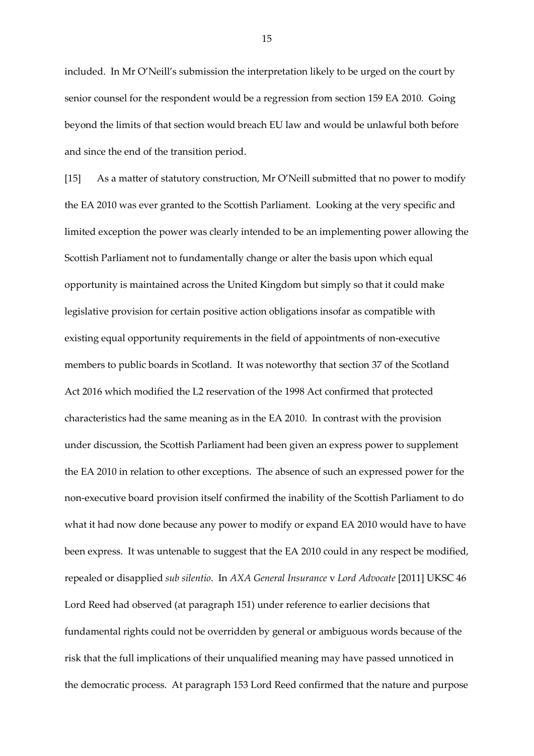included. In Mr O'Neill's submission the interpretation likely to be urged on the court by senior counsel for the respondent would be a regression from section 159 EA 2010. Going beyond the limits of that section would breach EU law and would be unlawful both before and since the end of the transition period.

[15] As a matter of statutory construction, Mr O'Neill submitted that no power to modify the EA 2010 was ever granted to the Scottish Parliament. Looking at the very specific and limited exception the power was clearly intended to be an implementing power allowing the Scottish Parliament not to fundamentally change or alter the basis upon which equal opportunity is maintained across the United Kingdom but simply so that it could make legislative provision for certain positive action obligations insofar as compatible with existing equal opportunity requirements in the field of appointments of non-executive members to public boards in Scotland. It was noteworthy that section 37 of the Scotland Act 2016 which modified the L2 reservation of the 1998 Act confirmed that protected characteristics had the same meaning as in the EA 2010. In contrast with the provision under discussion, the Scottish Parliament had been given an express power to supplement the EA 2010 in relation to other exceptions. The absence of such an expressed power for the non-executive board provision itself confirmed the inability of the Scottish Parliament to do what it had now done because any power to modify or expand EA 2010 would have to have been express. It was untenable to suggest that the EA 2010 could in any respect be modified, repealed or disapplied *sub silentio*. In *AXA General Insurance* v *Lord Advocate* [2011] UKSC 46 Lord Reed had observed (at paragraph 151) under reference to earlier decisions that fundamental rights could not be overridden by general or ambiguous words because of the risk that the full implications of their unqualified meaning may have passed unnoticed in the democratic process. At paragraph 153 Lord Reed confirmed that the nature and purpose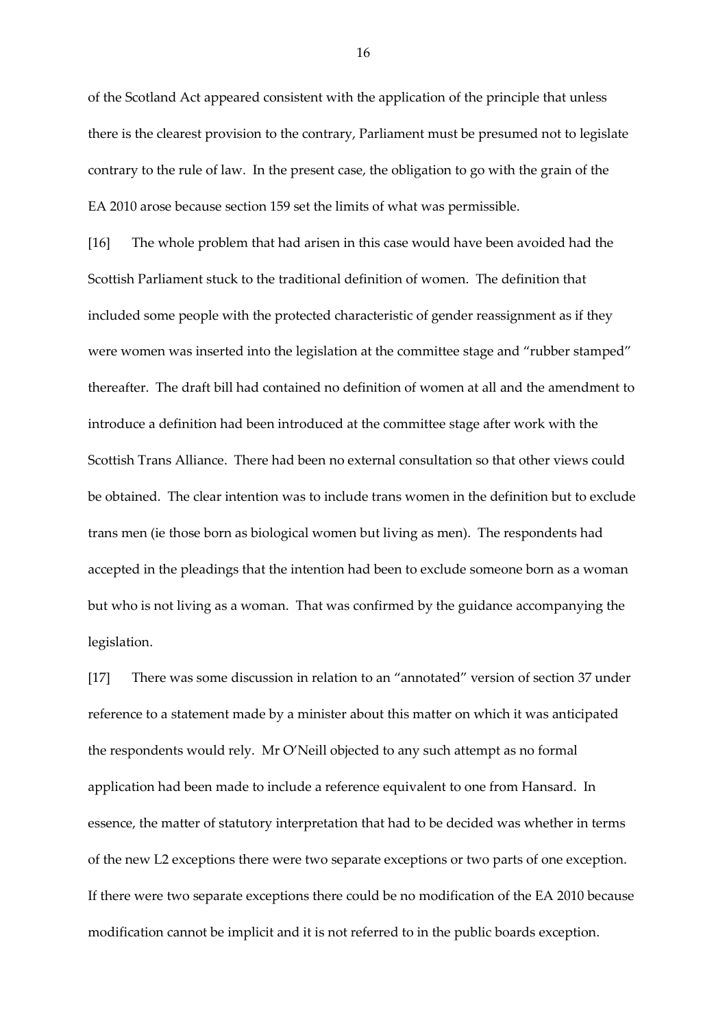of the Scotland Act appeared consistent with the application of the principle that unless there is the clearest provision to the contrary, Parliament must be presumed not to legislate contrary to the rule of law. In the present case, the obligation to go with the grain of the EA 2010 arose because section 159 set the limits of what was permissible.

[16] The whole problem that had arisen in this case would have been avoided had the Scottish Parliament stuck to the traditional definition of women. The definition that included some people with the protected characteristic of gender reassignment as if they were women was inserted into the legislation at the committee stage and "rubber stamped" thereafter. The draft bill had contained no definition of women at all and the amendment to introduce a definition had been introduced at the committee stage after work with the Scottish Trans Alliance. There had been no external consultation so that other views could be obtained. The clear intention was to include trans women in the definition but to exclude trans men (ie those born as biological women but living as men). The respondents had accepted in the pleadings that the intention had been to exclude someone born as a woman but who is not living as a woman. That was confirmed by the guidance accompanying the legislation.

[17] There was some discussion in relation to an "annotated" version of section 37 under reference to a statement made by a minister about this matter on which it was anticipated the respondents would rely. Mr O'Neill objected to any such attempt as no formal application had been made to include a reference equivalent to one from Hansard. In essence, the matter of statutory interpretation that had to be decided was whether in terms of the new L2 exceptions there were two separate exceptions or two parts of one exception. If there were two separate exceptions there could be no modification of the EA 2010 because modification cannot be implicit and it is not referred to in the public boards exception.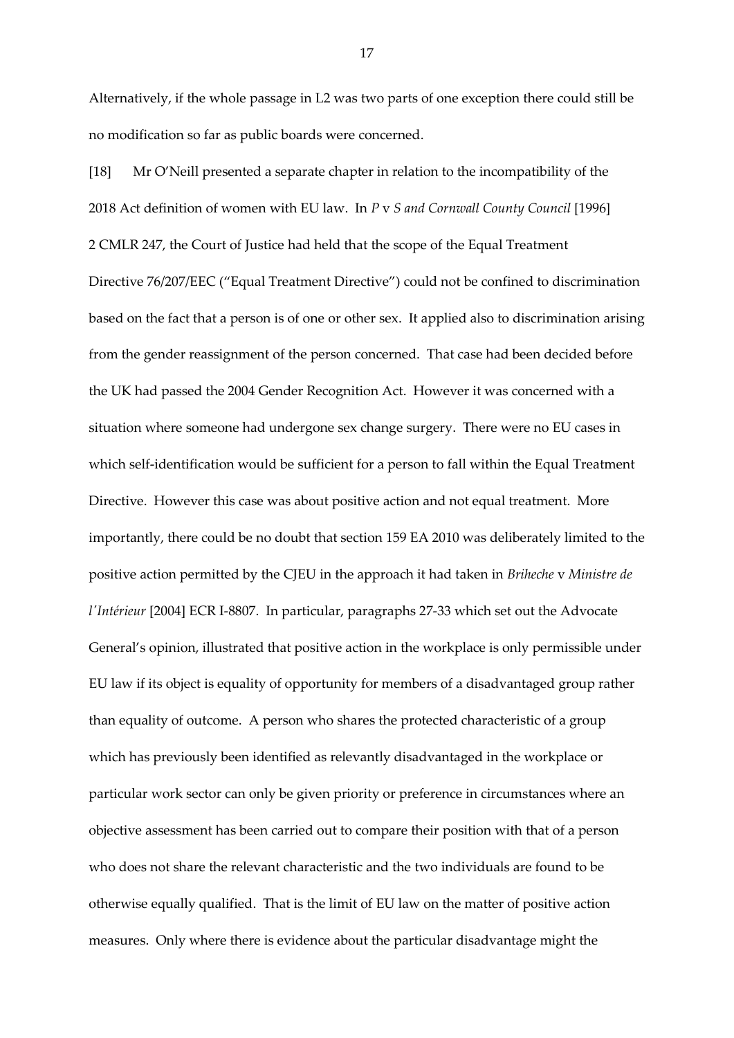Alternatively, if the whole passage in L2 was two parts of one exception there could still be no modification so far as public boards were concerned.

[18] Mr O'Neill presented a separate chapter in relation to the incompatibility of the 2018 Act definition of women with EU law. In *P* v *S and Cornwall County Council* [1996] 2 CMLR 247, the Court of Justice had held that the scope of the Equal Treatment Directive 76/207/EEC ("Equal Treatment Directive") could not be confined to discrimination based on the fact that a person is of one or other sex. It applied also to discrimination arising from the gender reassignment of the person concerned. That case had been decided before the UK had passed the 2004 Gender Recognition Act. However it was concerned with a situation where someone had undergone sex change surgery. There were no EU cases in which self-identification would be sufficient for a person to fall within the Equal Treatment Directive. However this case was about positive action and not equal treatment. More importantly, there could be no doubt that section 159 EA 2010 was deliberately limited to the positive action permitted by the CJEU in the approach it had taken in *Briheche* v *Ministre de l'Intérieur* [2004] ECR I-8807. In particular, paragraphs 27-33 which set out the Advocate General's opinion, illustrated that positive action in the workplace is only permissible under EU law if its object is equality of opportunity for members of a disadvantaged group rather than equality of outcome. A person who shares the protected characteristic of a group which has previously been identified as relevantly disadvantaged in the workplace or particular work sector can only be given priority or preference in circumstances where an objective assessment has been carried out to compare their position with that of a person who does not share the relevant characteristic and the two individuals are found to be otherwise equally qualified. That is the limit of EU law on the matter of positive action measures. Only where there is evidence about the particular disadvantage might the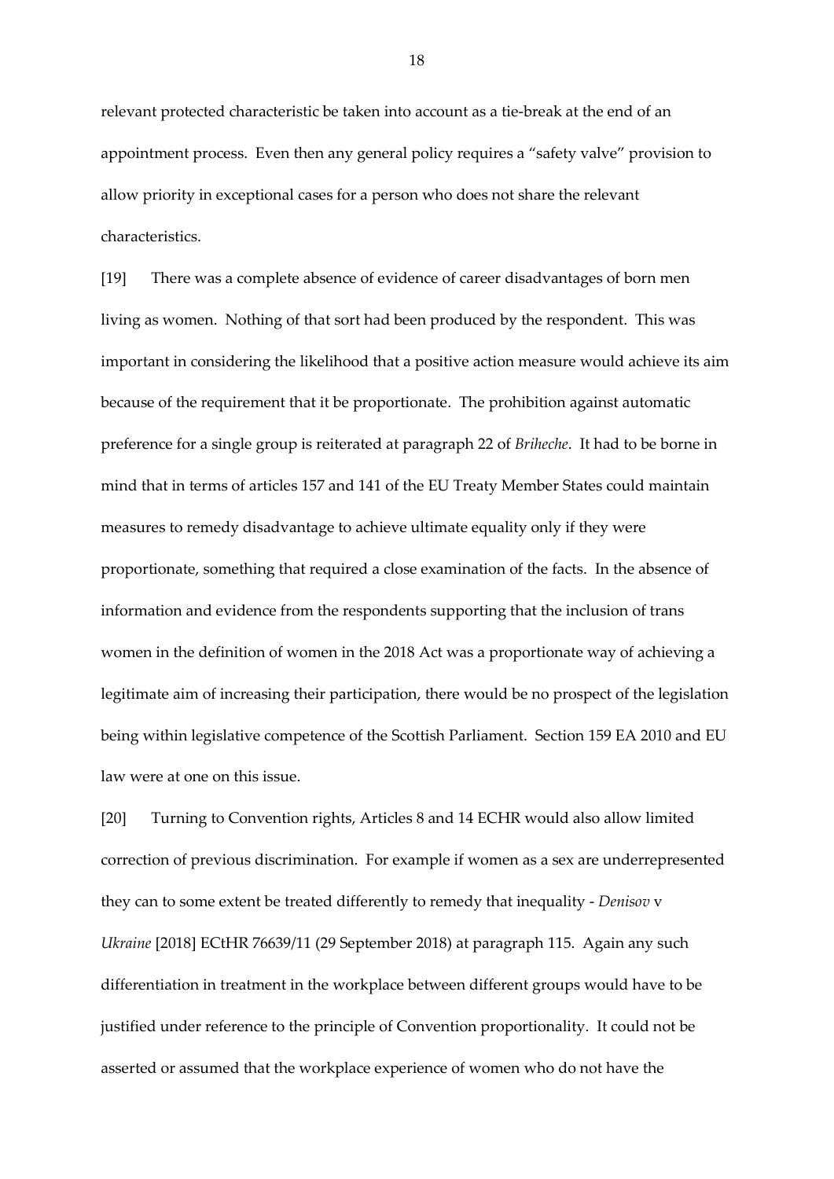relevant protected characteristic be taken into account as a tie-break at the end of an appointment process. Even then any general policy requires a "safety valve" provision to allow priority in exceptional cases for a person who does not share the relevant characteristics.

[19] There was a complete absence of evidence of career disadvantages of born men living as women. Nothing of that sort had been produced by the respondent. This was important in considering the likelihood that a positive action measure would achieve its aim because of the requirement that it be proportionate. The prohibition against automatic preference for a single group is reiterated at paragraph 22 of *Briheche*. It had to be borne in mind that in terms of articles 157 and 141 of the EU Treaty Member States could maintain measures to remedy disadvantage to achieve ultimate equality only if they were proportionate, something that required a close examination of the facts. In the absence of information and evidence from the respondents supporting that the inclusion of trans women in the definition of women in the 2018 Act was a proportionate way of achieving a legitimate aim of increasing their participation, there would be no prospect of the legislation being within legislative competence of the Scottish Parliament. Section 159 EA 2010 and EU law were at one on this issue.

[20] Turning to Convention rights, Articles 8 and 14 ECHR would also allow limited correction of previous discrimination. For example if women as a sex are underrepresented they can to some extent be treated differently to remedy that inequality - *Denisov* v *Ukraine* [2018] ECtHR 76639/11 (29 September 2018) at paragraph 115. Again any such differentiation in treatment in the workplace between different groups would have to be justified under reference to the principle of Convention proportionality. It could not be asserted or assumed that the workplace experience of women who do not have the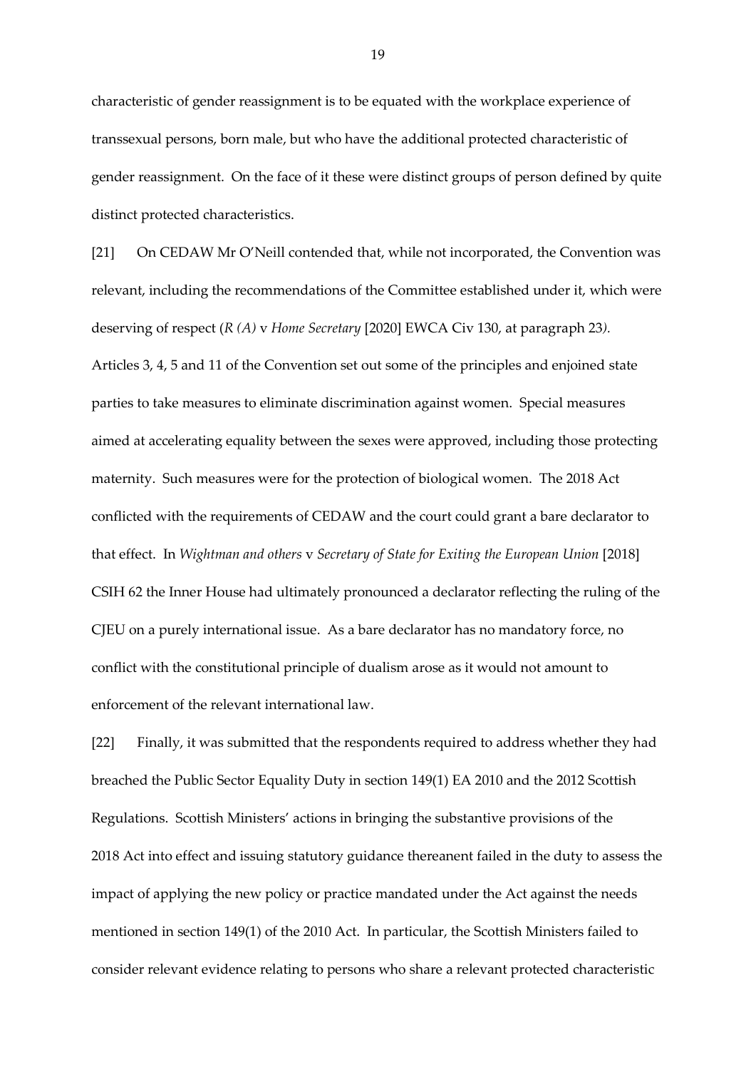characteristic of gender reassignment is to be equated with the workplace experience of transsexual persons, born male, but who have the additional protected characteristic of gender reassignment. On the face of it these were distinct groups of person defined by quite distinct protected characteristics.

[21] On CEDAW Mr O'Neill contended that, while not incorporated, the Convention was relevant, including the recommendations of the Committee established under it, which were deserving of respect (*R (A)* v *Home Secretary* [2020] EWCA Civ 130, at paragraph 23*).* Articles 3, 4, 5 and 11 of the Convention set out some of the principles and enjoined state parties to take measures to eliminate discrimination against women. Special measures aimed at accelerating equality between the sexes were approved, including those protecting maternity. Such measures were for the protection of biological women. The 2018 Act conflicted with the requirements of CEDAW and the court could grant a bare declarator to that effect. In *Wightman and others* v *Secretary of State for Exiting the European Union* [2018] CSIH 62 the Inner House had ultimately pronounced a declarator reflecting the ruling of the CJEU on a purely international issue. As a bare declarator has no mandatory force, no conflict with the constitutional principle of dualism arose as it would not amount to enforcement of the relevant international law.

[22] Finally, it was submitted that the respondents required to address whether they had breached the Public Sector Equality Duty in section 149(1) EA 2010 and the 2012 Scottish Regulations. Scottish Ministers' actions in bringing the substantive provisions of the 2018 Act into effect and issuing statutory guidance thereanent failed in the duty to assess the impact of applying the new policy or practice mandated under the Act against the needs mentioned in section 149(1) of the 2010 Act. In particular, the Scottish Ministers failed to consider relevant evidence relating to persons who share a relevant protected characteristic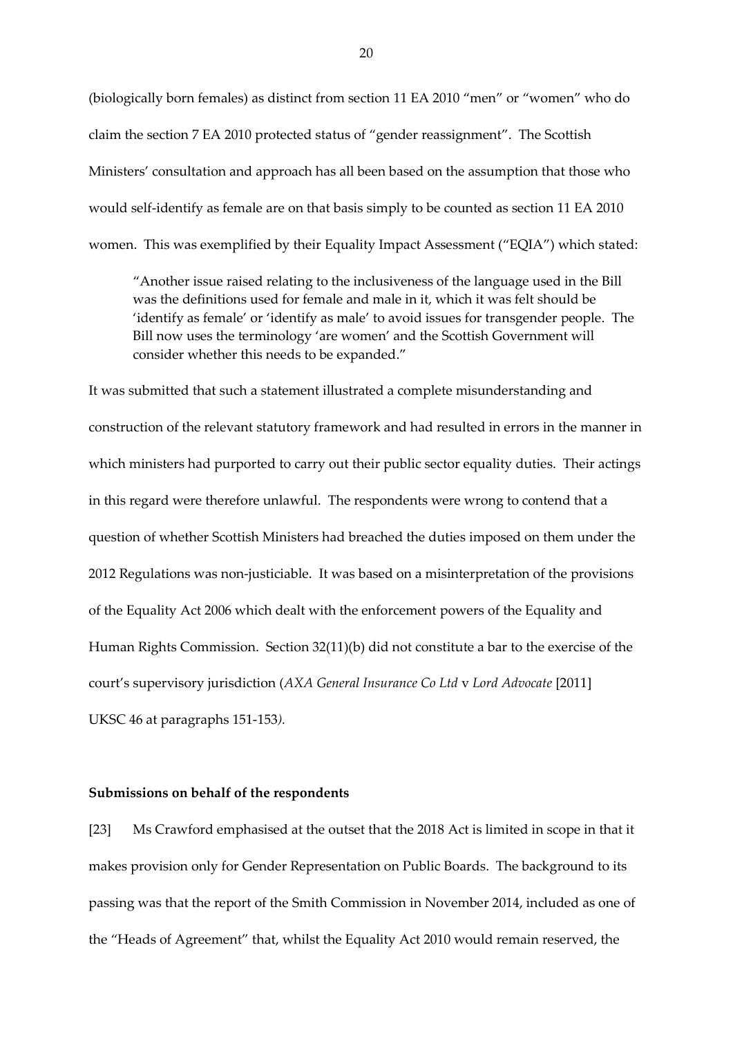(biologically born females) as distinct from section 11 EA 2010 "men" or "women" who do claim the section 7 EA 2010 protected status of "gender reassignment". The Scottish Ministers' consultation and approach has all been based on the assumption that those who would self-identify as female are on that basis simply to be counted as section 11 EA 2010 women. This was exemplified by their Equality Impact Assessment ("EQIA") which stated:

> "Another issue raised relating to the inclusiveness of the language used in the Bill was the definitions used for female and male in it, which it was felt should be 'identify as female' or 'identify as male' to avoid issues for transgender people. The Bill now uses the terminology 'are women' and the Scottish Government will consider whether this needs to be expanded."

It was submitted that such a statement illustrated a complete misunderstanding and construction of the relevant statutory framework and had resulted in errors in the manner in which ministers had purported to carry out their public sector equality duties. Their actings in this regard were therefore unlawful. The respondents were wrong to contend that a question of whether Scottish Ministers had breached the duties imposed on them under the 2012 Regulations was non-justiciable. It was based on a misinterpretation of the provisions of the Equality Act 2006 which dealt with the enforcement powers of the Equality and Human Rights Commission. Section 32(11)(b) did not constitute a bar to the exercise of the court's supervisory jurisdiction (*AXA General Insurance Co Ltd* v *Lord Advocate* [2011] UKSC 46 at paragraphs 151-153).

**Submissions on behalf of the respondents**

[23] Ms Crawford emphasised at the outset that the 2018 Act is limited in scope in that it makes provision only for Gender Representation on Public Boards. The background to its passing was that the report of the Smith Commission in November 2014, included as one of the "Heads of Agreement" that, whilst the Equality Act 2010 would remain reserved, the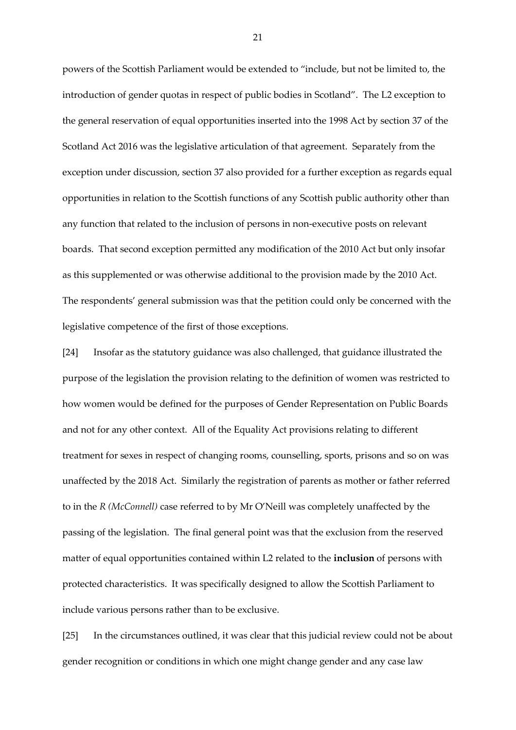powers of the Scottish Parliament would be extended to "include, but not be limited to, the introduction of gender quotas in respect of public bodies in Scotland". The L2 exception to the general reservation of equal opportunities inserted into the 1998 Act by section 37 of the Scotland Act 2016 was the legislative articulation of that agreement. Separately from the exception under discussion, section 37 also provided for a further exception as regards equal opportunities in relation to the Scottish functions of any Scottish public authority other than any function that related to the inclusion of persons in non-executive posts on relevant boards. That second exception permitted any modification of the 2010 Act but only insofar as this supplemented or was otherwise additional to the provision made by the 2010 Act. The respondents' general submission was that the petition could only be concerned with the legislative competence of the first of those exceptions.

[24] Insofar as the statutory guidance was also challenged, that guidance illustrated the purpose of the legislation the provision relating to the definition of women was restricted to how women would be defined for the purposes of Gender Representation on Public Boards and not for any other context. All of the Equality Act provisions relating to different treatment for sexes in respect of changing rooms, counselling, sports, prisons and so on was unaffected by the 2018 Act. Similarly the registration of parents as mother or father referred to in the *R (McConnell)* case referred to by Mr O'Neill was completely unaffected by the passing of the legislation. The final general point was that the exclusion from the reserved matter of equal opportunities contained within L2 related to the **inclusion** of persons with protected characteristics. It was specifically designed to allow the Scottish Parliament to include various persons rather than to be exclusive.

[25] In the circumstances outlined, it was clear that this judicial review could not be about gender recognition or conditions in which one might change gender and any case law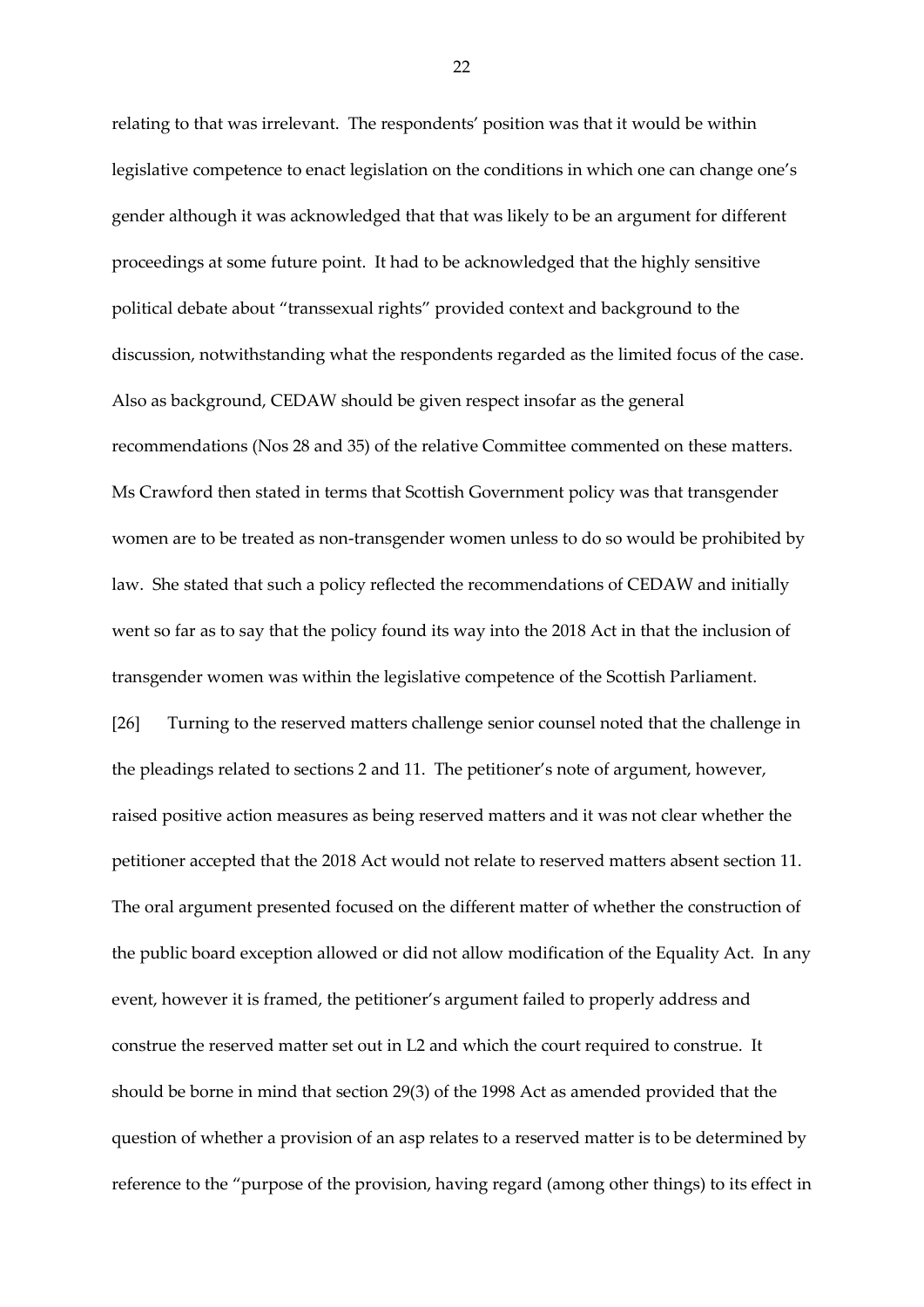relating to that was irrelevant. The respondents' position was that it would be within legislative competence to enact legislation on the conditions in which one can change one's gender although it was acknowledged that that was likely to be an argument for different proceedings at some future point. It had to be acknowledged that the highly sensitive political debate about "transsexual rights" provided context and background to the discussion, notwithstanding what the respondents regarded as the limited focus of the case. Also as background, CEDAW should be given respect insofar as the general recommendations (Nos 28 and 35) of the relative Committee commented on these matters. Ms Crawford then stated in terms that Scottish Government policy was that transgender women are to be treated as non-transgender women unless to do so would be prohibited by law. She stated that such a policy reflected the recommendations of CEDAW and initially went so far as to say that the policy found its way into the 2018 Act in that the inclusion of transgender women was within the legislative competence of the Scottish Parliament.

[26] Turning to the reserved matters challenge senior counsel noted that the challenge in the pleadings related to sections 2 and 11. The petitioner's note of argument, however, raised positive action measures as being reserved matters and it was not clear whether the petitioner accepted that the 2018 Act would not relate to reserved matters absent section 11. The oral argument presented focused on the different matter of whether the construction of the public board exception allowed or did not allow modification of the Equality Act. In any event, however it is framed, the petitioner's argument failed to properly address and construe the reserved matter set out in L2 and which the court required to construe. It should be borne in mind that section 29(3) of the 1998 Act as amended provided that the question of whether a provision of an asp relates to a reserved matter is to be determined by reference to the "purpose of the provision, having regard (among other things) to its effect in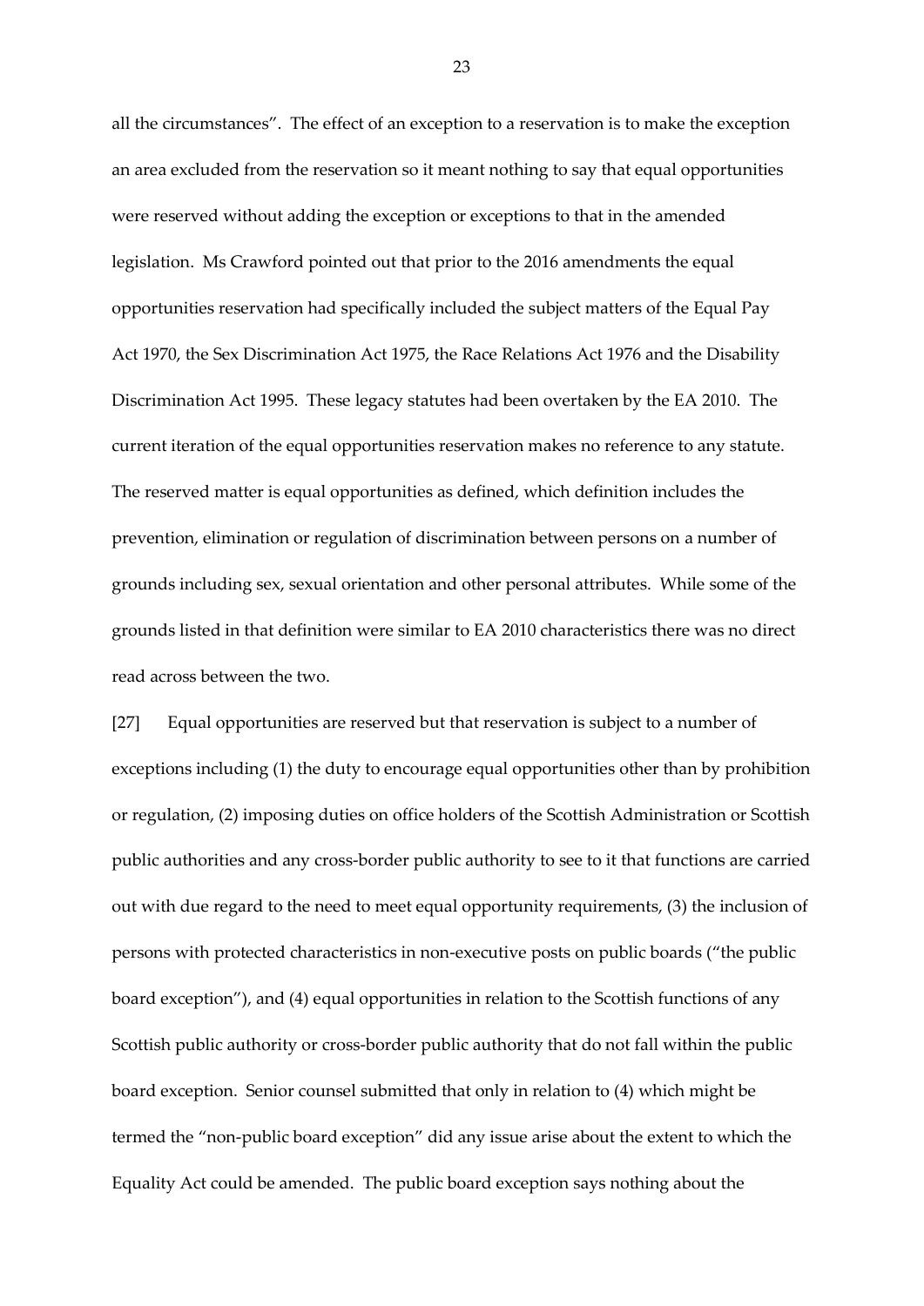all the circumstances". The effect of an exception to a reservation is to make the exception an area excluded from the reservation so it meant nothing to say that equal opportunities were reserved without adding the exception or exceptions to that in the amended legislation. Ms Crawford pointed out that prior to the 2016 amendments the equal opportunities reservation had specifically included the subject matters of the Equal Pay Act 1970, the Sex Discrimination Act 1975, the Race Relations Act 1976 and the Disability Discrimination Act 1995. These legacy statutes had been overtaken by the EA 2010. The current iteration of the equal opportunities reservation makes no reference to any statute. The reserved matter is equal opportunities as defined, which definition includes the prevention, elimination or regulation of discrimination between persons on a number of grounds including sex, sexual orientation and other personal attributes. While some of the grounds listed in that definition were similar to EA 2010 characteristics there was no direct read across between the two.

[27] Equal opportunities are reserved but that reservation is subject to a number of exceptions including (1) the duty to encourage equal opportunities other than by prohibition or regulation, (2) imposing duties on office holders of the Scottish Administration or Scottish public authorities and any cross-border public authority to see to it that functions are carried out with due regard to the need to meet equal opportunity requirements, (3) the inclusion of persons with protected characteristics in non-executive posts on public boards ("the public board exception"), and (4) equal opportunities in relation to the Scottish functions of any Scottish public authority or cross-border public authority that do not fall within the public board exception. Senior counsel submitted that only in relation to (4) which might be termed the "non-public board exception" did any issue arise about the extent to which the Equality Act could be amended. The public board exception says nothing about the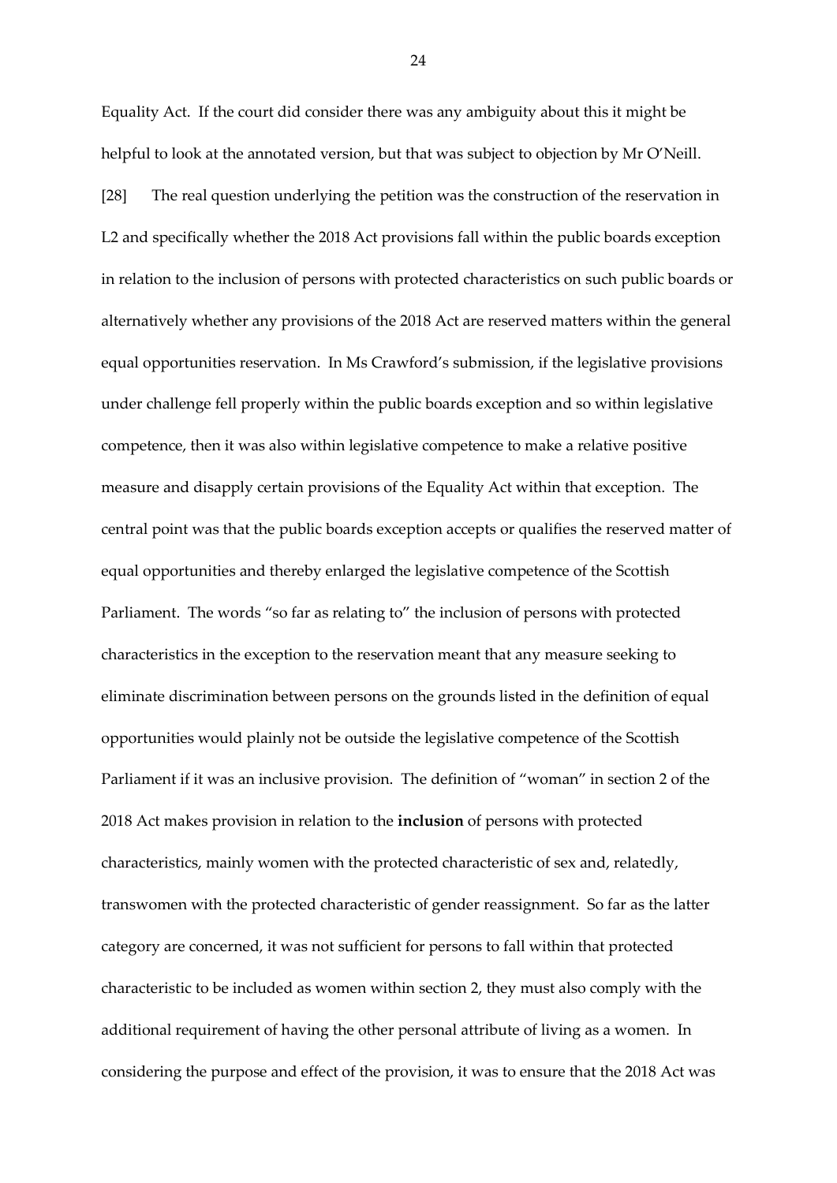Equality Act. If the court did consider there was any ambiguity about this it might be helpful to look at the annotated version, but that was subject to objection by Mr O'Neill.

[28] The real question underlying the petition was the construction of the reservation in L2 and specifically whether the 2018 Act provisions fall within the public boards exception in relation to the inclusion of persons with protected characteristics on such public boards or alternatively whether any provisions of the 2018 Act are reserved matters within the general equal opportunities reservation. In Ms Crawford's submission, if the legislative provisions under challenge fell properly within the public boards exception and so within legislative competence, then it was also within legislative competence to make a relative positive measure and disapply certain provisions of the Equality Act within that exception. The central point was that the public boards exception accepts or qualifies the reserved matter of equal opportunities and thereby enlarged the legislative competence of the Scottish Parliament. The words "so far as relating to" the inclusion of persons with protected characteristics in the exception to the reservation meant that any measure seeking to eliminate discrimination between persons on the grounds listed in the definition of equal opportunities would plainly not be outside the legislative competence of the Scottish Parliament if it was an inclusive provision. The definition of "woman" in section 2 of the 2018 Act makes provision in relation to the **inclusion** of persons with protected characteristics, mainly women with the protected characteristic of sex and, relatedly, transwomen with the protected characteristic of gender reassignment. So far as the latter category are concerned, it was not sufficient for persons to fall within that protected characteristic to be included as women within section 2, they must also comply with the additional requirement of having the other personal attribute of living as a women. In considering the purpose and effect of the provision, it was to ensure that the 2018 Act was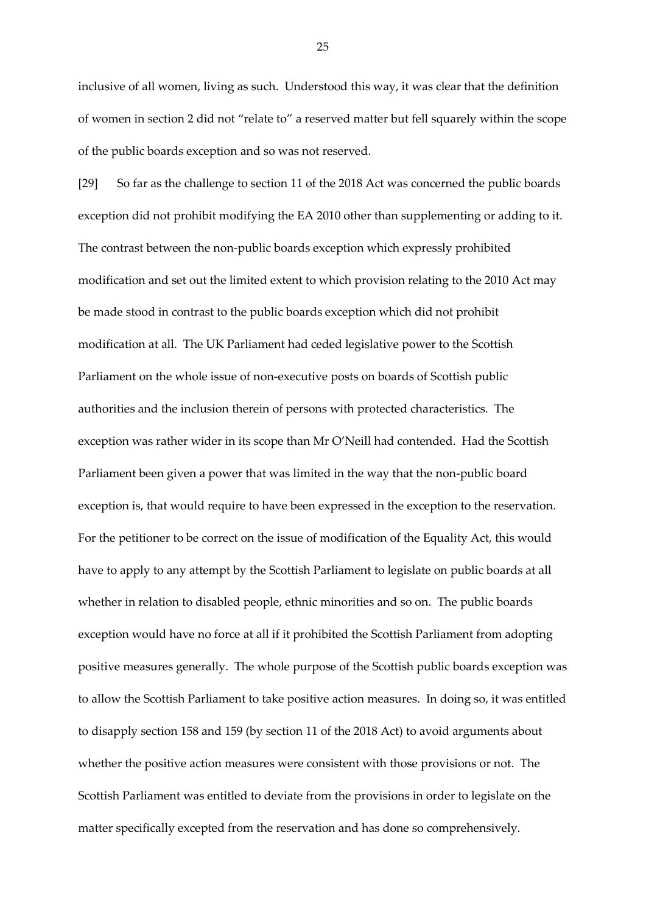inclusive of all women, living as such. Understood this way, it was clear that the definition of women in section 2 did not "relate to" a reserved matter but fell squarely within the scope of the public boards exception and so was not reserved.

[29] So far as the challenge to section 11 of the 2018 Act was concerned the public boards exception did not prohibit modifying the EA 2010 other than supplementing or adding to it. The contrast between the non-public boards exception which expressly prohibited modification and set out the limited extent to which provision relating to the 2010 Act may be made stood in contrast to the public boards exception which did not prohibit modification at all. The UK Parliament had ceded legislative power to the Scottish Parliament on the whole issue of non-executive posts on boards of Scottish public authorities and the inclusion therein of persons with protected characteristics. The exception was rather wider in its scope than Mr O'Neill had contended. Had the Scottish Parliament been given a power that was limited in the way that the non-public board exception is, that would require to have been expressed in the exception to the reservation. For the petitioner to be correct on the issue of modification of the Equality Act, this would have to apply to any attempt by the Scottish Parliament to legislate on public boards at all whether in relation to disabled people, ethnic minorities and so on. The public boards exception would have no force at all if it prohibited the Scottish Parliament from adopting positive measures generally. The whole purpose of the Scottish public boards exception was to allow the Scottish Parliament to take positive action measures. In doing so, it was entitled to disapply section 158 and 159 (by section 11 of the 2018 Act) to avoid arguments about whether the positive action measures were consistent with those provisions or not. The Scottish Parliament was entitled to deviate from the provisions in order to legislate on the matter specifically excepted from the reservation and has done so comprehensively.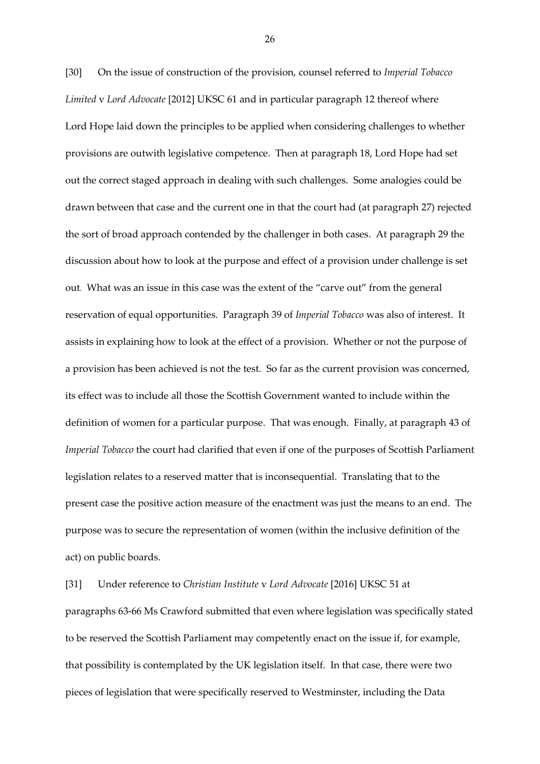[30] On the issue of construction of the provision, counsel referred to *Imperial Tobacco Limited* v *Lord Advocate* [2012] UKSC 61 and in particular paragraph 12 thereof where Lord Hope laid down the principles to be applied when considering challenges to whether provisions are outwith legislative competence. Then at paragraph 18, Lord Hope had set out the correct staged approach in dealing with such challenges. Some analogies could be drawn between that case and the current one in that the court had (at paragraph 27) rejected the sort of broad approach contended by the challenger in both cases. At paragraph 29 the discussion about how to look at the purpose and effect of a provision under challenge is set out. What was an issue in this case was the extent of the "carve out" from the general reservation of equal opportunities. Paragraph 39 of *Imperial Tobacco* was also of interest. It assists in explaining how to look at the effect of a provision. Whether or not the purpose of a provision has been achieved is not the test. So far as the current provision was concerned, its effect was to include all those the Scottish Government wanted to include within the definition of women for a particular purpose. That was enough. Finally, at paragraph 43 of *Imperial Tobacco* the court had clarified that even if one of the purposes of Scottish Parliament legislation relates to a reserved matter that is inconsequential. Translating that to the present case the positive action measure of the enactment was just the means to an end. The purpose was to secure the representation of women (within the inclusive definition of the act) on public boards.

[31] Under reference to *Christian Institute* v *Lord Advocate* [2016] UKSC 51 at paragraphs 63-66 Ms Crawford submitted that even where legislation was specifically stated to be reserved the Scottish Parliament may competently enact on the issue if, for example, that possibility is contemplated by the UK legislation itself. In that case, there were two pieces of legislation that were specifically reserved to Westminster, including the Data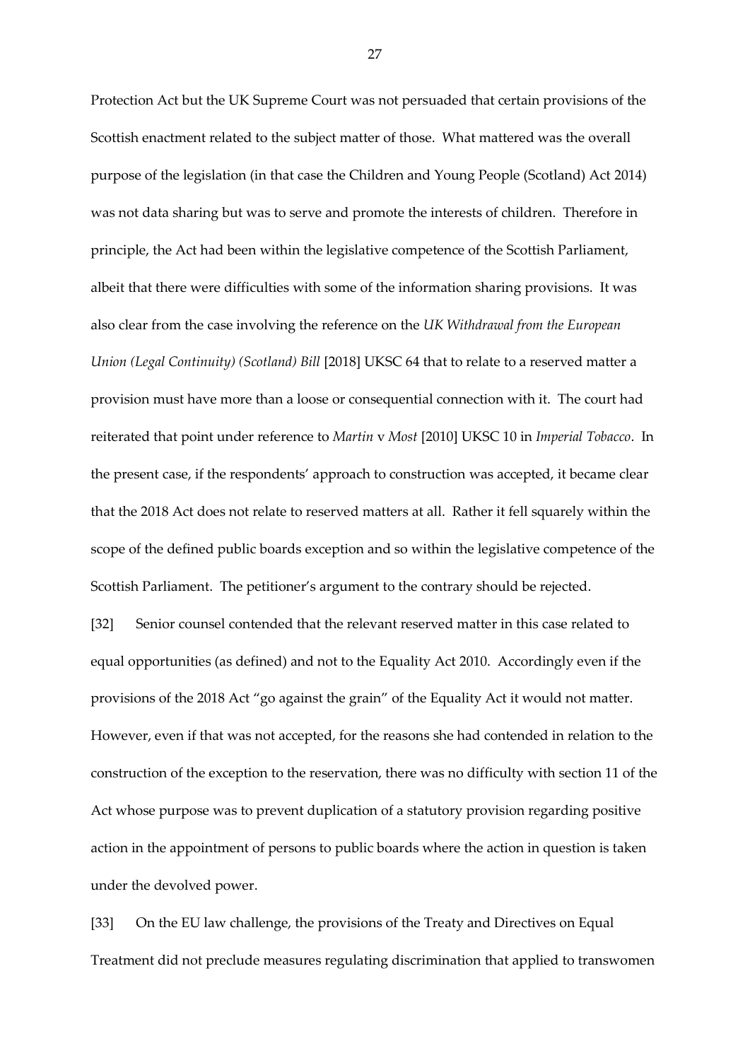Protection Act but the UK Supreme Court was not persuaded that certain provisions of the Scottish enactment related to the subject matter of those. What mattered was the overall purpose of the legislation (in that case the Children and Young People (Scotland) Act 2014) was not data sharing but was to serve and promote the interests of children. Therefore in principle, the Act had been within the legislative competence of the Scottish Parliament, albeit that there were difficulties with some of the information sharing provisions. It was also clear from the case involving the reference on the *UK Withdrawal from the European Union (Legal Continuity) (Scotland) Bill* [2018] UKSC 64 that to relate to a reserved matter a provision must have more than a loose or consequential connection with it. The court had reiterated that point under reference to *Martin* v *Most* [2010] UKSC 10 in *Imperial Tobacco*. In the present case, if the respondents' approach to construction was accepted, it became clear that the 2018 Act does not relate to reserved matters at all. Rather it fell squarely within the scope of the defined public boards exception and so within the legislative competence of the Scottish Parliament. The petitioner's argument to the contrary should be rejected.

[32] Senior counsel contended that the relevant reserved matter in this case related to equal opportunities (as defined) and not to the Equality Act 2010. Accordingly even if the provisions of the 2018 Act "go against the grain" of the Equality Act it would not matter. However, even if that was not accepted, for the reasons she had contended in relation to the construction of the exception to the reservation, there was no difficulty with section 11 of the Act whose purpose was to prevent duplication of a statutory provision regarding positive action in the appointment of persons to public boards where the action in question is taken under the devolved power.

[33] On the EU law challenge, the provisions of the Treaty and Directives on Equal Treatment did not preclude measures regulating discrimination that applied to transwomen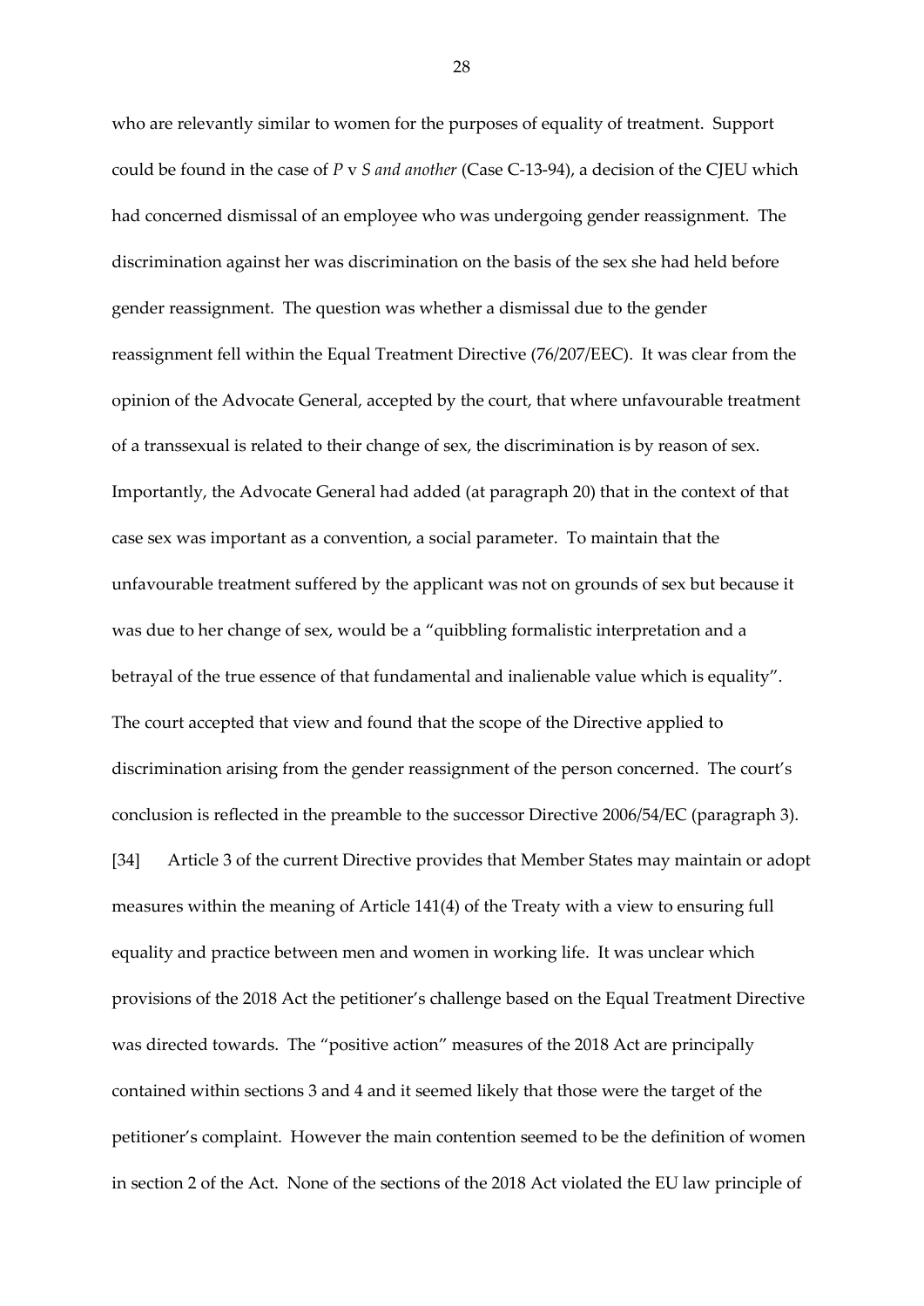who are relevantly similar to women for the purposes of equality of treatment. Support could be found in the case of *P* v *S and another* (Case C-13-94), a decision of the CJEU which had concerned dismissal of an employee who was undergoing gender reassignment. The discrimination against her was discrimination on the basis of the sex she had held before gender reassignment. The question was whether a dismissal due to the gender reassignment fell within the Equal Treatment Directive (76/207/EEC). It was clear from the opinion of the Advocate General, accepted by the court, that where unfavourable treatment of a transsexual is related to their change of sex, the discrimination is by reason of sex. Importantly, the Advocate General had added (at paragraph 20) that in the context of that case sex was important as a convention, a social parameter. To maintain that the unfavourable treatment suffered by the applicant was not on grounds of sex but because it was due to her change of sex, would be a "quibbling formalistic interpretation and a betrayal of the true essence of that fundamental and inalienable value which is equality". The court accepted that view and found that the scope of the Directive applied to discrimination arising from the gender reassignment of the person concerned. The court's conclusion is reflected in the preamble to the successor Directive 2006/54/EC (paragraph 3).

[34] Article 3 of the current Directive provides that Member States may maintain or adopt measures within the meaning of Article 141(4) of the Treaty with a view to ensuring full equality and practice between men and women in working life. It was unclear which provisions of the 2018 Act the petitioner's challenge based on the Equal Treatment Directive was directed towards. The "positive action" measures of the 2018 Act are principally contained within sections 3 and 4 and it seemed likely that those were the target of the petitioner's complaint. However the main contention seemed to be the definition of women in section 2 of the Act. None of the sections of the 2018 Act violated the EU law principle of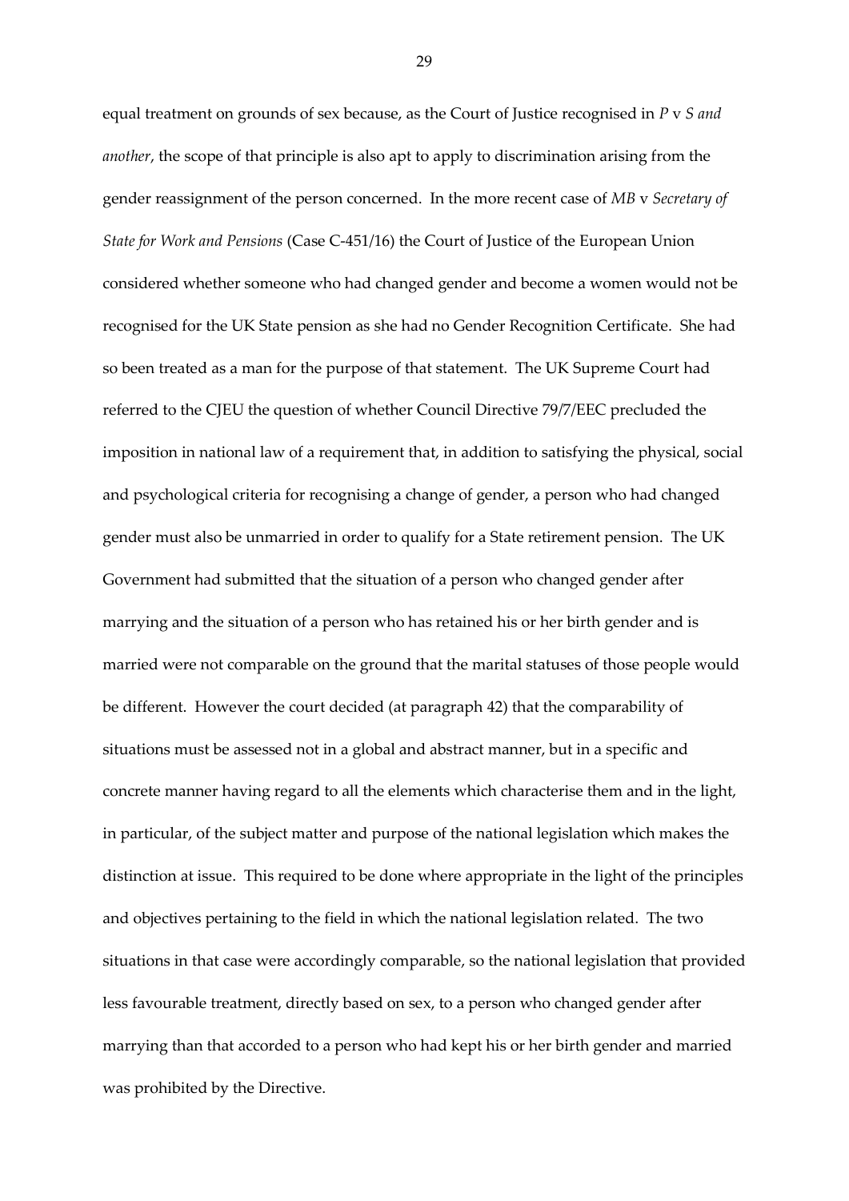equal treatment on grounds of sex because, as the Court of Justice recognised in *P* v *S and another*, the scope of that principle is also apt to apply to discrimination arising from the gender reassignment of the person concerned. In the more recent case of *MB* v *Secretary of State for Work and Pensions* (Case C-451/16) the Court of Justice of the European Union considered whether someone who had changed gender and become a women would not be recognised for the UK State pension as she had no Gender Recognition Certificate. She had so been treated as a man for the purpose of that statement. The UK Supreme Court had referred to the CJEU the question of whether Council Directive 79/7/EEC precluded the imposition in national law of a requirement that, in addition to satisfying the physical, social and psychological criteria for recognising a change of gender, a person who had changed gender must also be unmarried in order to qualify for a State retirement pension. The UK Government had submitted that the situation of a person who changed gender after marrying and the situation of a person who has retained his or her birth gender and is married were not comparable on the ground that the marital statuses of those people would be different. However the court decided (at paragraph 42) that the comparability of situations must be assessed not in a global and abstract manner, but in a specific and concrete manner having regard to all the elements which characterise them and in the light, in particular, of the subject matter and purpose of the national legislation which makes the distinction at issue. This required to be done where appropriate in the light of the principles and objectives pertaining to the field in which the national legislation related. The two situations in that case were accordingly comparable, so the national legislation that provided less favourable treatment, directly based on sex, to a person who changed gender after marrying than that accorded to a person who had kept his or her birth gender and married was prohibited by the Directive.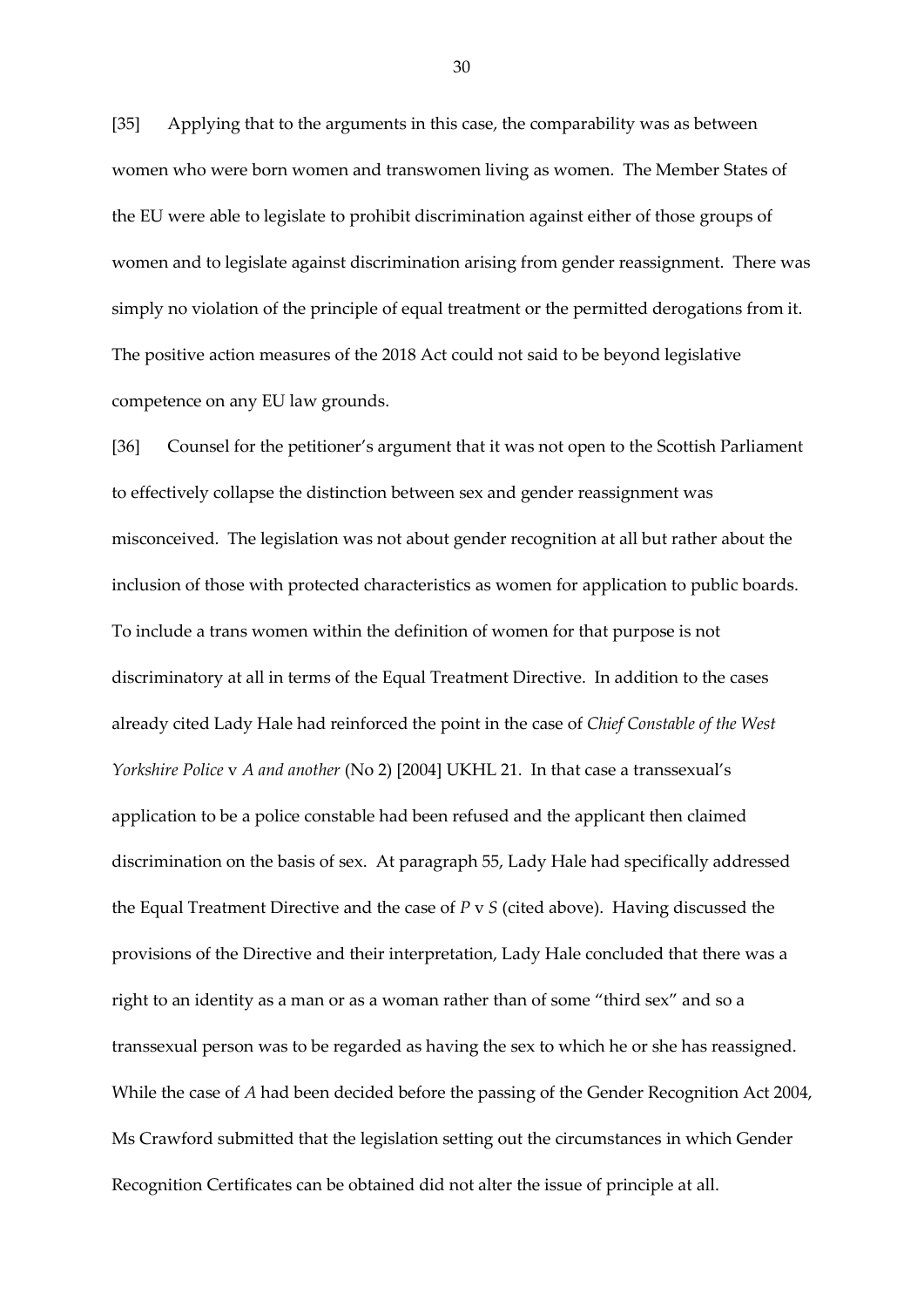[35] Applying that to the arguments in this case, the comparability was as between women who were born women and transwomen living as women. The Member States of the EU were able to legislate to prohibit discrimination against either of those groups of women and to legislate against discrimination arising from gender reassignment. There was simply no violation of the principle of equal treatment or the permitted derogations from it. The positive action measures of the 2018 Act could not said to be beyond legislative competence on any EU law grounds.

[36] Counsel for the petitioner's argument that it was not open to the Scottish Parliament to effectively collapse the distinction between sex and gender reassignment was misconceived. The legislation was not about gender recognition at all but rather about the inclusion of those with protected characteristics as women for application to public boards. To include a trans women within the definition of women for that purpose is not discriminatory at all in terms of the Equal Treatment Directive. In addition to the cases already cited Lady Hale had reinforced the point in the case of *Chief Constable of the West Yorkshire Police* v *A and another* (No 2) [2004] UKHL 21. In that case a transsexual's application to be a police constable had been refused and the applicant then claimed discrimination on the basis of sex. At paragraph 55, Lady Hale had specifically addressed the Equal Treatment Directive and the case of *P* v *S* (cited above). Having discussed the provisions of the Directive and their interpretation, Lady Hale concluded that there was a right to an identity as a man or as a woman rather than of some "third sex" and so a transsexual person was to be regarded as having the sex to which he or she has reassigned. While the case of *A* had been decided before the passing of the Gender Recognition Act 2004, Ms Crawford submitted that the legislation setting out the circumstances in which Gender Recognition Certificates can be obtained did not alter the issue of principle at all.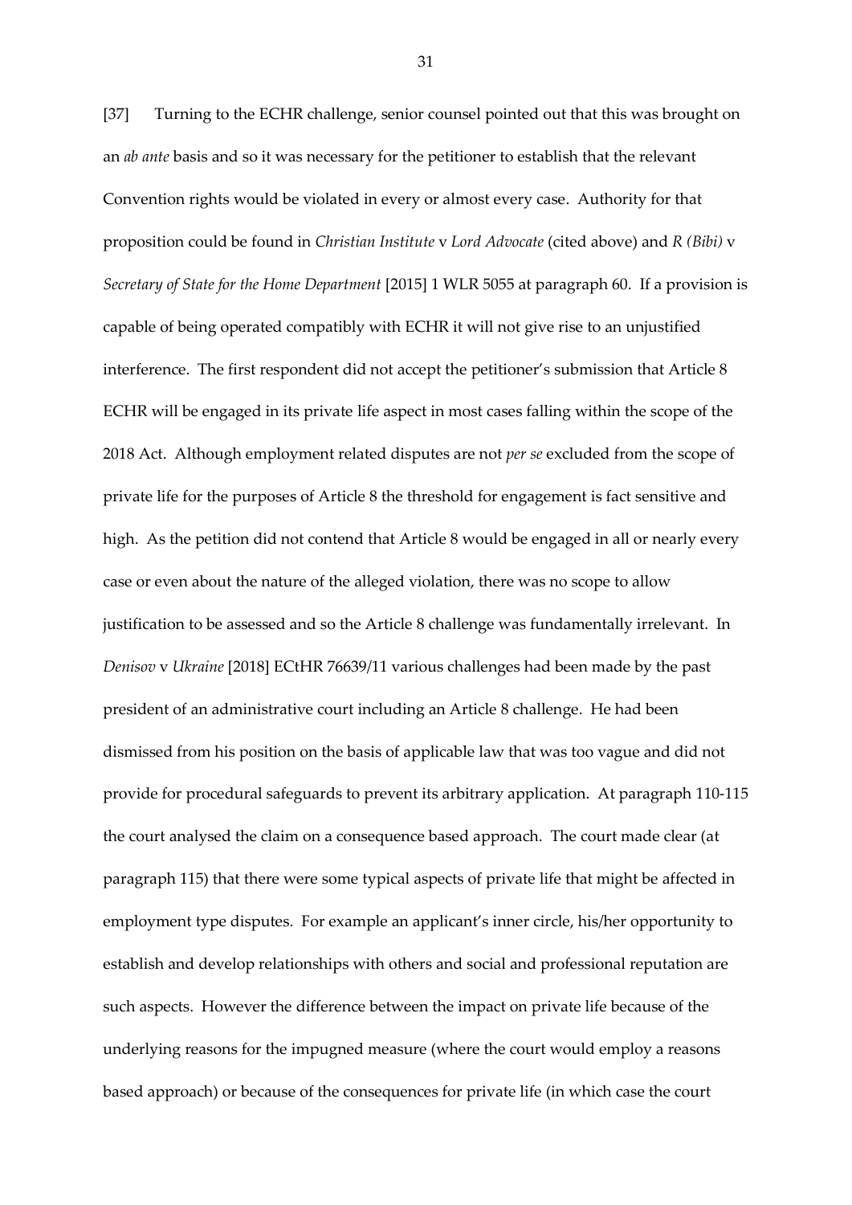[37] Turning to the ECHR challenge, senior counsel pointed out that this was brought on an *ab ante* basis and so it was necessary for the petitioner to establish that the relevant Convention rights would be violated in every or almost every case. Authority for that proposition could be found in *Christian Institute* v *Lord Advocate* (cited above) and *R (Bibi)* v *Secretary of State for the Home Department* [2015] 1 WLR 5055 at paragraph 60. If a provision is capable of being operated compatibly with ECHR it will not give rise to an unjustified interference. The first respondent did not accept the petitioner's submission that Article 8 ECHR will be engaged in its private life aspect in most cases falling within the scope of the 2018 Act. Although employment related disputes are not *per se* excluded from the scope of private life for the purposes of Article 8 the threshold for engagement is fact sensitive and high. As the petition did not contend that Article 8 would be engaged in all or nearly every case or even about the nature of the alleged violation, there was no scope to allow justification to be assessed and so the Article 8 challenge was fundamentally irrelevant. In *Denisov* v *Ukraine* [2018] ECtHR 76639/11 various challenges had been made by the past president of an administrative court including an Article 8 challenge. He had been dismissed from his position on the basis of applicable law that was too vague and did not provide for procedural safeguards to prevent its arbitrary application. At paragraph 110-115 the court analysed the claim on a consequence based approach. The court made clear (at paragraph 115) that there were some typical aspects of private life that might be affected in employment type disputes. For example an applicant's inner circle, his/her opportunity to establish and develop relationships with others and social and professional reputation are such aspects. However the difference between the impact on private life because of the underlying reasons for the impugned measure (where the court would employ a reasons based approach) or because of the consequences for private life (in which case the court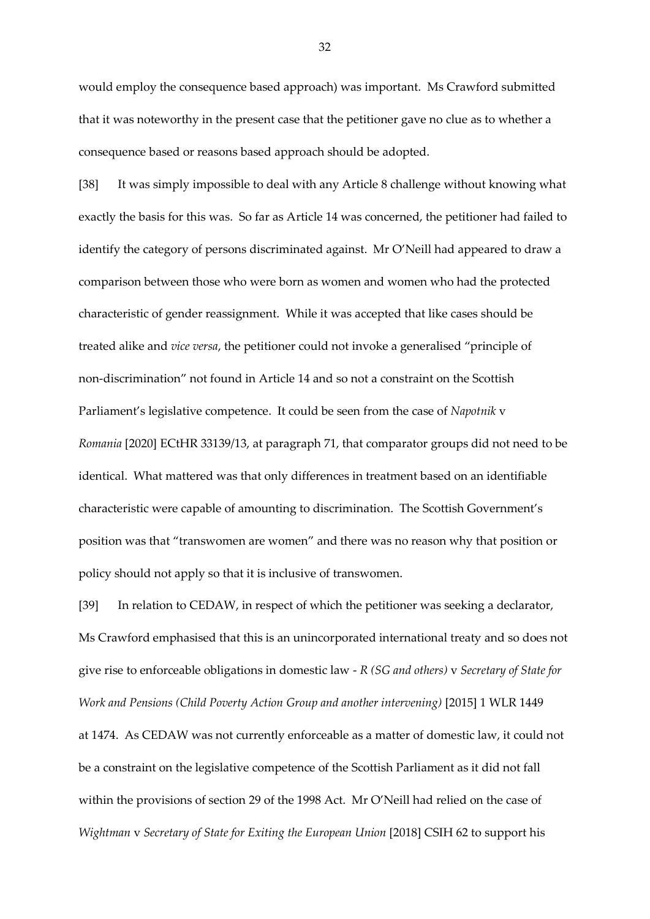would employ the consequence based approach) was important. Ms Crawford submitted that it was noteworthy in the present case that the petitioner gave no clue as to whether a consequence based or reasons based approach should be adopted.

[38] It was simply impossible to deal with any Article 8 challenge without knowing what exactly the basis for this was. So far as Article 14 was concerned, the petitioner had failed to identify the category of persons discriminated against. Mr O'Neill had appeared to draw a comparison between those who were born as women and women who had the protected characteristic of gender reassignment. While it was accepted that like cases should be treated alike and *vice versa*, the petitioner could not invoke a generalised "principle of non-discrimination" not found in Article 14 and so not a constraint on the Scottish Parliament's legislative competence. It could be seen from the case of *Napotnik* v *Romania* [2020] ECtHR 33139/13, at paragraph 71, that comparator groups did not need to be identical. What mattered was that only differences in treatment based on an identifiable characteristic were capable of amounting to discrimination. The Scottish Government's position was that "transwomen are women" and there was no reason why that position or policy should not apply so that it is inclusive of transwomen.

[39] In relation to CEDAW, in respect of which the petitioner was seeking a declarator, Ms Crawford emphasised that this is an unincorporated international treaty and so does not give rise to enforceable obligations in domestic law - *R (SG and others)* v *Secretary of State for Work and Pensions (Child Poverty Action Group and another intervening)* [2015] 1 WLR 1449 at 1474. As CEDAW was not currently enforceable as a matter of domestic law, it could not be a constraint on the legislative competence of the Scottish Parliament as it did not fall within the provisions of section 29 of the 1998 Act. Mr O'Neill had relied on the case of *Wightman* v *Secretary of State for Exiting the European Union* [2018] CSIH 62 to support his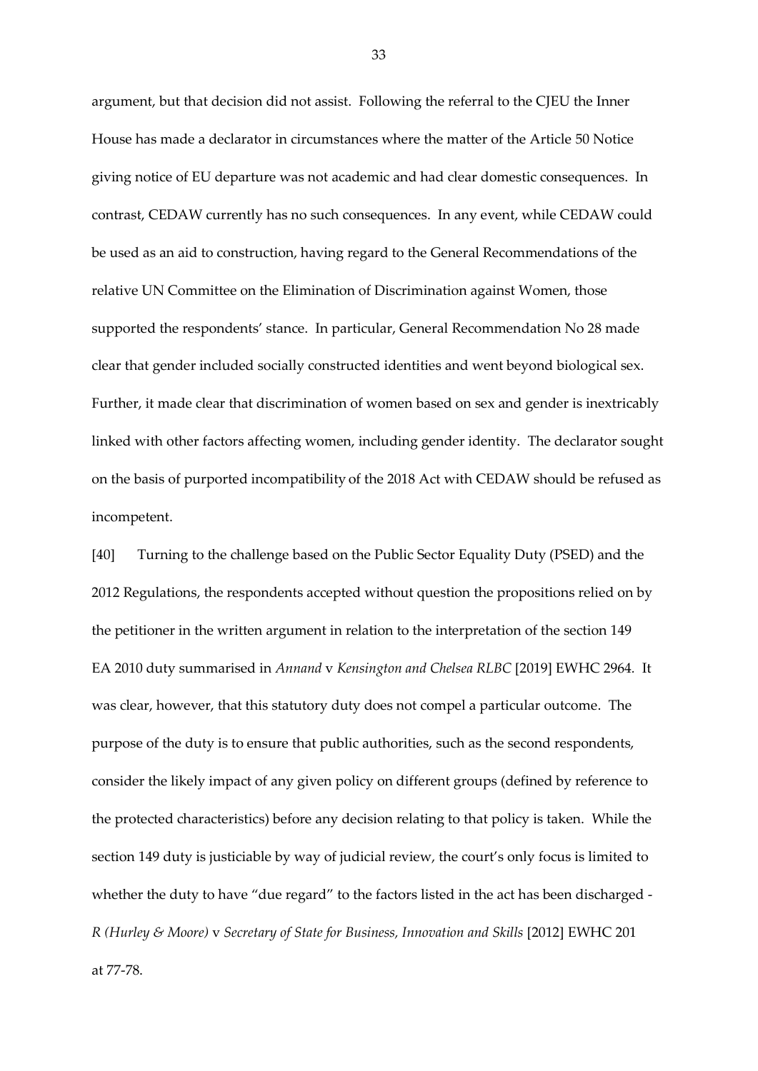argument, but that decision did not assist. Following the referral to the CJEU the Inner House has made a declarator in circumstances where the matter of the Article 50 Notice giving notice of EU departure was not academic and had clear domestic consequences. In contrast, CEDAW currently has no such consequences. In any event, while CEDAW could be used as an aid to construction, having regard to the General Recommendations of the relative UN Committee on the Elimination of Discrimination against Women, those supported the respondents' stance. In particular, General Recommendation No 28 made clear that gender included socially constructed identities and went beyond biological sex. Further, it made clear that discrimination of women based on sex and gender is inextricably linked with other factors affecting women, including gender identity. The declarator sought on the basis of purported incompatibility of the 2018 Act with CEDAW should be refused as incompetent.

[40] Turning to the challenge based on the Public Sector Equality Duty (PSED) and the 2012 Regulations, the respondents accepted without question the propositions relied on by the petitioner in the written argument in relation to the interpretation of the section 149 EA 2010 duty summarised in *Annand* v *Kensington and Chelsea RLBC* [2019] EWHC 2964. It was clear, however, that this statutory duty does not compel a particular outcome. The purpose of the duty is to ensure that public authorities, such as the second respondents, consider the likely impact of any given policy on different groups (defined by reference to the protected characteristics) before any decision relating to that policy is taken. While the section 149 duty is justiciable by way of judicial review, the court's only focus is limited to whether the duty to have "due regard" to the factors listed in the act has been discharged - *R (Hurley & Moore)* v *Secretary of State for Business, Innovation and Skills* [2012] EWHC 201 at 77-78.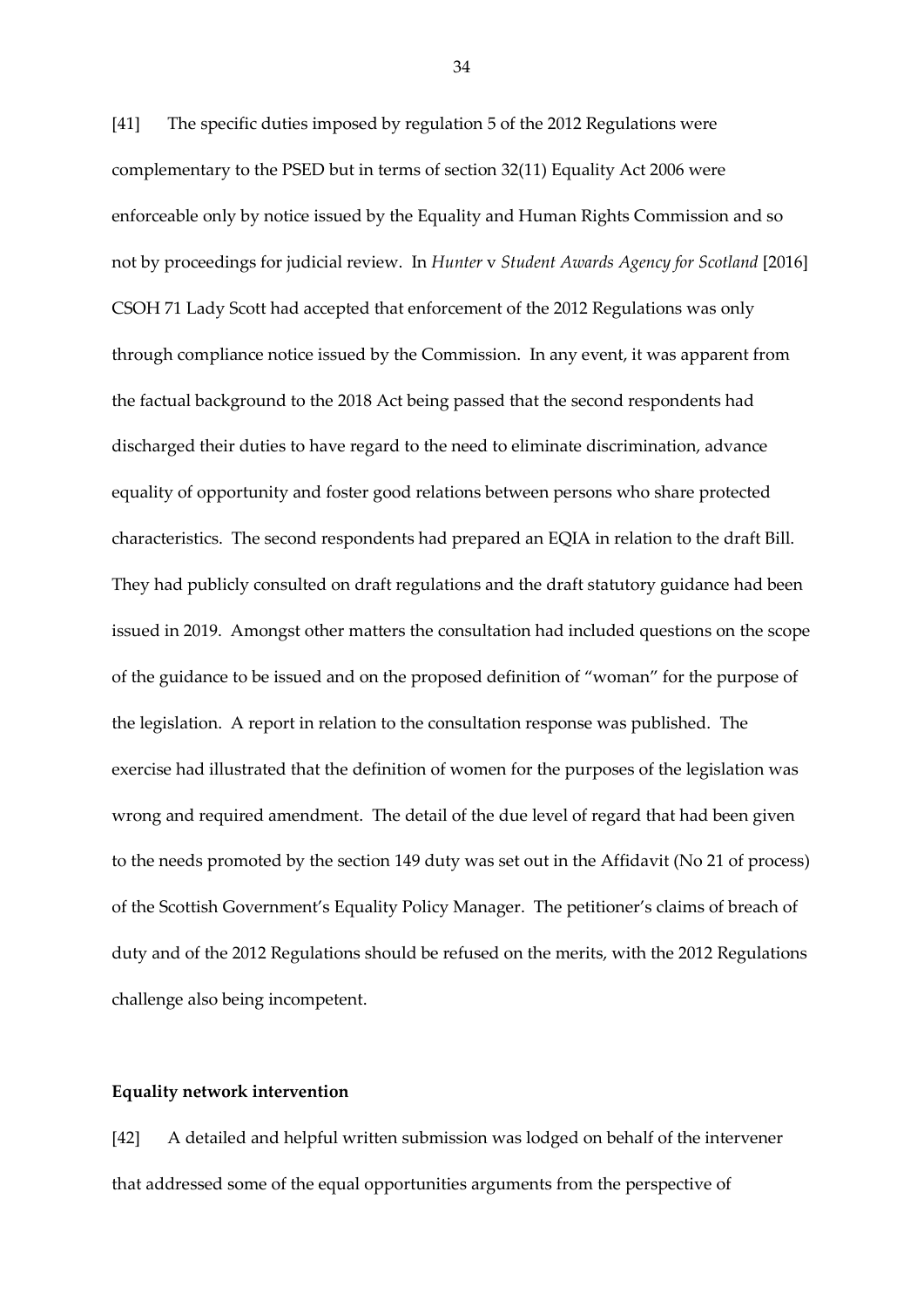[41] The specific duties imposed by regulation 5 of the 2012 Regulations were complementary to the PSED but in terms of section 32(11) Equality Act 2006 were enforceable only by notice issued by the Equality and Human Rights Commission and so not by proceedings for judicial review. In *Hunter* v *Student Awards Agency for Scotland* [2016] CSOH 71 Lady Scott had accepted that enforcement of the 2012 Regulations was only through compliance notice issued by the Commission. In any event, it was apparent from the factual background to the 2018 Act being passed that the second respondents had discharged their duties to have regard to the need to eliminate discrimination, advance equality of opportunity and foster good relations between persons who share protected characteristics. The second respondents had prepared an EQIA in relation to the draft Bill. They had publicly consulted on draft regulations and the draft statutory guidance had been issued in 2019. Amongst other matters the consultation had included questions on the scope of the guidance to be issued and on the proposed definition of "woman" for the purpose of the legislation. A report in relation to the consultation response was published. The exercise had illustrated that the definition of women for the purposes of the legislation was wrong and required amendment. The detail of the due level of regard that had been given to the needs promoted by the section 149 duty was set out in the Affidavit (No 21 of process) of the Scottish Government's Equality Policy Manager. The petitioner's claims of breach of duty and of the 2012 Regulations should be refused on the merits, with the 2012 Regulations challenge also being incompetent.

**Equality network intervention**

[42] A detailed and helpful written submission was lodged on behalf of the intervener that addressed some of the equal opportunities arguments from the perspective of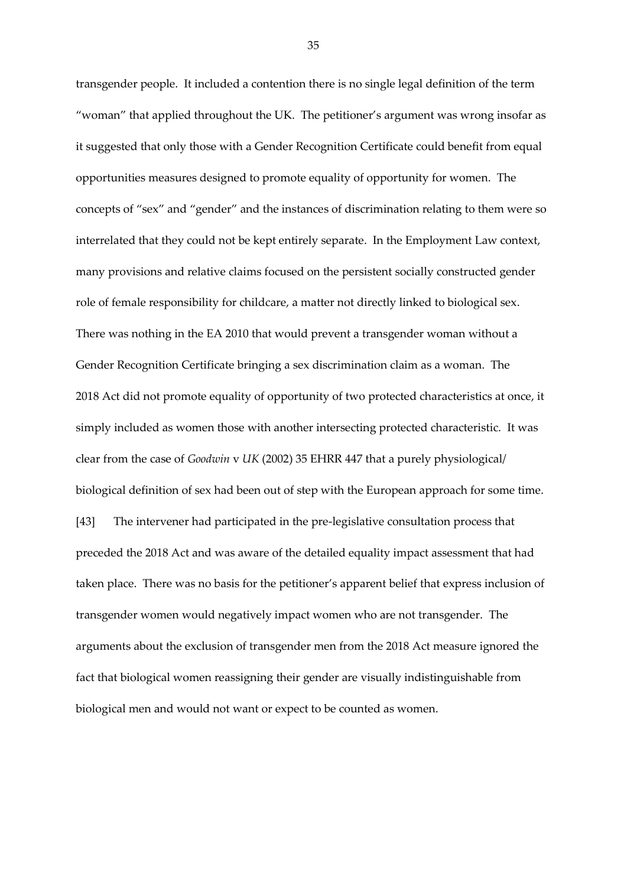transgender people. It included a contention there is no single legal definition of the term "woman" that applied throughout the UK. The petitioner's argument was wrong insofar as it suggested that only those with a Gender Recognition Certificate could benefit from equal opportunities measures designed to promote equality of opportunity for women. The concepts of "sex" and "gender" and the instances of discrimination relating to them were so interrelated that they could not be kept entirely separate. In the Employment Law context, many provisions and relative claims focused on the persistent socially constructed gender role of female responsibility for childcare, a matter not directly linked to biological sex. There was nothing in the EA 2010 that would prevent a transgender woman without a Gender Recognition Certificate bringing a sex discrimination claim as a woman. The 2018 Act did not promote equality of opportunity of two protected characteristics at once, it simply included as women those with another intersecting protected characteristic. It was clear from the case of *Goodwin* v *UK* (2002) 35 EHRR 447 that a purely physiological/ biological definition of sex had been out of step with the European approach for some time.

[43] The intervener had participated in the pre-legislative consultation process that preceded the 2018 Act and was aware of the detailed equality impact assessment that had taken place. There was no basis for the petitioner's apparent belief that express inclusion of transgender women would negatively impact women who are not transgender. The arguments about the exclusion of transgender men from the 2018 Act measure ignored the fact that biological women reassigning their gender are visually indistinguishable from biological men and would not want or expect to be counted as women.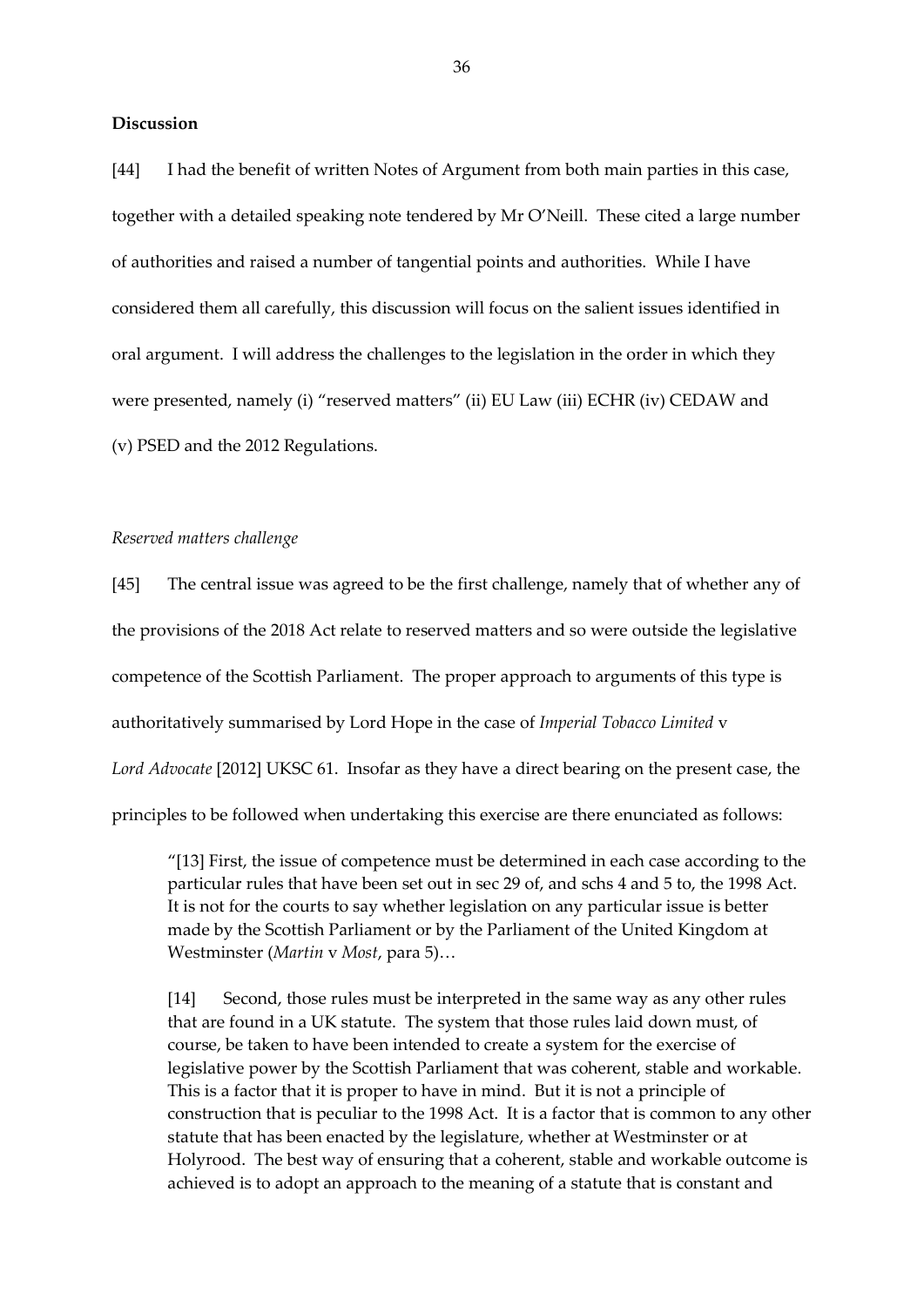**Discussion**

[44] I had the benefit of written Notes of Argument from both main parties in this case, together with a detailed speaking note tendered by Mr O'Neill. These cited a large number of authorities and raised a number of tangential points and authorities. While I have considered them all carefully, this discussion will focus on the salient issues identified in oral argument. I will address the challenges to the legislation in the order in which they were presented, namely (i) "reserved matters" (ii) EU Law (iii) ECHR (iv) CEDAW and (v) PSED and the 2012 Regulations.

*Reserved matters challenge*

[45] The central issue was agreed to be the first challenge, namely that of whether any of the provisions of the 2018 Act relate to reserved matters and so were outside the legislative competence of the Scottish Parliament. The proper approach to arguments of this type is authoritatively summarised by Lord Hope in the case of *Imperial Tobacco Limited* v *Lord Advocate* [2012] UKSC 61. Insofar as they have a direct bearing on the present case, the principles to be followed when undertaking this exercise are there enunciated as follows:

> "[13] First, the issue of competence must be determined in each case according to the particular rules that have been set out in sec 29 of, and schs 4 and 5 to, the 1998 Act. It is not for the courts to say whether legislation on any particular issue is better made by the Scottish Parliament or by the Parliament of the United Kingdom at Westminster (*Martin* v *Most*, para 5)…
>
> [14] Second, those rules must be interpreted in the same way as any other rules that are found in a UK statute. The system that those rules laid down must, of course, be taken to have been intended to create a system for the exercise of legislative power by the Scottish Parliament that was coherent, stable and workable. This is a factor that it is proper to have in mind. But it is not a principle of construction that is peculiar to the 1998 Act. It is a factor that is common to any other statute that has been enacted by the legislature, whether at Westminster or at Holyrood. The best way of ensuring that a coherent, stable and workable outcome is achieved is to adopt an approach to the meaning of a statute that is constant and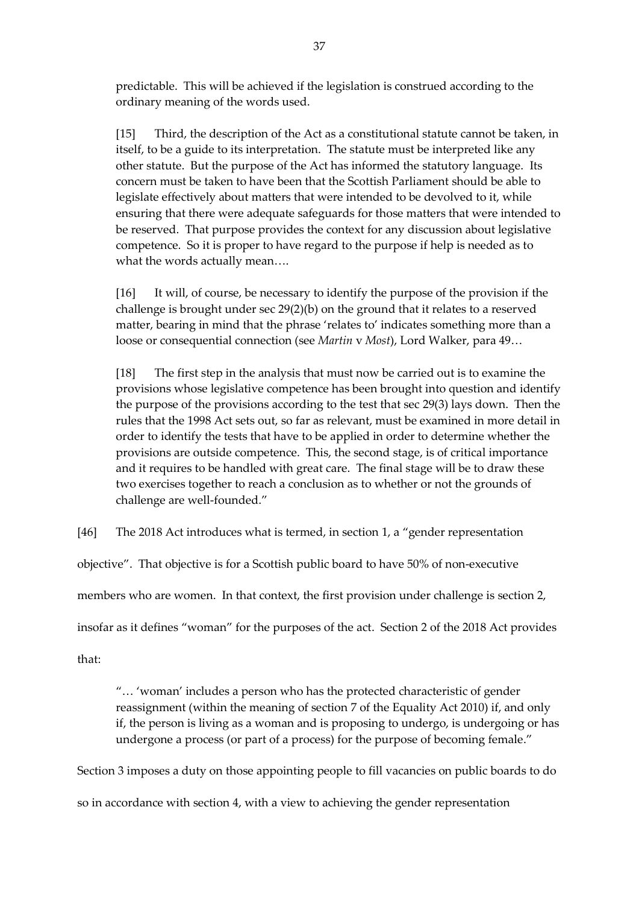predictable. This will be achieved if the legislation is construed according to the ordinary meaning of the words used.

> [15] Third, the description of the Act as a constitutional statute cannot be taken, in itself, to be a guide to its interpretation. The statute must be interpreted like any other statute. But the purpose of the Act has informed the statutory language. Its concern must be taken to have been that the Scottish Parliament should be able to legislate effectively about matters that were intended to be devolved to it, while ensuring that there were adequate safeguards for those matters that were intended to be reserved. That purpose provides the context for any discussion about legislative competence. So it is proper to have regard to the purpose if help is needed as to what the words actually mean….
>
> [16] It will, of course, be necessary to identify the purpose of the provision if the challenge is brought under sec 29(2)(b) on the ground that it relates to a reserved matter, bearing in mind that the phrase 'relates to' indicates something more than a loose or consequential connection (see *Martin* v *Most*), Lord Walker, para 49…
>
> [18] The first step in the analysis that must now be carried out is to examine the provisions whose legislative competence has been brought into question and identify the purpose of the provisions according to the test that sec 29(3) lays down. Then the rules that the 1998 Act sets out, so far as relevant, must be examined in more detail in order to identify the tests that have to be applied in order to determine whether the provisions are outside competence. This, the second stage, is of critical importance and it requires to be handled with great care. The final stage will be to draw these two exercises together to reach a conclusion as to whether or not the grounds of challenge are well-founded."

[46] The 2018 Act introduces what is termed, in section 1, a "gender representation objective". That objective is for a Scottish public board to have 50% of non-executive members who are women. In that context, the first provision under challenge is section 2, insofar as it defines "woman" for the purposes of the act. Section 2 of the 2018 Act provides that:

> "… 'woman' includes a person who has the protected characteristic of gender reassignment (within the meaning of section 7 of the Equality Act 2010) if, and only if, the person is living as a woman and is proposing to undergo, is undergoing or has undergone a process (or part of a process) for the purpose of becoming female."

Section 3 imposes a duty on those appointing people to fill vacancies on public boards to do so in accordance with section 4, with a view to achieving the gender representation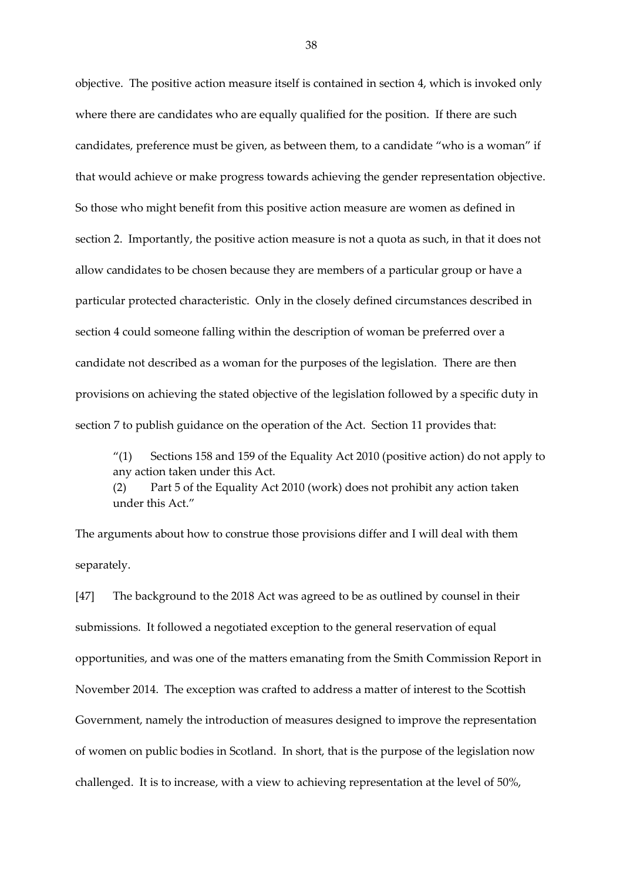objective. The positive action measure itself is contained in section 4, which is invoked only where there are candidates who are equally qualified for the position. If there are such candidates, preference must be given, as between them, to a candidate "who is a woman" if that would achieve or make progress towards achieving the gender representation objective. So those who might benefit from this positive action measure are women as defined in section 2. Importantly, the positive action measure is not a quota as such, in that it does not allow candidates to be chosen because they are members of a particular group or have a particular protected characteristic. Only in the closely defined circumstances described in section 4 could someone falling within the description of woman be preferred over a candidate not described as a woman for the purposes of the legislation. There are then provisions on achieving the stated objective of the legislation followed by a specific duty in section 7 to publish guidance on the operation of the Act. Section 11 provides that:

> "(1) Sections 158 and 159 of the Equality Act 2010 (positive action) do not apply to any action taken under this Act.
>
> (2) Part 5 of the Equality Act 2010 (work) does not prohibit any action taken under this Act."

The arguments about how to construe those provisions differ and I will deal with them separately.

[47] The background to the 2018 Act was agreed to be as outlined by counsel in their submissions. It followed a negotiated exception to the general reservation of equal opportunities, and was one of the matters emanating from the Smith Commission Report in November 2014. The exception was crafted to address a matter of interest to the Scottish Government, namely the introduction of measures designed to improve the representation of women on public bodies in Scotland. In short, that is the purpose of the legislation now challenged. It is to increase, with a view to achieving representation at the level of 50%,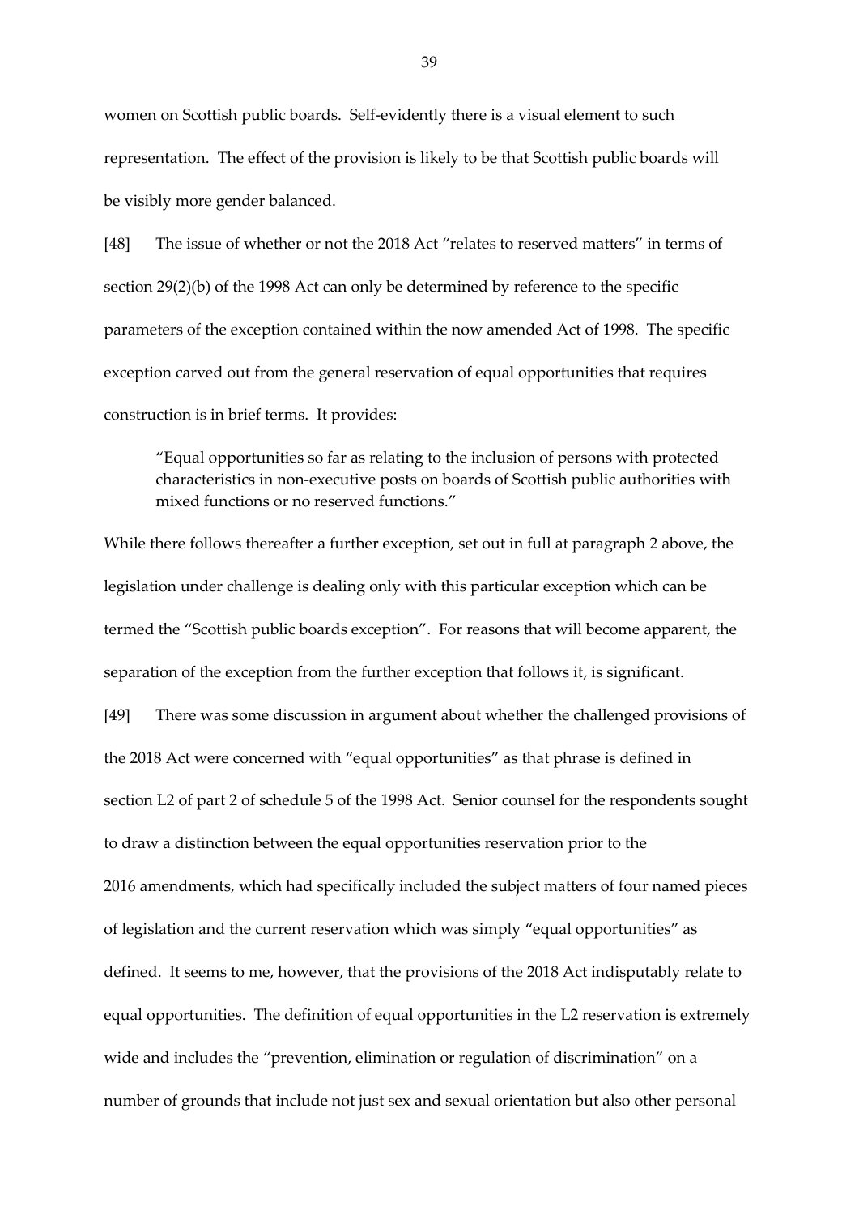women on Scottish public boards. Self-evidently there is a visual element to such representation. The effect of the provision is likely to be that Scottish public boards will be visibly more gender balanced.

[48] The issue of whether or not the 2018 Act "relates to reserved matters" in terms of section 29(2)(b) of the 1998 Act can only be determined by reference to the specific parameters of the exception contained within the now amended Act of 1998. The specific exception carved out from the general reservation of equal opportunities that requires construction is in brief terms. It provides:

> "Equal opportunities so far as relating to the inclusion of persons with protected characteristics in non-executive posts on boards of Scottish public authorities with mixed functions or no reserved functions."

While there follows thereafter a further exception, set out in full at paragraph 2 above, the legislation under challenge is dealing only with this particular exception which can be termed the "Scottish public boards exception". For reasons that will become apparent, the separation of the exception from the further exception that follows it, is significant.

[49] There was some discussion in argument about whether the challenged provisions of the 2018 Act were concerned with "equal opportunities" as that phrase is defined in section L2 of part 2 of schedule 5 of the 1998 Act. Senior counsel for the respondents sought to draw a distinction between the equal opportunities reservation prior to the 2016 amendments, which had specifically included the subject matters of four named pieces of legislation and the current reservation which was simply "equal opportunities" as defined. It seems to me, however, that the provisions of the 2018 Act indisputably relate to equal opportunities. The definition of equal opportunities in the L2 reservation is extremely wide and includes the "prevention, elimination or regulation of discrimination" on a number of grounds that include not just sex and sexual orientation but also other personal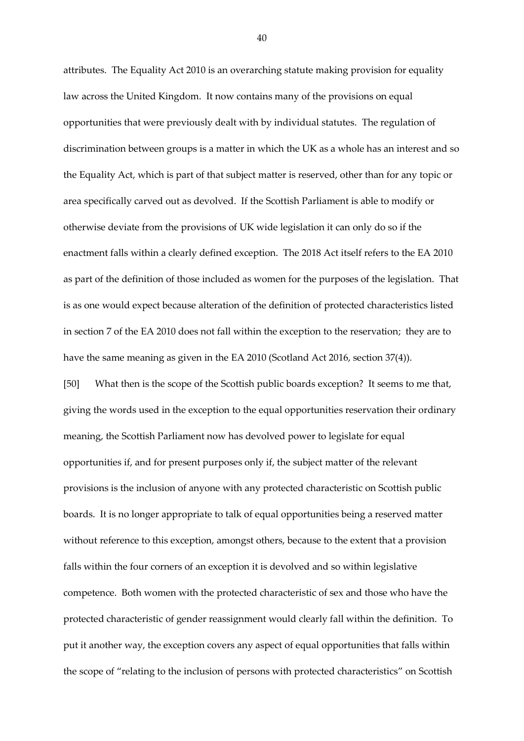attributes. The Equality Act 2010 is an overarching statute making provision for equality law across the United Kingdom. It now contains many of the provisions on equal opportunities that were previously dealt with by individual statutes. The regulation of discrimination between groups is a matter in which the UK as a whole has an interest and so the Equality Act, which is part of that subject matter is reserved, other than for any topic or area specifically carved out as devolved. If the Scottish Parliament is able to modify or otherwise deviate from the provisions of UK wide legislation it can only do so if the enactment falls within a clearly defined exception. The 2018 Act itself refers to the EA 2010 as part of the definition of those included as women for the purposes of the legislation. That is as one would expect because alteration of the definition of protected characteristics listed in section 7 of the EA 2010 does not fall within the exception to the reservation; they are to have the same meaning as given in the EA 2010 (Scotland Act 2016, section 37(4)).

[50] What then is the scope of the Scottish public boards exception? It seems to me that, giving the words used in the exception to the equal opportunities reservation their ordinary meaning, the Scottish Parliament now has devolved power to legislate for equal opportunities if, and for present purposes only if, the subject matter of the relevant provisions is the inclusion of anyone with any protected characteristic on Scottish public boards. It is no longer appropriate to talk of equal opportunities being a reserved matter without reference to this exception, amongst others, because to the extent that a provision falls within the four corners of an exception it is devolved and so within legislative competence. Both women with the protected characteristic of sex and those who have the protected characteristic of gender reassignment would clearly fall within the definition. To put it another way, the exception covers any aspect of equal opportunities that falls within the scope of "relating to the inclusion of persons with protected characteristics" on Scottish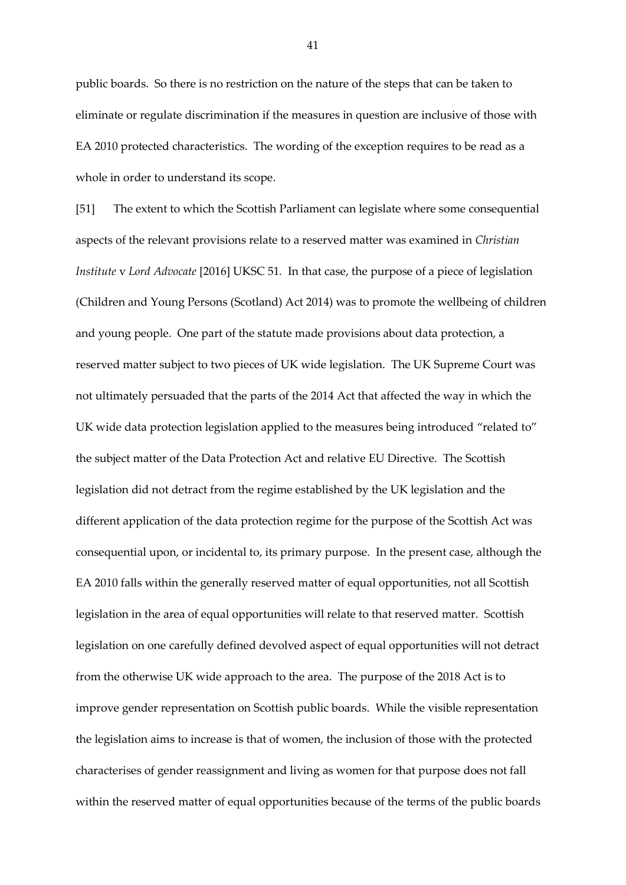public boards. So there is no restriction on the nature of the steps that can be taken to eliminate or regulate discrimination if the measures in question are inclusive of those with EA 2010 protected characteristics. The wording of the exception requires to be read as a whole in order to understand its scope.

[51] The extent to which the Scottish Parliament can legislate where some consequential aspects of the relevant provisions relate to a reserved matter was examined in *Christian Institute* v *Lord Advocate* [2016] UKSC 51. In that case, the purpose of a piece of legislation (Children and Young Persons (Scotland) Act 2014) was to promote the wellbeing of children and young people. One part of the statute made provisions about data protection, a reserved matter subject to two pieces of UK wide legislation. The UK Supreme Court was not ultimately persuaded that the parts of the 2014 Act that affected the way in which the UK wide data protection legislation applied to the measures being introduced "related to" the subject matter of the Data Protection Act and relative EU Directive. The Scottish legislation did not detract from the regime established by the UK legislation and the different application of the data protection regime for the purpose of the Scottish Act was consequential upon, or incidental to, its primary purpose. In the present case, although the EA 2010 falls within the generally reserved matter of equal opportunities, not all Scottish legislation in the area of equal opportunities will relate to that reserved matter. Scottish legislation on one carefully defined devolved aspect of equal opportunities will not detract from the otherwise UK wide approach to the area. The purpose of the 2018 Act is to improve gender representation on Scottish public boards. While the visible representation the legislation aims to increase is that of women, the inclusion of those with the protected characterises of gender reassignment and living as women for that purpose does not fall within the reserved matter of equal opportunities because of the terms of the public boards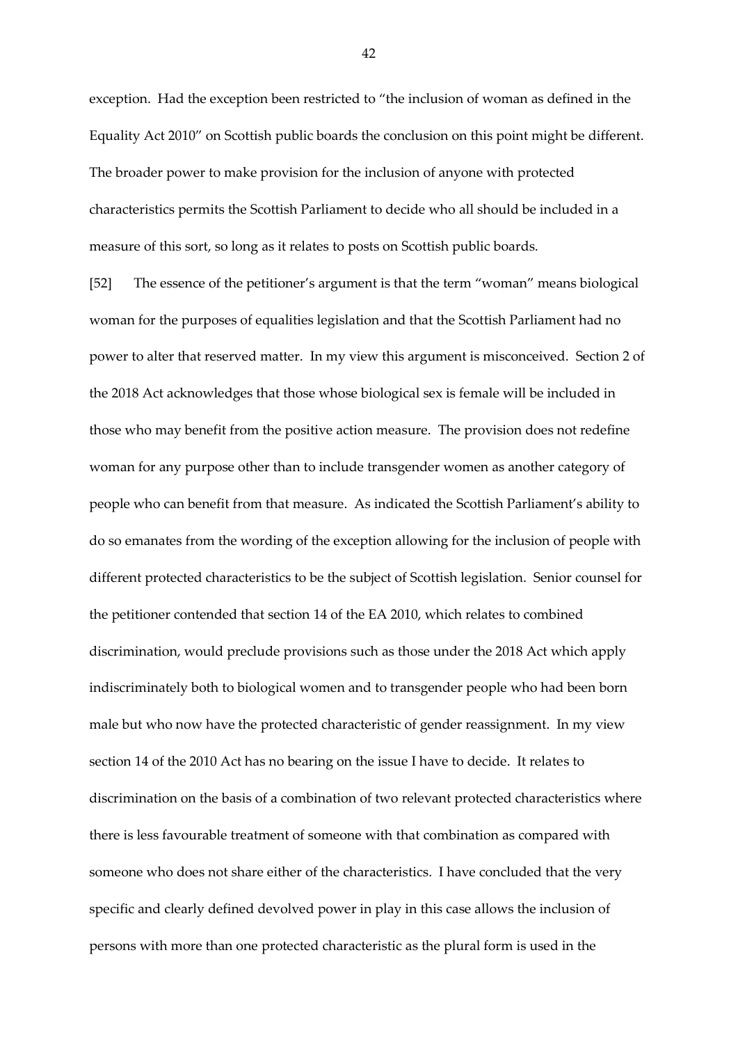exception. Had the exception been restricted to "the inclusion of woman as defined in the Equality Act 2010" on Scottish public boards the conclusion on this point might be different. The broader power to make provision for the inclusion of anyone with protected characteristics permits the Scottish Parliament to decide who all should be included in a measure of this sort, so long as it relates to posts on Scottish public boards.

[52] The essence of the petitioner's argument is that the term "woman" means biological woman for the purposes of equalities legislation and that the Scottish Parliament had no power to alter that reserved matter. In my view this argument is misconceived. Section 2 of the 2018 Act acknowledges that those whose biological sex is female will be included in those who may benefit from the positive action measure. The provision does not redefine woman for any purpose other than to include transgender women as another category of people who can benefit from that measure. As indicated the Scottish Parliament's ability to do so emanates from the wording of the exception allowing for the inclusion of people with different protected characteristics to be the subject of Scottish legislation. Senior counsel for the petitioner contended that section 14 of the EA 2010, which relates to combined discrimination, would preclude provisions such as those under the 2018 Act which apply indiscriminately both to biological women and to transgender people who had been born male but who now have the protected characteristic of gender reassignment. In my view section 14 of the 2010 Act has no bearing on the issue I have to decide. It relates to discrimination on the basis of a combination of two relevant protected characteristics where there is less favourable treatment of someone with that combination as compared with someone who does not share either of the characteristics. I have concluded that the very specific and clearly defined devolved power in play in this case allows the inclusion of persons with more than one protected characteristic as the plural form is used in the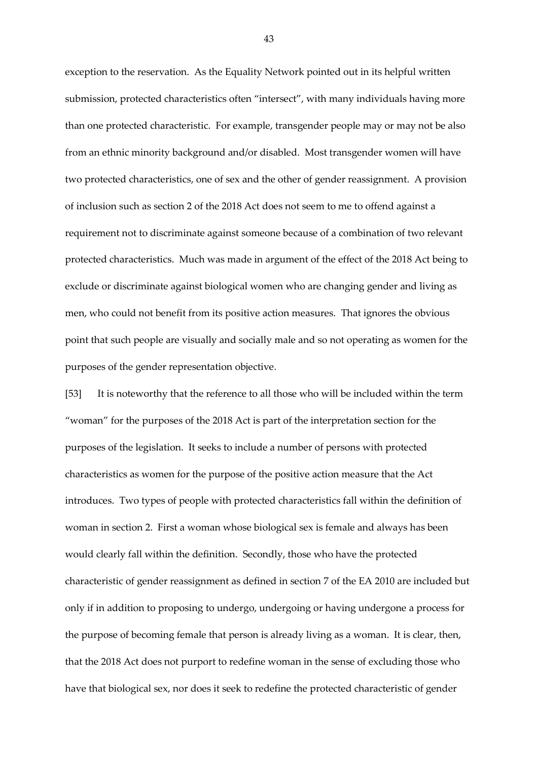exception to the reservation. As the Equality Network pointed out in its helpful written submission, protected characteristics often "intersect", with many individuals having more than one protected characteristic. For example, transgender people may or may not be also from an ethnic minority background and/or disabled. Most transgender women will have two protected characteristics, one of sex and the other of gender reassignment. A provision of inclusion such as section 2 of the 2018 Act does not seem to me to offend against a requirement not to discriminate against someone because of a combination of two relevant protected characteristics. Much was made in argument of the effect of the 2018 Act being to exclude or discriminate against biological women who are changing gender and living as men, who could not benefit from its positive action measures. That ignores the obvious point that such people are visually and socially male and so not operating as women for the purposes of the gender representation objective.

[53] It is noteworthy that the reference to all those who will be included within the term "woman" for the purposes of the 2018 Act is part of the interpretation section for the purposes of the legislation. It seeks to include a number of persons with protected characteristics as women for the purpose of the positive action measure that the Act introduces. Two types of people with protected characteristics fall within the definition of woman in section 2. First a woman whose biological sex is female and always has been would clearly fall within the definition. Secondly, those who have the protected characteristic of gender reassignment as defined in section 7 of the EA 2010 are included but only if in addition to proposing to undergo, undergoing or having undergone a process for the purpose of becoming female that person is already living as a woman. It is clear, then, that the 2018 Act does not purport to redefine woman in the sense of excluding those who have that biological sex, nor does it seek to redefine the protected characteristic of gender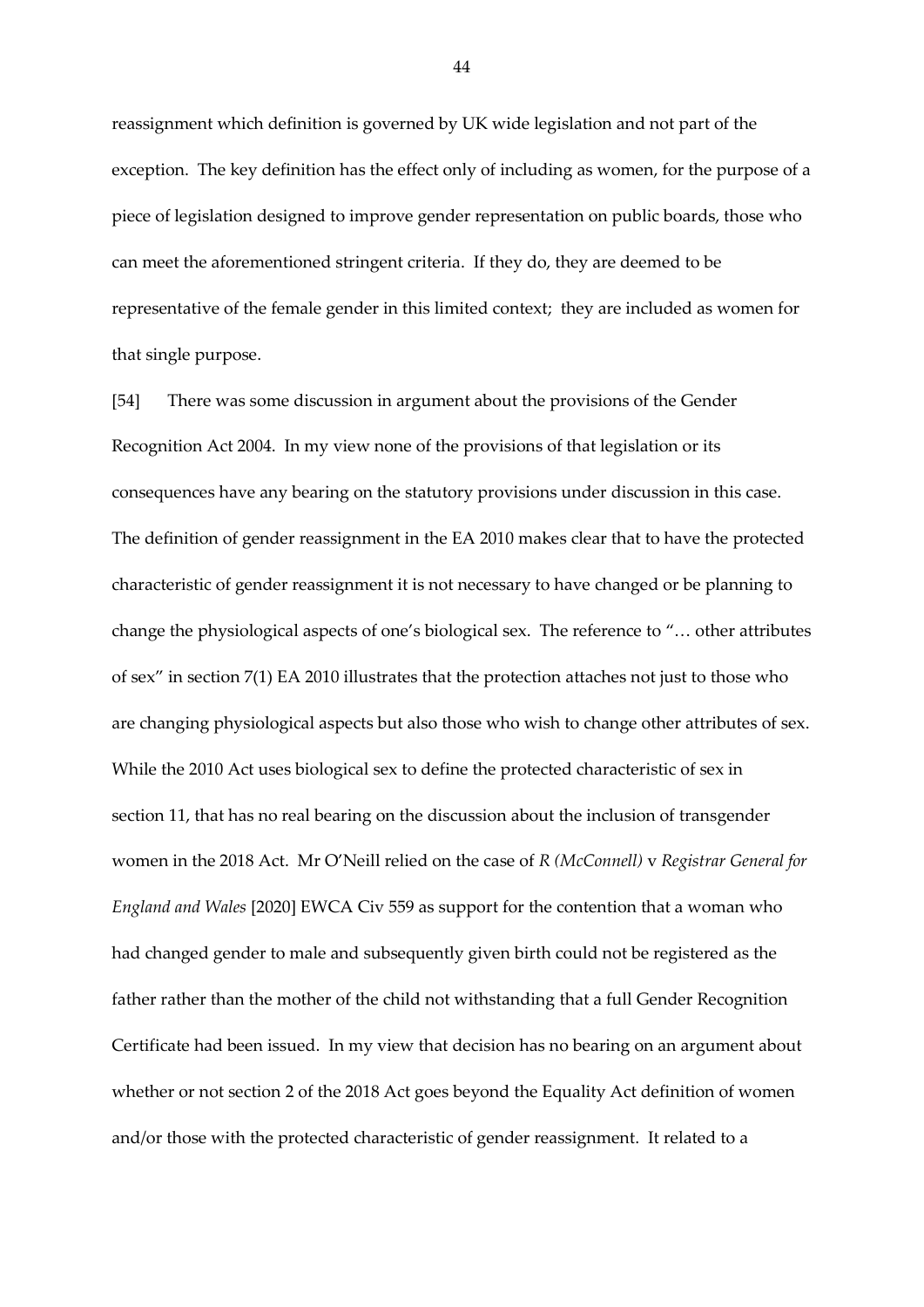reassignment which definition is governed by UK wide legislation and not part of the exception. The key definition has the effect only of including as women, for the purpose of a piece of legislation designed to improve gender representation on public boards, those who can meet the aforementioned stringent criteria. If they do, they are deemed to be representative of the female gender in this limited context; they are included as women for that single purpose.

[54] There was some discussion in argument about the provisions of the Gender Recognition Act 2004. In my view none of the provisions of that legislation or its consequences have any bearing on the statutory provisions under discussion in this case. The definition of gender reassignment in the EA 2010 makes clear that to have the protected characteristic of gender reassignment it is not necessary to have changed or be planning to change the physiological aspects of one's biological sex. The reference to "… other attributes of sex" in section 7(1) EA 2010 illustrates that the protection attaches not just to those who are changing physiological aspects but also those who wish to change other attributes of sex. While the 2010 Act uses biological sex to define the protected characteristic of sex in section 11, that has no real bearing on the discussion about the inclusion of transgender women in the 2018 Act. Mr O'Neill relied on the case of *R (McConnell)* v *Registrar General for England and Wales* [2020] EWCA Civ 559 as support for the contention that a woman who had changed gender to male and subsequently given birth could not be registered as the father rather than the mother of the child not withstanding that a full Gender Recognition Certificate had been issued. In my view that decision has no bearing on an argument about whether or not section 2 of the 2018 Act goes beyond the Equality Act definition of women and/or those with the protected characteristic of gender reassignment. It related to a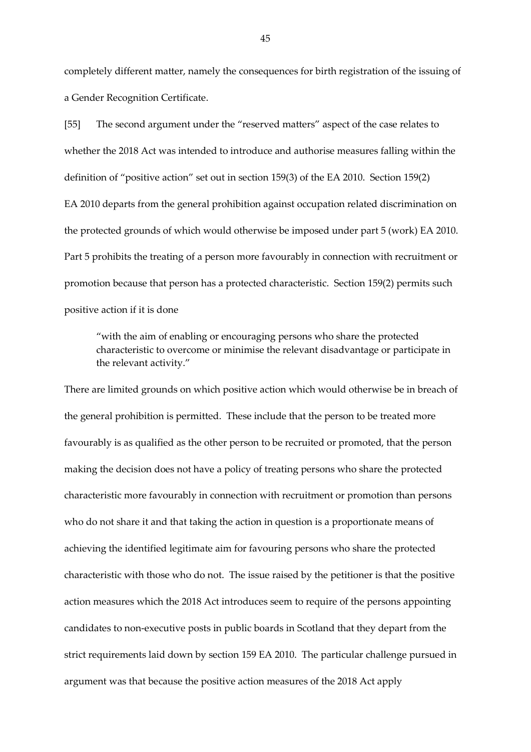completely different matter, namely the consequences for birth registration of the issuing of a Gender Recognition Certificate.

[55] The second argument under the "reserved matters" aspect of the case relates to whether the 2018 Act was intended to introduce and authorise measures falling within the definition of "positive action" set out in section 159(3) of the EA 2010. Section 159(2) EA 2010 departs from the general prohibition against occupation related discrimination on the protected grounds of which would otherwise be imposed under part 5 (work) EA 2010. Part 5 prohibits the treating of a person more favourably in connection with recruitment or promotion because that person has a protected characteristic. Section 159(2) permits such positive action if it is done

> "with the aim of enabling or encouraging persons who share the protected characteristic to overcome or minimise the relevant disadvantage or participate in the relevant activity."

There are limited grounds on which positive action which would otherwise be in breach of the general prohibition is permitted. These include that the person to be treated more favourably is as qualified as the other person to be recruited or promoted, that the person making the decision does not have a policy of treating persons who share the protected characteristic more favourably in connection with recruitment or promotion than persons who do not share it and that taking the action in question is a proportionate means of achieving the identified legitimate aim for favouring persons who share the protected characteristic with those who do not. The issue raised by the petitioner is that the positive action measures which the 2018 Act introduces seem to require of the persons appointing candidates to non-executive posts in public boards in Scotland that they depart from the strict requirements laid down by section 159 EA 2010. The particular challenge pursued in argument was that because the positive action measures of the 2018 Act apply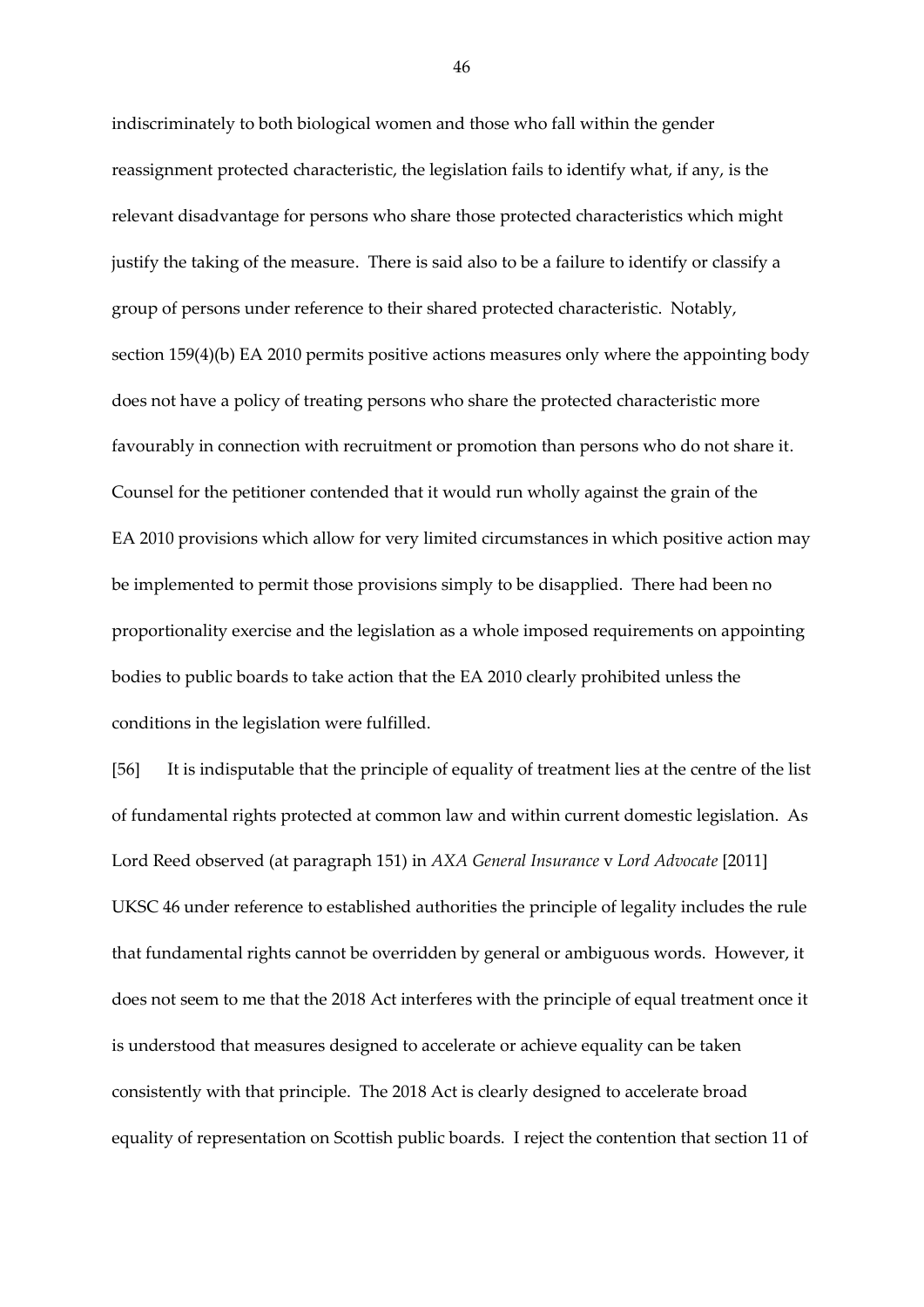indiscriminately to both biological women and those who fall within the gender reassignment protected characteristic, the legislation fails to identify what, if any, is the relevant disadvantage for persons who share those protected characteristics which might justify the taking of the measure. There is said also to be a failure to identify or classify a group of persons under reference to their shared protected characteristic. Notably, section 159(4)(b) EA 2010 permits positive actions measures only where the appointing body does not have a policy of treating persons who share the protected characteristic more favourably in connection with recruitment or promotion than persons who do not share it. Counsel for the petitioner contended that it would run wholly against the grain of the EA 2010 provisions which allow for very limited circumstances in which positive action may be implemented to permit those provisions simply to be disapplied. There had been no proportionality exercise and the legislation as a whole imposed requirements on appointing bodies to public boards to take action that the EA 2010 clearly prohibited unless the conditions in the legislation were fulfilled.

[56] It is indisputable that the principle of equality of treatment lies at the centre of the list of fundamental rights protected at common law and within current domestic legislation. As Lord Reed observed (at paragraph 151) in *AXA General Insurance* v *Lord Advocate* [2011] UKSC 46 under reference to established authorities the principle of legality includes the rule that fundamental rights cannot be overridden by general or ambiguous words. However, it does not seem to me that the 2018 Act interferes with the principle of equal treatment once it is understood that measures designed to accelerate or achieve equality can be taken consistently with that principle. The 2018 Act is clearly designed to accelerate broad equality of representation on Scottish public boards. I reject the contention that section 11 of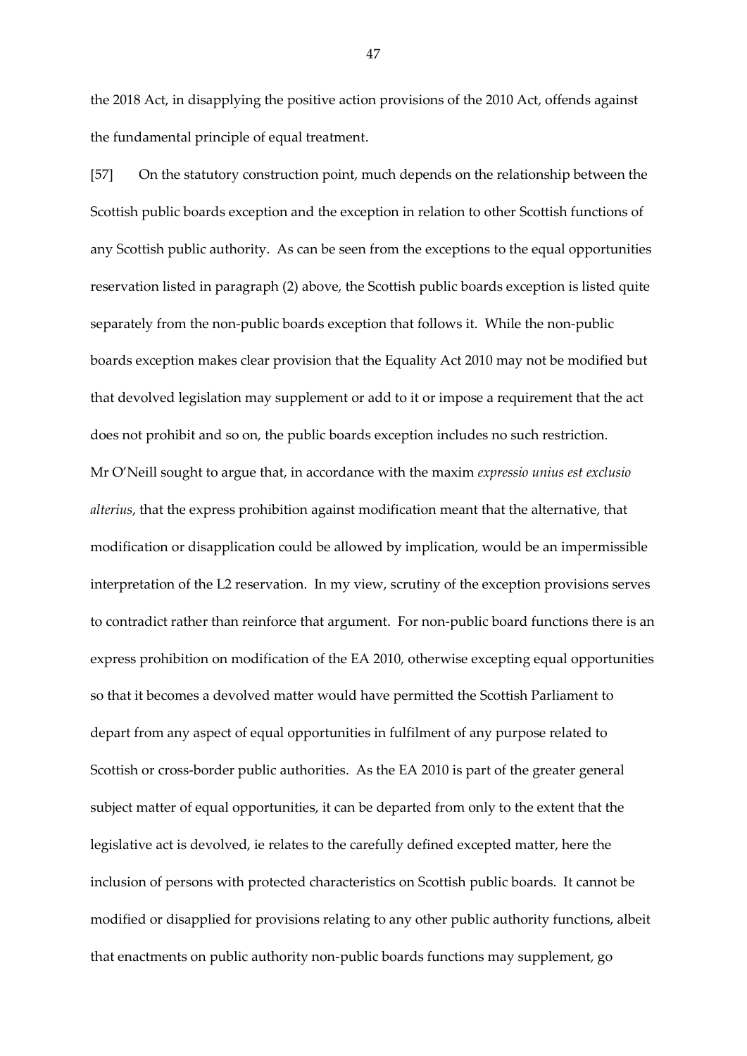the 2018 Act, in disapplying the positive action provisions of the 2010 Act, offends against the fundamental principle of equal treatment.

[57] On the statutory construction point, much depends on the relationship between the Scottish public boards exception and the exception in relation to other Scottish functions of any Scottish public authority. As can be seen from the exceptions to the equal opportunities reservation listed in paragraph (2) above, the Scottish public boards exception is listed quite separately from the non-public boards exception that follows it. While the non-public boards exception makes clear provision that the Equality Act 2010 may not be modified but that devolved legislation may supplement or add to it or impose a requirement that the act does not prohibit and so on, the public boards exception includes no such restriction. Mr O'Neill sought to argue that, in accordance with the maxim *expressio unius est exclusio alterius*, that the express prohibition against modification meant that the alternative, that modification or disapplication could be allowed by implication, would be an impermissible interpretation of the L2 reservation. In my view, scrutiny of the exception provisions serves to contradict rather than reinforce that argument. For non-public board functions there is an express prohibition on modification of the EA 2010, otherwise excepting equal opportunities so that it becomes a devolved matter would have permitted the Scottish Parliament to depart from any aspect of equal opportunities in fulfilment of any purpose related to Scottish or cross-border public authorities. As the EA 2010 is part of the greater general subject matter of equal opportunities, it can be departed from only to the extent that the legislative act is devolved, ie relates to the carefully defined excepted matter, here the inclusion of persons with protected characteristics on Scottish public boards. It cannot be modified or disapplied for provisions relating to any other public authority functions, albeit that enactments on public authority non-public boards functions may supplement, go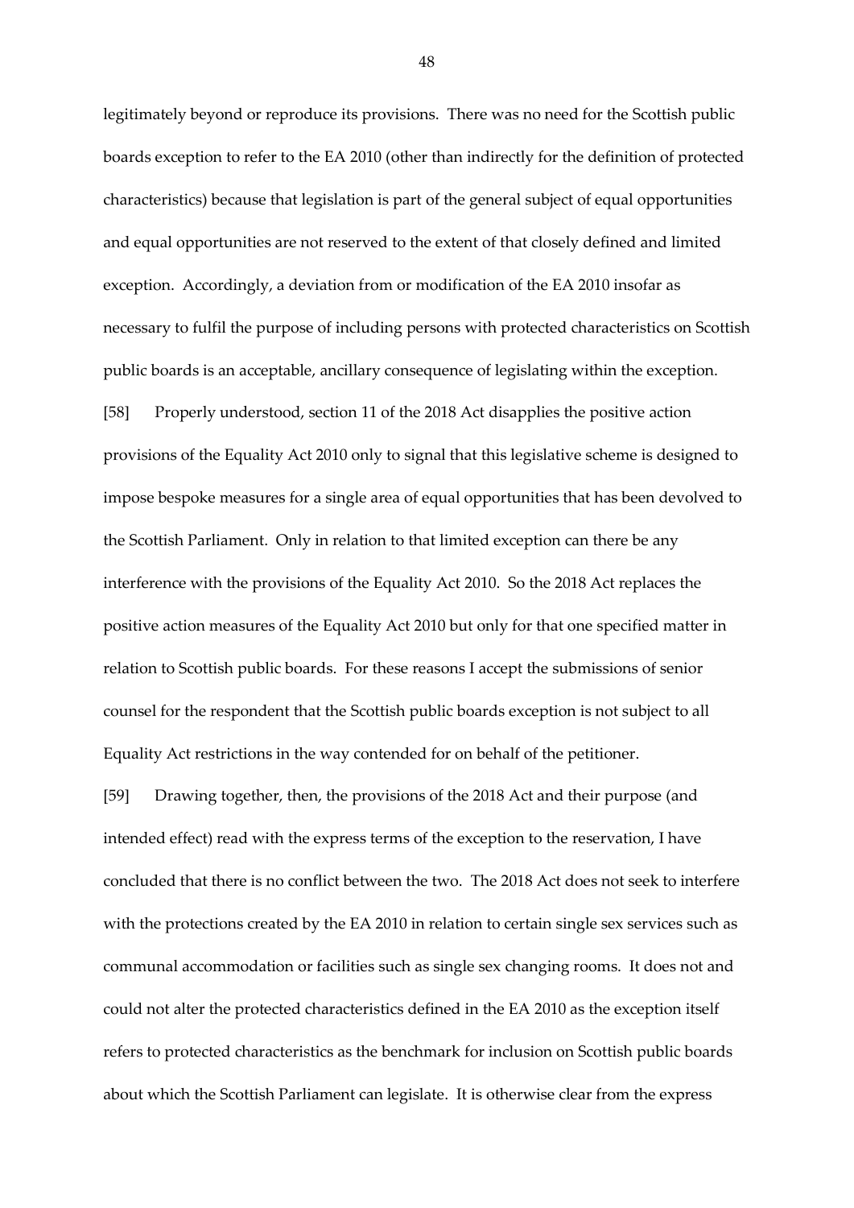legitimately beyond or reproduce its provisions. There was no need for the Scottish public boards exception to refer to the EA 2010 (other than indirectly for the definition of protected characteristics) because that legislation is part of the general subject of equal opportunities and equal opportunities are not reserved to the extent of that closely defined and limited exception. Accordingly, a deviation from or modification of the EA 2010 insofar as necessary to fulfil the purpose of including persons with protected characteristics on Scottish public boards is an acceptable, ancillary consequence of legislating within the exception.

[58] Properly understood, section 11 of the 2018 Act disapplies the positive action provisions of the Equality Act 2010 only to signal that this legislative scheme is designed to impose bespoke measures for a single area of equal opportunities that has been devolved to the Scottish Parliament. Only in relation to that limited exception can there be any interference with the provisions of the Equality Act 2010. So the 2018 Act replaces the positive action measures of the Equality Act 2010 but only for that one specified matter in relation to Scottish public boards. For these reasons I accept the submissions of senior counsel for the respondent that the Scottish public boards exception is not subject to all Equality Act restrictions in the way contended for on behalf of the petitioner.

[59] Drawing together, then, the provisions of the 2018 Act and their purpose (and intended effect) read with the express terms of the exception to the reservation, I have concluded that there is no conflict between the two. The 2018 Act does not seek to interfere with the protections created by the EA 2010 in relation to certain single sex services such as communal accommodation or facilities such as single sex changing rooms. It does not and could not alter the protected characteristics defined in the EA 2010 as the exception itself refers to protected characteristics as the benchmark for inclusion on Scottish public boards about which the Scottish Parliament can legislate. It is otherwise clear from the express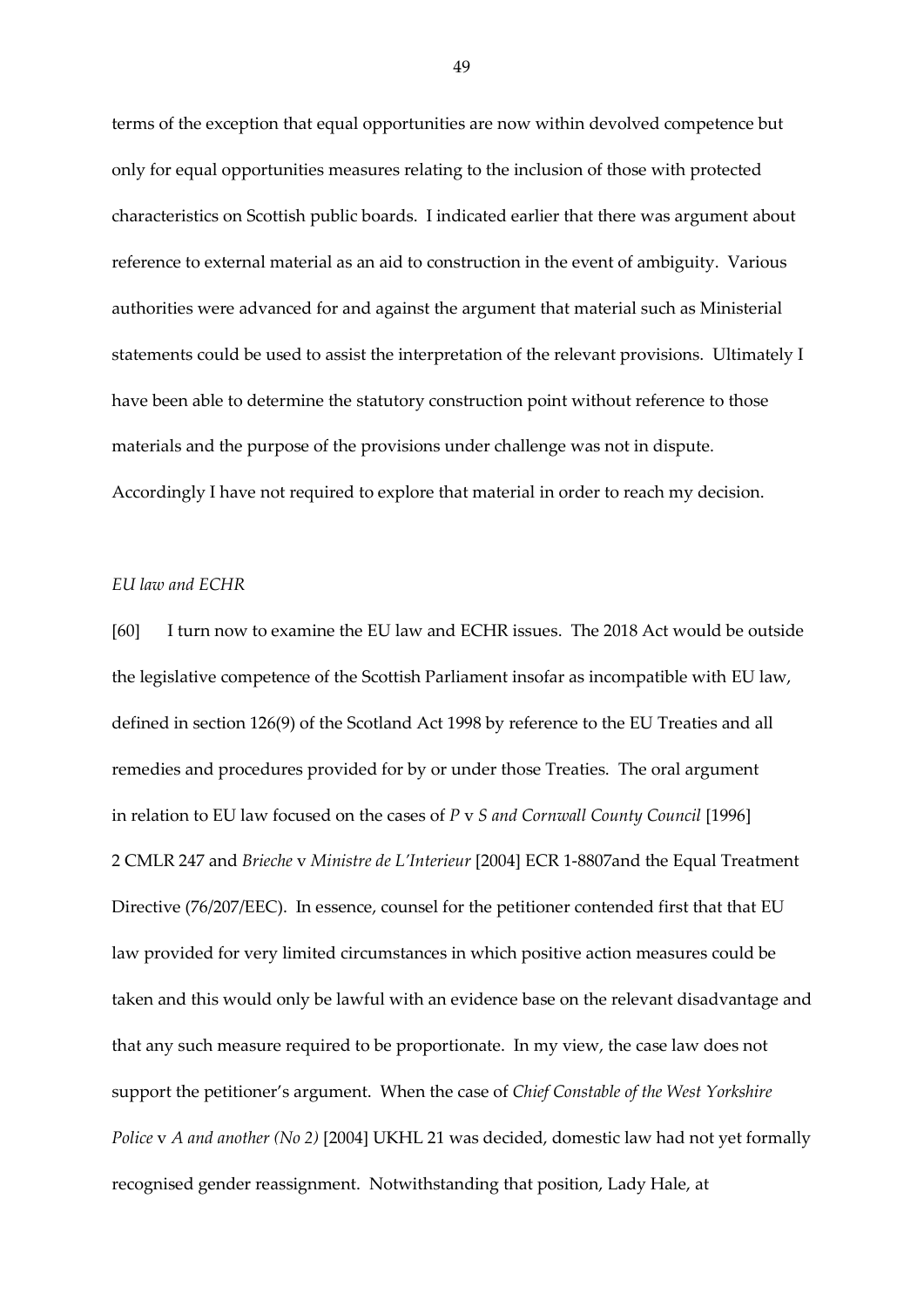terms of the exception that equal opportunities are now within devolved competence but only for equal opportunities measures relating to the inclusion of those with protected characteristics on Scottish public boards. I indicated earlier that there was argument about reference to external material as an aid to construction in the event of ambiguity. Various authorities were advanced for and against the argument that material such as Ministerial statements could be used to assist the interpretation of the relevant provisions. Ultimately I have been able to determine the statutory construction point without reference to those materials and the purpose of the provisions under challenge was not in dispute. Accordingly I have not required to explore that material in order to reach my decision.

*EU law and ECHR*

[60] I turn now to examine the EU law and ECHR issues. The 2018 Act would be outside the legislative competence of the Scottish Parliament insofar as incompatible with EU law, defined in section 126(9) of the Scotland Act 1998 by reference to the EU Treaties and all remedies and procedures provided for by or under those Treaties. The oral argument in relation to EU law focused on the cases of *P* v *S and Cornwall County Council* [1996] 2 CMLR 247 and *Brieche* v *Ministre de L'Interieur* [2004] ECR 1-8807and the Equal Treatment Directive (76/207/EEC). In essence, counsel for the petitioner contended first that that EU law provided for very limited circumstances in which positive action measures could be taken and this would only be lawful with an evidence base on the relevant disadvantage and that any such measure required to be proportionate. In my view, the case law does not support the petitioner's argument. When the case of *Chief Constable of the West Yorkshire Police* v *A and another (No 2)* [2004] UKHL 21 was decided, domestic law had not yet formally recognised gender reassignment. Notwithstanding that position, Lady Hale, at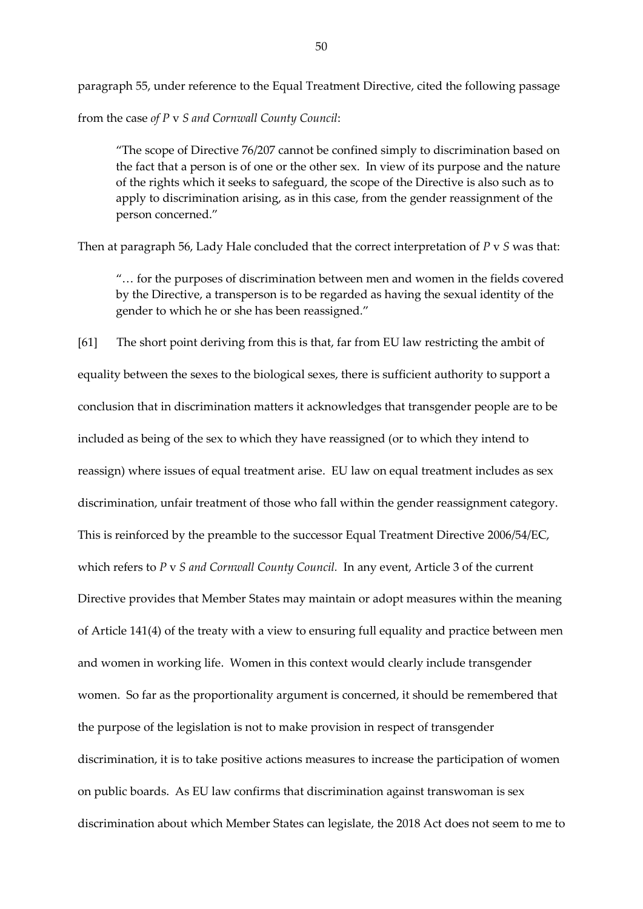paragraph 55, under reference to the Equal Treatment Directive, cited the following passage from the case *of P* v *S and Cornwall County Council*:

> "The scope of Directive 76/207 cannot be confined simply to discrimination based on the fact that a person is of one or the other sex. In view of its purpose and the nature of the rights which it seeks to safeguard, the scope of the Directive is also such as to apply to discrimination arising, as in this case, from the gender reassignment of the person concerned."

Then at paragraph 56, Lady Hale concluded that the correct interpretation of *P* v *S* was that:

> "… for the purposes of discrimination between men and women in the fields covered by the Directive, a transperson is to be regarded as having the sexual identity of the gender to which he or she has been reassigned."

[61] The short point deriving from this is that, far from EU law restricting the ambit of equality between the sexes to the biological sexes, there is sufficient authority to support a conclusion that in discrimination matters it acknowledges that transgender people are to be included as being of the sex to which they have reassigned (or to which they intend to reassign) where issues of equal treatment arise. EU law on equal treatment includes as sex discrimination, unfair treatment of those who fall within the gender reassignment category. This is reinforced by the preamble to the successor Equal Treatment Directive 2006/54/EC, which refers to *P* v *S and Cornwall County Council.* In any event, Article 3 of the current Directive provides that Member States may maintain or adopt measures within the meaning of Article 141(4) of the treaty with a view to ensuring full equality and practice between men and women in working life. Women in this context would clearly include transgender women. So far as the proportionality argument is concerned, it should be remembered that the purpose of the legislation is not to make provision in respect of transgender discrimination, it is to take positive actions measures to increase the participation of women on public boards. As EU law confirms that discrimination against transwoman is sex discrimination about which Member States can legislate, the 2018 Act does not seem to me to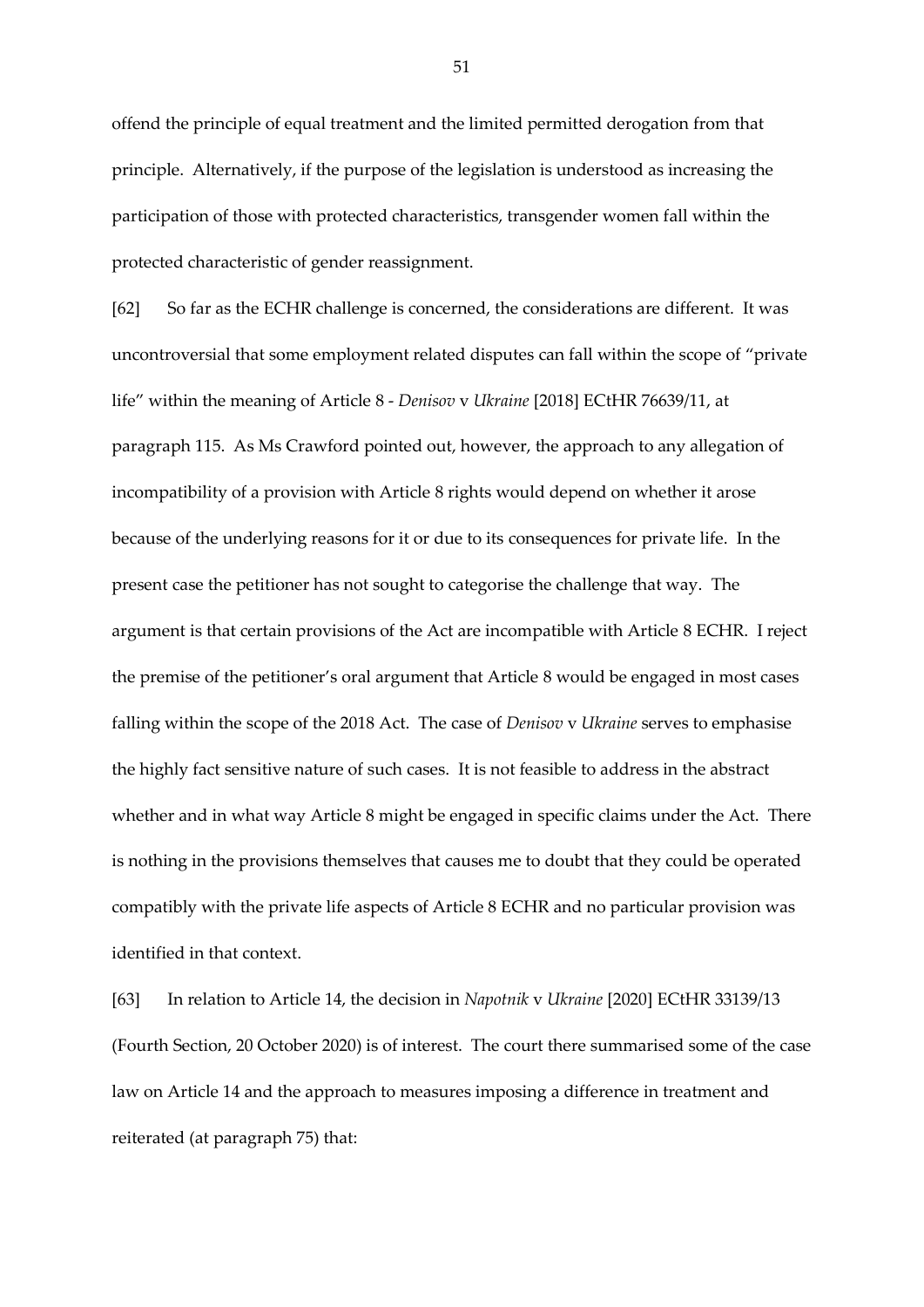offend the principle of equal treatment and the limited permitted derogation from that principle. Alternatively, if the purpose of the legislation is understood as increasing the participation of those with protected characteristics, transgender women fall within the protected characteristic of gender reassignment.

[62] So far as the ECHR challenge is concerned, the considerations are different. It was uncontroversial that some employment related disputes can fall within the scope of "private life" within the meaning of Article 8 - *Denisov* v *Ukraine* [2018] ECtHR 76639/11, at paragraph 115. As Ms Crawford pointed out, however, the approach to any allegation of incompatibility of a provision with Article 8 rights would depend on whether it arose because of the underlying reasons for it or due to its consequences for private life. In the present case the petitioner has not sought to categorise the challenge that way. The argument is that certain provisions of the Act are incompatible with Article 8 ECHR. I reject the premise of the petitioner's oral argument that Article 8 would be engaged in most cases falling within the scope of the 2018 Act. The case of *Denisov* v *Ukraine* serves to emphasise the highly fact sensitive nature of such cases. It is not feasible to address in the abstract whether and in what way Article 8 might be engaged in specific claims under the Act. There is nothing in the provisions themselves that causes me to doubt that they could be operated compatibly with the private life aspects of Article 8 ECHR and no particular provision was identified in that context.

[63] In relation to Article 14, the decision in *Napotnik* v *Ukraine* [2020] ECtHR 33139/13 (Fourth Section, 20 October 2020) is of interest. The court there summarised some of the case law on Article 14 and the approach to measures imposing a difference in treatment and reiterated (at paragraph 75) that: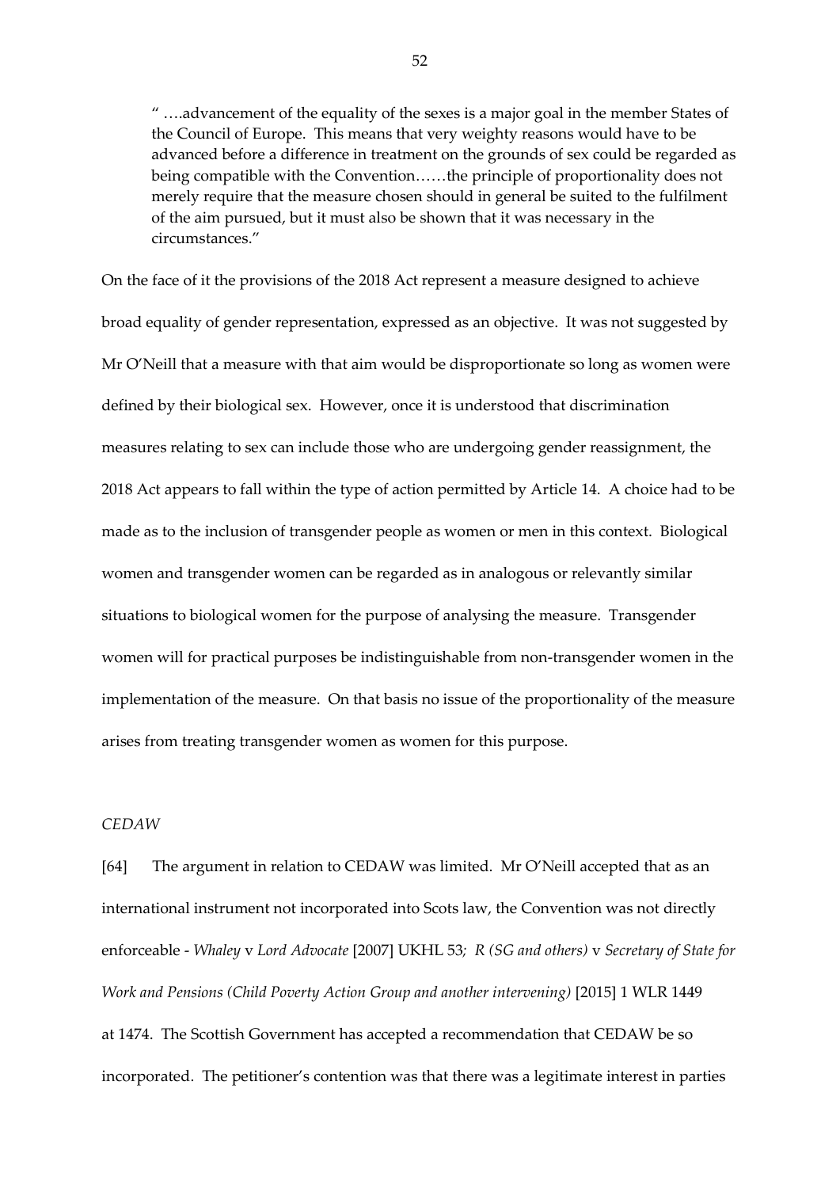> " ….advancement of the equality of the sexes is a major goal in the member States of the Council of Europe. This means that very weighty reasons would have to be advanced before a difference in treatment on the grounds of sex could be regarded as being compatible with the Convention……the principle of proportionality does not merely require that the measure chosen should in general be suited to the fulfilment of the aim pursued, but it must also be shown that it was necessary in the circumstances."

On the face of it the provisions of the 2018 Act represent a measure designed to achieve broad equality of gender representation, expressed as an objective. It was not suggested by Mr O'Neill that a measure with that aim would be disproportionate so long as women were defined by their biological sex. However, once it is understood that discrimination measures relating to sex can include those who are undergoing gender reassignment, the 2018 Act appears to fall within the type of action permitted by Article 14. A choice had to be made as to the inclusion of transgender people as women or men in this context. Biological women and transgender women can be regarded as in analogous or relevantly similar situations to biological women for the purpose of analysing the measure. Transgender women will for practical purposes be indistinguishable from non-transgender women in the implementation of the measure. On that basis no issue of the proportionality of the measure arises from treating transgender women as women for this purpose.

*CEDAW*

[64] The argument in relation to CEDAW was limited. Mr O'Neill accepted that as an international instrument not incorporated into Scots law, the Convention was not directly enforceable - *Whaley* v *Lord Advocate* [2007] UKHL 53; *R (SG and others)* v *Secretary of State for Work and Pensions (Child Poverty Action Group and another intervening)* [2015] 1 WLR 1449 at 1474. The Scottish Government has accepted a recommendation that CEDAW be so incorporated. The petitioner's contention was that there was a legitimate interest in parties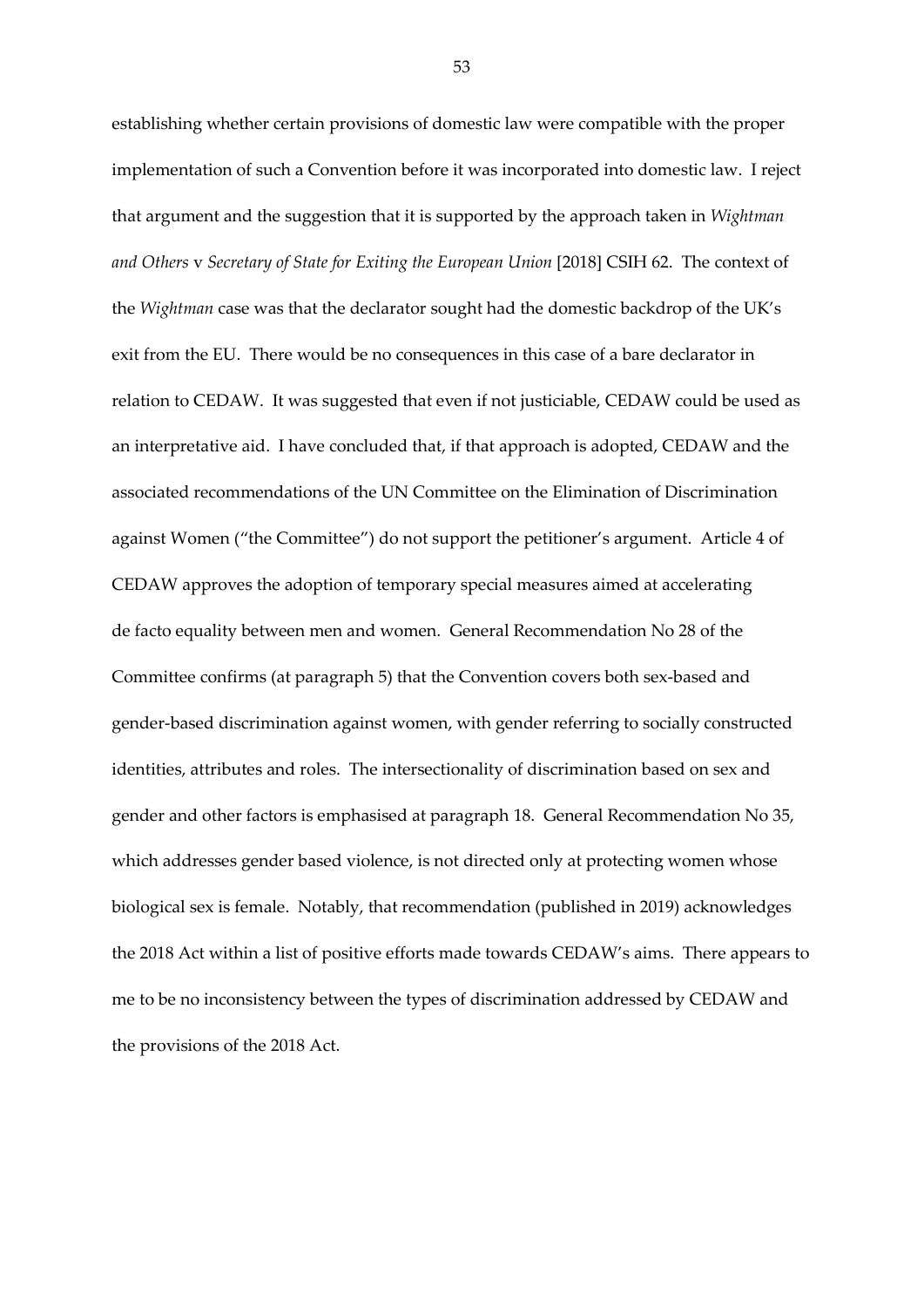establishing whether certain provisions of domestic law were compatible with the proper implementation of such a Convention before it was incorporated into domestic law. I reject that argument and the suggestion that it is supported by the approach taken in *Wightman and Others* v *Secretary of State for Exiting the European Union* [2018] CSIH 62. The context of the *Wightman* case was that the declarator sought had the domestic backdrop of the UK's exit from the EU. There would be no consequences in this case of a bare declarator in relation to CEDAW. It was suggested that even if not justiciable, CEDAW could be used as an interpretative aid. I have concluded that, if that approach is adopted, CEDAW and the associated recommendations of the UN Committee on the Elimination of Discrimination against Women ("the Committee") do not support the petitioner's argument. Article 4 of CEDAW approves the adoption of temporary special measures aimed at accelerating de facto equality between men and women. General Recommendation No 28 of the Committee confirms (at paragraph 5) that the Convention covers both sex-based and gender-based discrimination against women, with gender referring to socially constructed identities, attributes and roles. The intersectionality of discrimination based on sex and gender and other factors is emphasised at paragraph 18. General Recommendation No 35, which addresses gender based violence, is not directed only at protecting women whose biological sex is female. Notably, that recommendation (published in 2019) acknowledges the 2018 Act within a list of positive efforts made towards CEDAW's aims. There appears to me to be no inconsistency between the types of discrimination addressed by CEDAW and the provisions of the 2018 Act.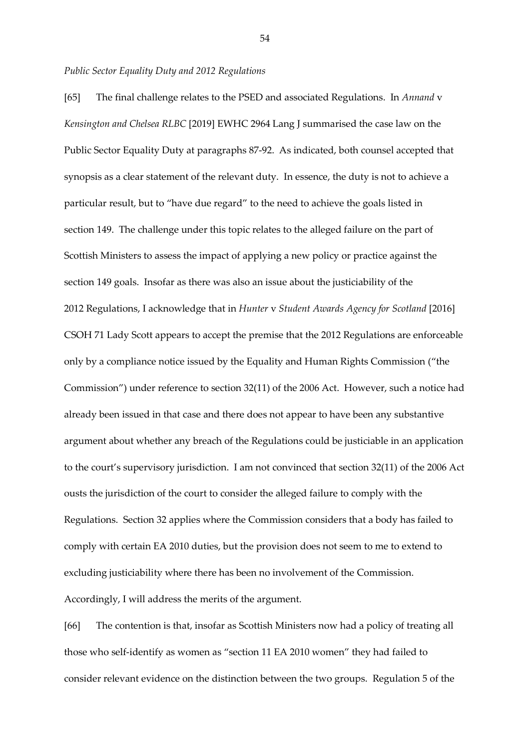*Public Sector Equality Duty and 2012 Regulations*

[65] The final challenge relates to the PSED and associated Regulations. In *Annand* v *Kensington and Chelsea RLBC* [2019] EWHC 2964 Lang J summarised the case law on the Public Sector Equality Duty at paragraphs 87-92. As indicated, both counsel accepted that synopsis as a clear statement of the relevant duty. In essence, the duty is not to achieve a particular result, but to "have due regard" to the need to achieve the goals listed in section 149. The challenge under this topic relates to the alleged failure on the part of Scottish Ministers to assess the impact of applying a new policy or practice against the section 149 goals. Insofar as there was also an issue about the justiciability of the 2012 Regulations, I acknowledge that in *Hunter* v *Student Awards Agency for Scotland* [2016] CSOH 71 Lady Scott appears to accept the premise that the 2012 Regulations are enforceable only by a compliance notice issued by the Equality and Human Rights Commission ("the Commission") under reference to section 32(11) of the 2006 Act. However, such a notice had already been issued in that case and there does not appear to have been any substantive argument about whether any breach of the Regulations could be justiciable in an application to the court's supervisory jurisdiction. I am not convinced that section 32(11) of the 2006 Act ousts the jurisdiction of the court to consider the alleged failure to comply with the Regulations. Section 32 applies where the Commission considers that a body has failed to comply with certain EA 2010 duties, but the provision does not seem to me to extend to excluding justiciability where there has been no involvement of the Commission. Accordingly, I will address the merits of the argument.

[66] The contention is that, insofar as Scottish Ministers now had a policy of treating all those who self-identify as women as "section 11 EA 2010 women" they had failed to consider relevant evidence on the distinction between the two groups. Regulation 5 of the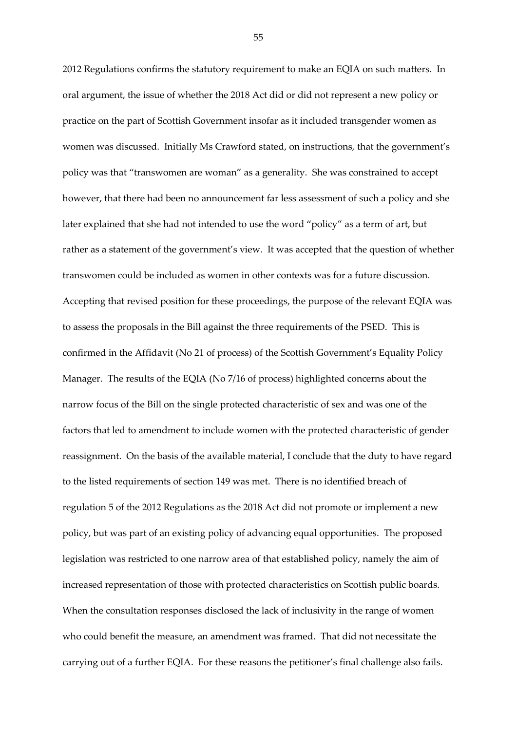2012 Regulations confirms the statutory requirement to make an EQIA on such matters. In oral argument, the issue of whether the 2018 Act did or did not represent a new policy or practice on the part of Scottish Government insofar as it included transgender women as women was discussed. Initially Ms Crawford stated, on instructions, that the government's policy was that "transwomen are woman" as a generality. She was constrained to accept however, that there had been no announcement far less assessment of such a policy and she later explained that she had not intended to use the word "policy" as a term of art, but rather as a statement of the government's view. It was accepted that the question of whether transwomen could be included as women in other contexts was for a future discussion. Accepting that revised position for these proceedings, the purpose of the relevant EQIA was to assess the proposals in the Bill against the three requirements of the PSED. This is confirmed in the Affidavit (No 21 of process) of the Scottish Government's Equality Policy Manager. The results of the EQIA (No 7/16 of process) highlighted concerns about the narrow focus of the Bill on the single protected characteristic of sex and was one of the factors that led to amendment to include women with the protected characteristic of gender reassignment. On the basis of the available material, I conclude that the duty to have regard to the listed requirements of section 149 was met. There is no identified breach of regulation 5 of the 2012 Regulations as the 2018 Act did not promote or implement a new policy, but was part of an existing policy of advancing equal opportunities. The proposed legislation was restricted to one narrow area of that established policy, namely the aim of increased representation of those with protected characteristics on Scottish public boards. When the consultation responses disclosed the lack of inclusivity in the range of women who could benefit the measure, an amendment was framed. That did not necessitate the carrying out of a further EQIA. For these reasons the petitioner's final challenge also fails.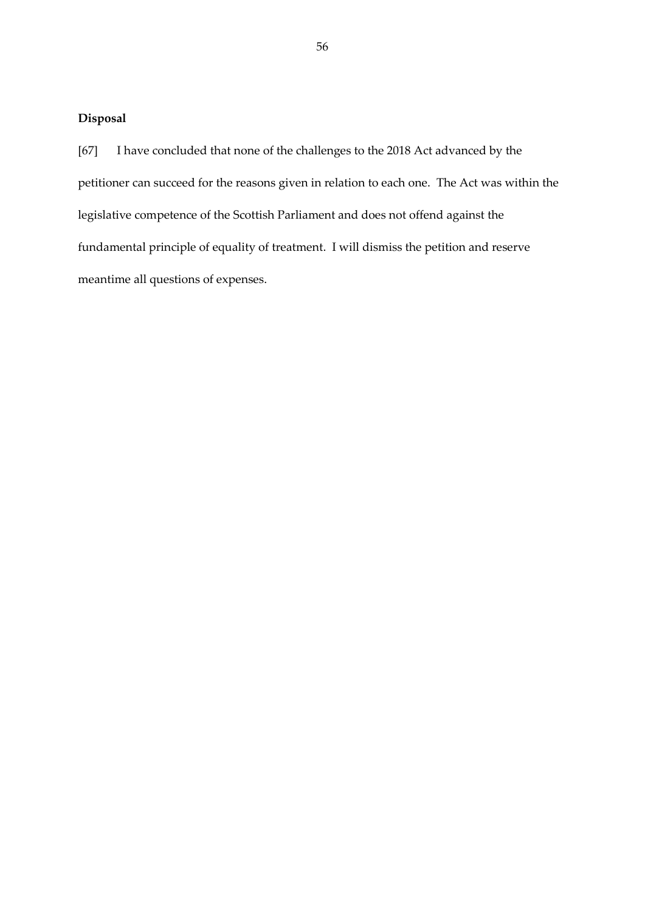**Disposal**

[67] I have concluded that none of the challenges to the 2018 Act advanced by the petitioner can succeed for the reasons given in relation to each one. The Act was within the legislative competence of the Scottish Parliament and does not offend against the fundamental principle of equality of treatment. I will dismiss the petition and reserve meantime all questions of expenses.